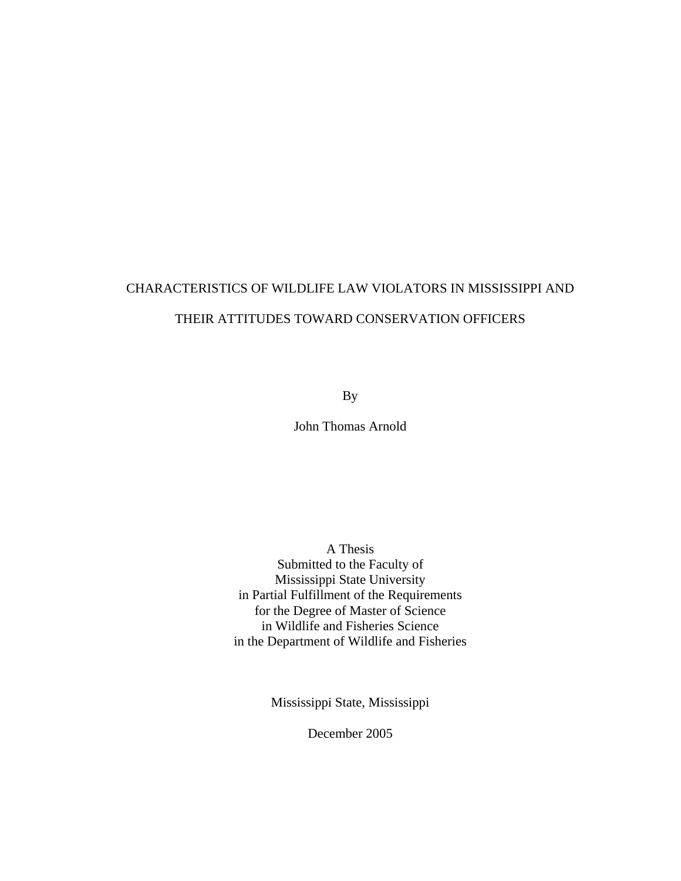# CHARACTERISTICS OF WILDLIFE LAW VIOLATORS IN MISSISSIPPI AND THEIR ATTITUDES TOWARD CONSERVATION OFFICERS

By

John Thomas Arnold

A Thesis
Submitted to the Faculty of
Mississippi State University
in Partial Fulfillment of the Requirements
for the Degree of Master of Science
in Wildlife and Fisheries Science
in the Department of Wildlife and Fisheries

Mississippi State, Mississippi

December 2005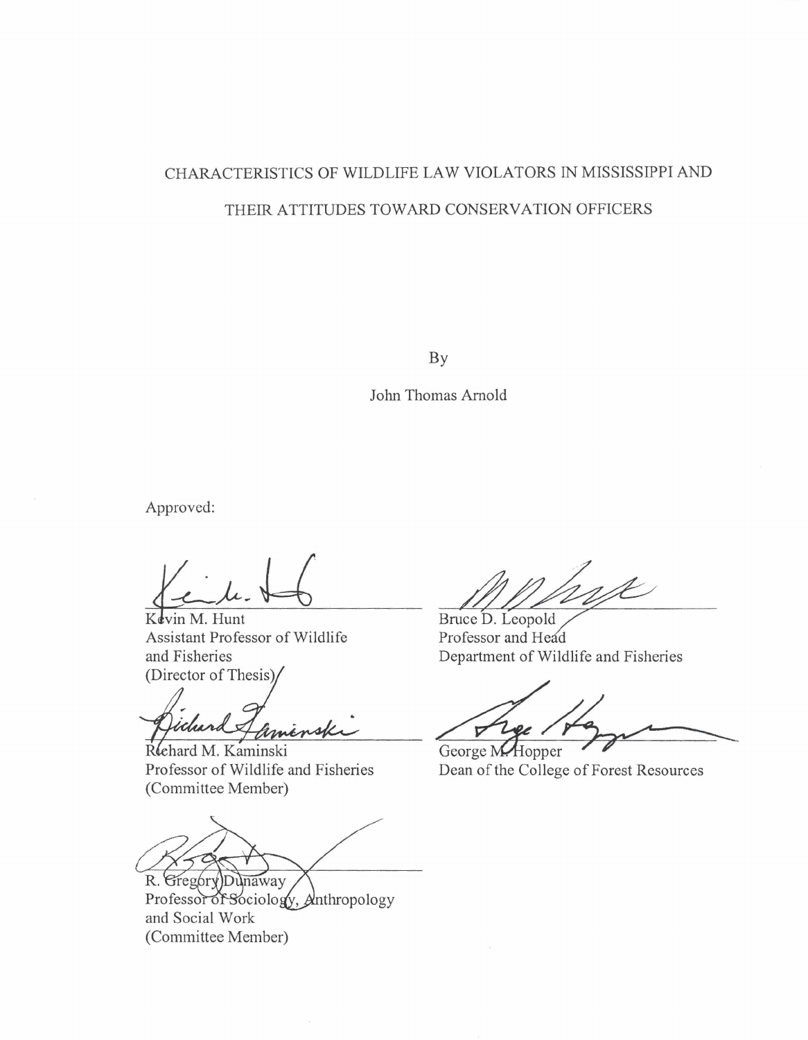CHARACTERISTICS OF WILDLIFE LAW VIOLATORS IN MISSISSIPPI AND

THEIR ATTITUDES TOWARD CONSERVATION OFFICERS

By

John Thomas Arnold

Approved:

Kevin M. Hunt
Assistant Professor of Wildlife and Fisheries
(Director of Thesis)

Bruce D. Leopold
Professor and Head
Department of Wildlife and Fisheries

Richard M. Kaminski
Professor of Wildlife and Fisheries
(Committee Member)

George M. Hopper
Dean of the College of Forest Resources

R. Gregory Dunaway
Professor of Sociology, Anthropology and Social Work
(Committee Member)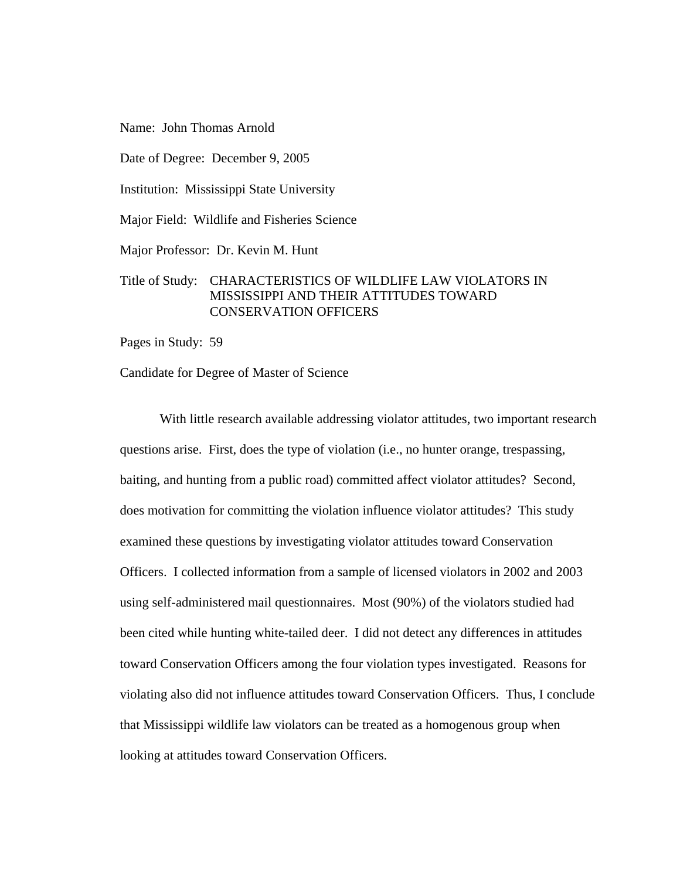Name: John Thomas Arnold

Date of Degree: December 9, 2005

Institution: Mississippi State University

Major Field: Wildlife and Fisheries Science

Major Professor: Dr. Kevin M. Hunt

Title of Study: CHARACTERISTICS OF WILDLIFE LAW VIOLATORS IN MISSISSIPPI AND THEIR ATTITUDES TOWARD CONSERVATION OFFICERS

Pages in Study: 59

Candidate for Degree of Master of Science

With little research available addressing violator attitudes, two important research questions arise. First, does the type of violation (i.e., no hunter orange, trespassing, baiting, and hunting from a public road) committed affect violator attitudes? Second, does motivation for committing the violation influence violator attitudes? This study examined these questions by investigating violator attitudes toward Conservation Officers. I collected information from a sample of licensed violators in 2002 and 2003 using self-administered mail questionnaires. Most (90%) of the violators studied had been cited while hunting white-tailed deer. I did not detect any differences in attitudes toward Conservation Officers among the four violation types investigated. Reasons for violating also did not influence attitudes toward Conservation Officers. Thus, I conclude that Mississippi wildlife law violators can be treated as a homogenous group when looking at attitudes toward Conservation Officers.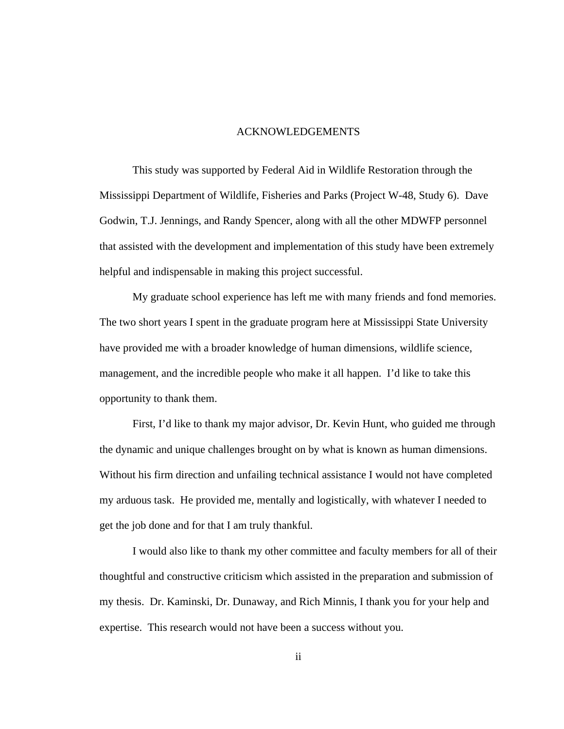# ACKNOWLEDGEMENTS

This study was supported by Federal Aid in Wildlife Restoration through the Mississippi Department of Wildlife, Fisheries and Parks (Project W-48, Study 6). Dave Godwin, T.J. Jennings, and Randy Spencer, along with all the other MDWFP personnel that assisted with the development and implementation of this study have been extremely helpful and indispensable in making this project successful.

My graduate school experience has left me with many friends and fond memories. The two short years I spent in the graduate program here at Mississippi State University have provided me with a broader knowledge of human dimensions, wildlife science, management, and the incredible people who make it all happen. I'd like to take this opportunity to thank them.

First, I'd like to thank my major advisor, Dr. Kevin Hunt, who guided me through the dynamic and unique challenges brought on by what is known as human dimensions. Without his firm direction and unfailing technical assistance I would not have completed my arduous task. He provided me, mentally and logistically, with whatever I needed to get the job done and for that I am truly thankful.

I would also like to thank my other committee and faculty members for all of their thoughtful and constructive criticism which assisted in the preparation and submission of my thesis. Dr. Kaminski, Dr. Dunaway, and Rich Minnis, I thank you for your help and expertise. This research would not have been a success without you.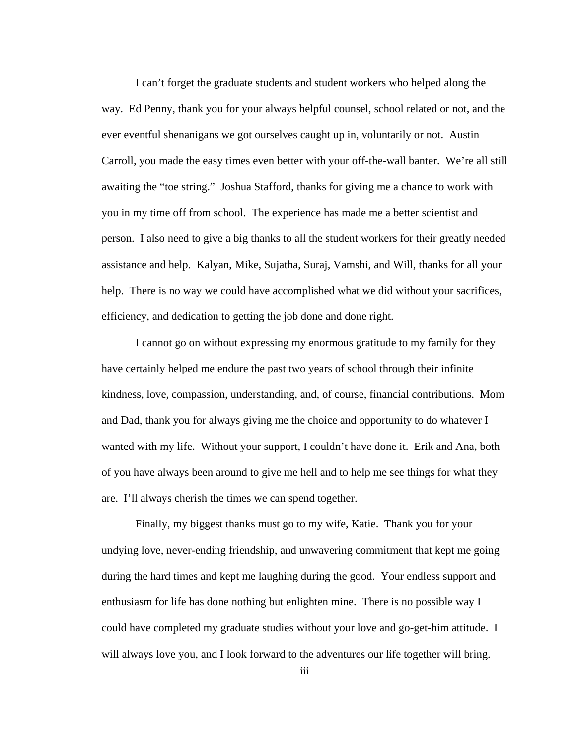I can't forget the graduate students and student workers who helped along the way. Ed Penny, thank you for your always helpful counsel, school related or not, and the ever eventful shenanigans we got ourselves caught up in, voluntarily or not. Austin Carroll, you made the easy times even better with your off-the-wall banter. We're all still awaiting the "toe string." Joshua Stafford, thanks for giving me a chance to work with you in my time off from school. The experience has made me a better scientist and person. I also need to give a big thanks to all the student workers for their greatly needed assistance and help. Kalyan, Mike, Sujatha, Suraj, Vamshi, and Will, thanks for all your help. There is no way we could have accomplished what we did without your sacrifices, efficiency, and dedication to getting the job done and done right.

I cannot go on without expressing my enormous gratitude to my family for they have certainly helped me endure the past two years of school through their infinite kindness, love, compassion, understanding, and, of course, financial contributions. Mom and Dad, thank you for always giving me the choice and opportunity to do whatever I wanted with my life. Without your support, I couldn't have done it. Erik and Ana, both of you have always been around to give me hell and to help me see things for what they are. I'll always cherish the times we can spend together.

Finally, my biggest thanks must go to my wife, Katie. Thank you for your undying love, never-ending friendship, and unwavering commitment that kept me going during the hard times and kept me laughing during the good. Your endless support and enthusiasm for life has done nothing but enlighten mine. There is no possible way I could have completed my graduate studies without your love and go-get-him attitude. I will always love you, and I look forward to the adventures our life together will bring.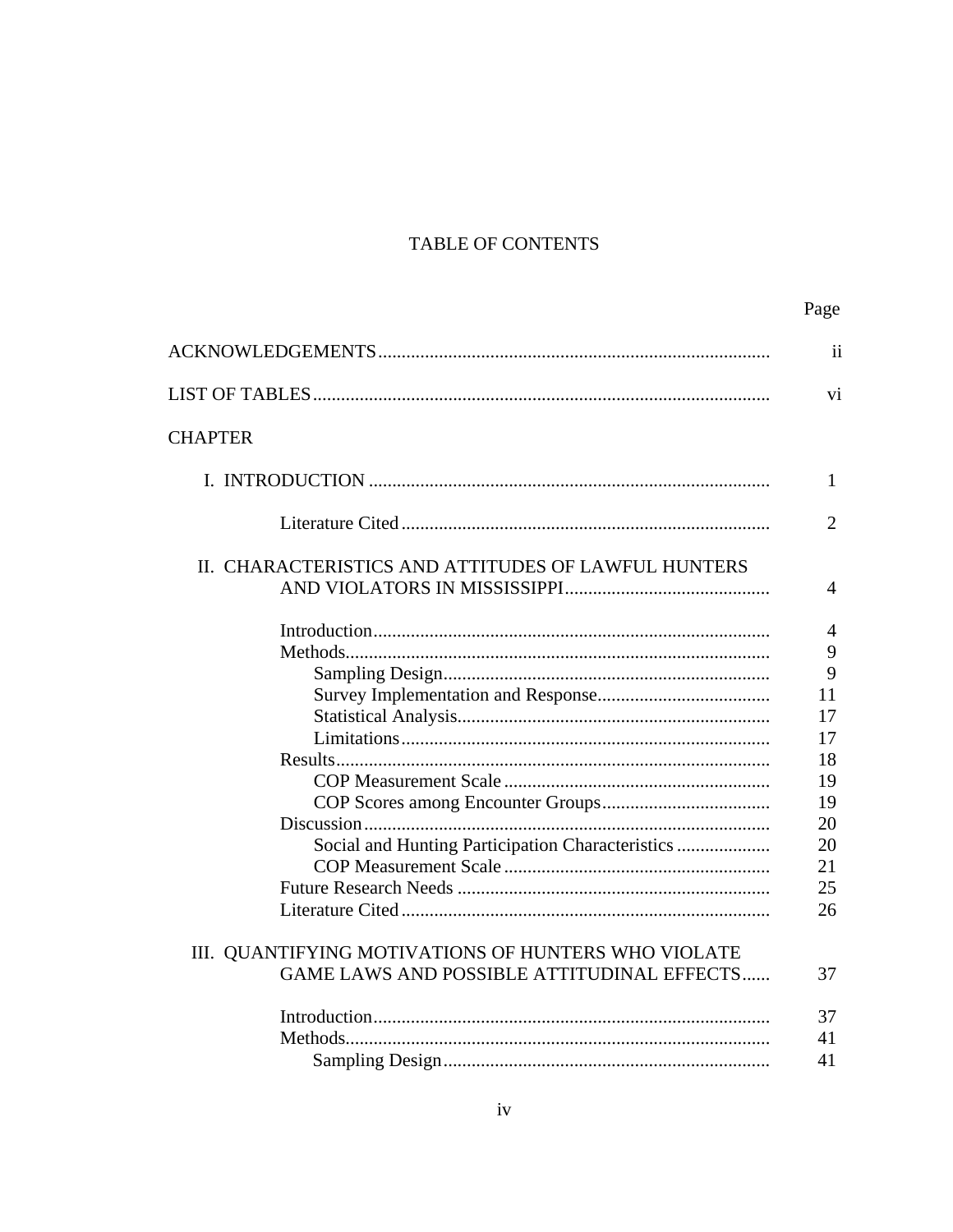# TABLE OF CONTENTS

| | Page |
|---|---|
| ACKNOWLEDGEMENTS | ii |
| LIST OF TABLES | vi |
| CHAPTER | |
| I. INTRODUCTION | 1 |
| Literature Cited | 2 |
| II. CHARACTERISTICS AND ATTITUDES OF LAWFUL HUNTERS AND VIOLATORS IN MISSISSIPPI | 4 |
| Introduction | 4 |
| Methods | 9 |
| Sampling Design | 9 |
| Survey Implementation and Response | 11 |
| Statistical Analysis | 17 |
| Limitations | 17 |
| Results | 18 |
| COP Measurement Scale | 19 |
| COP Scores among Encounter Groups | 19 |
| Discussion | 20 |
| Social and Hunting Participation Characteristics | 20 |
| COP Measurement Scale | 21 |
| Future Research Needs | 25 |
| Literature Cited | 26 |
| III. QUANTIFYING MOTIVATIONS OF HUNTERS WHO VIOLATE GAME LAWS AND POSSIBLE ATTITUDINAL EFFECTS | 37 |
| Introduction | 37 |
| Methods | 41 |
| Sampling Design | 41 |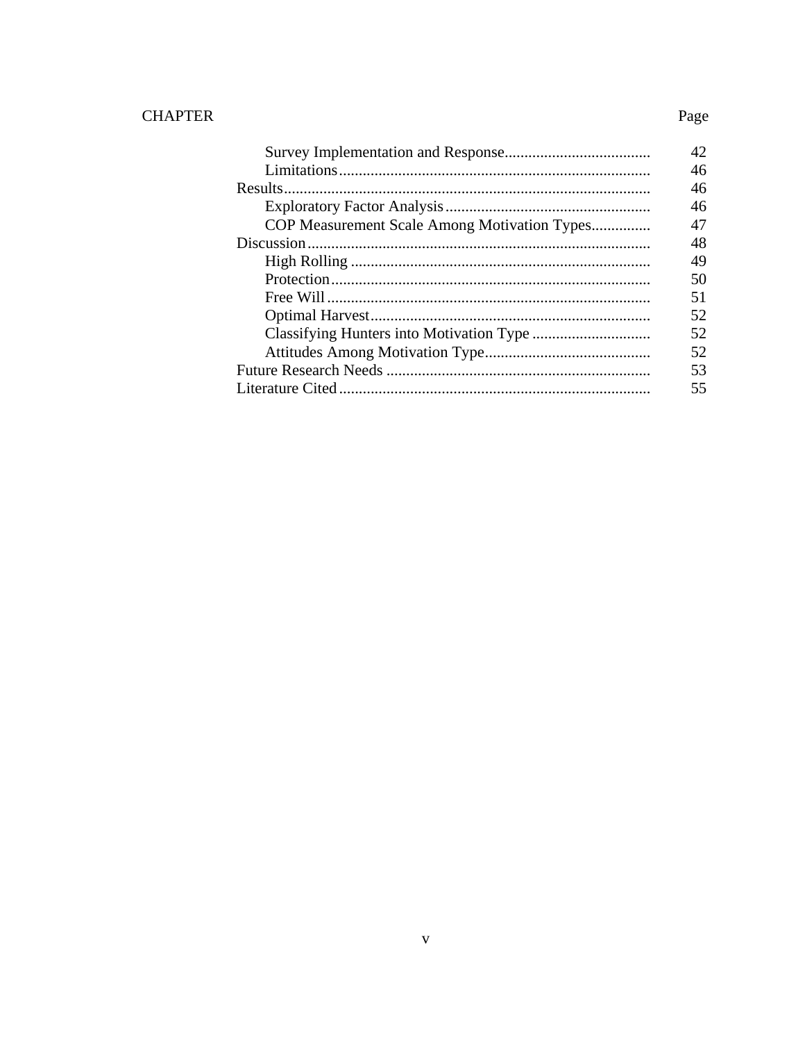| CHAPTER | Page |
| --- | --- |
| Survey Implementation and Response | 42 |
| Limitations | 46 |
| Results | 46 |
| Exploratory Factor Analysis | 46 |
| COP Measurement Scale Among Motivation Types | 47 |
| Discussion | 48 |
| High Rolling | 49 |
| Protection | 50 |
| Free Will | 51 |
| Optimal Harvest | 52 |
| Classifying Hunters into Motivation Type | 52 |
| Attitudes Among Motivation Type | 52 |
| Future Research Needs | 53 |
| Literature Cited | 55 |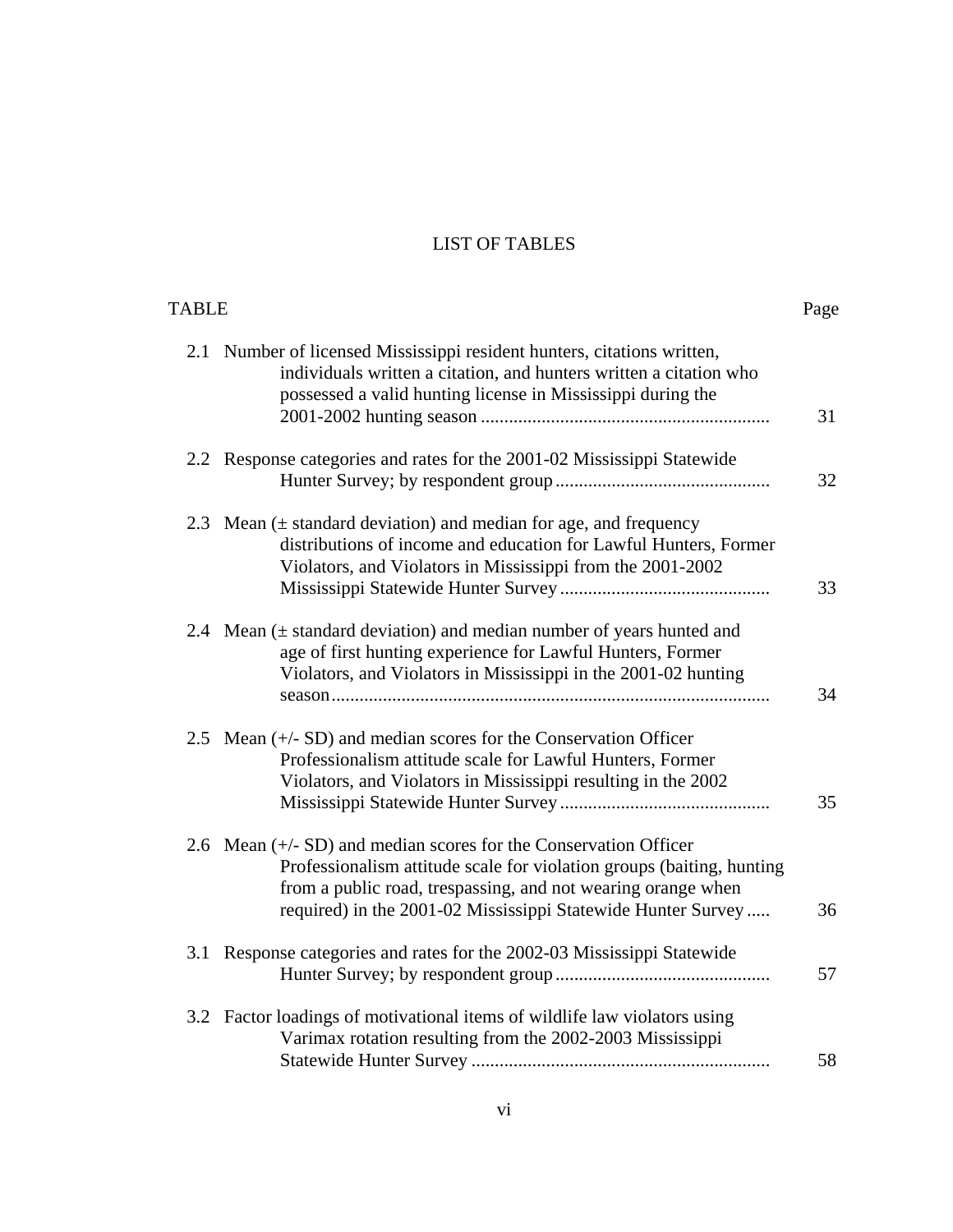# LIST OF TABLES

| TABLE | | Page |
|---|---|---|
| 2.1 | Number of licensed Mississippi resident hunters, citations written, individuals written a citation, and hunters written a citation who possessed a valid hunting license in Mississippi during the 2001-2002 hunting season | 31 |
| 2.2 | Response categories and rates for the 2001-02 Mississippi Statewide Hunter Survey; by respondent group | 32 |
| 2.3 | Mean (± standard deviation) and median for age, and frequency distributions of income and education for Lawful Hunters, Former Violators, and Violators in Mississippi from the 2001-2002 Mississippi Statewide Hunter Survey | 33 |
| 2.4 | Mean (± standard deviation) and median number of years hunted and age of first hunting experience for Lawful Hunters, Former Violators, and Violators in Mississippi in the 2001-02 hunting season | 34 |
| 2.5 | Mean (+/- SD) and median scores for the Conservation Officer Professionalism attitude scale for Lawful Hunters, Former Violators, and Violators in Mississippi resulting in the 2002 Mississippi Statewide Hunter Survey | 35 |
| 2.6 | Mean (+/- SD) and median scores for the Conservation Officer Professionalism attitude scale for violation groups (baiting, hunting from a public road, trespassing, and not wearing orange when required) in the 2001-02 Mississippi Statewide Hunter Survey | 36 |
| 3.1 | Response categories and rates for the 2002-03 Mississippi Statewide Hunter Survey; by respondent group | 57 |
| 3.2 | Factor loadings of motivational items of wildlife law violators using Varimax rotation resulting from the 2002-2003 Mississippi Statewide Hunter Survey | 58 |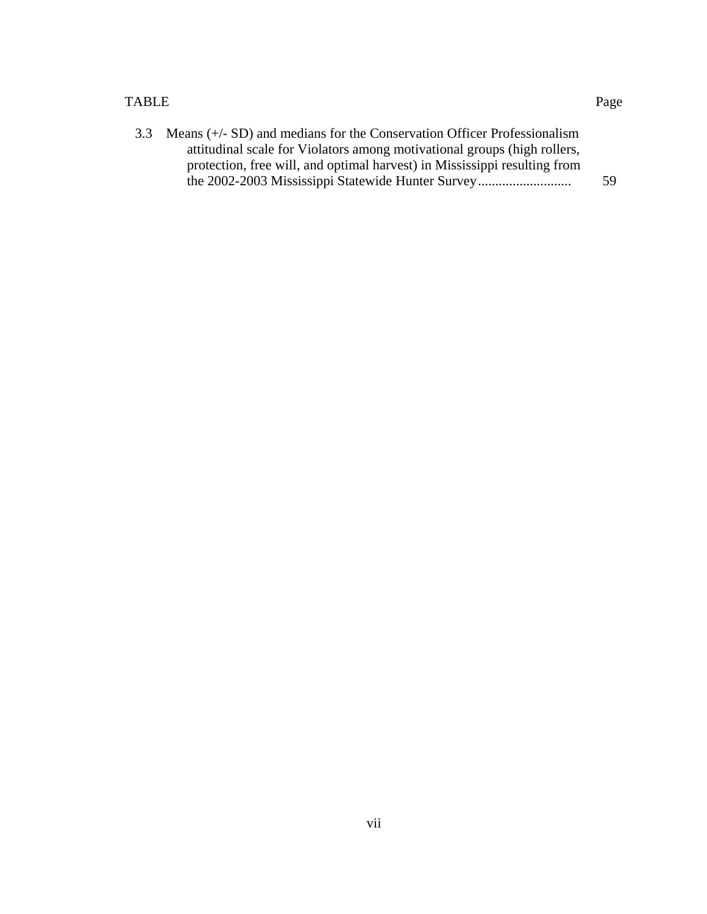| TABLE | | Page |
|---|---|---|
| 3.3 | Means (+/- SD) and medians for the Conservation Officer Professionalism attitudinal scale for Violators among motivational groups (high rollers, protection, free will, and optimal harvest) in Mississippi resulting from the 2002-2003 Mississippi Statewide Hunter Survey........................... | 59 |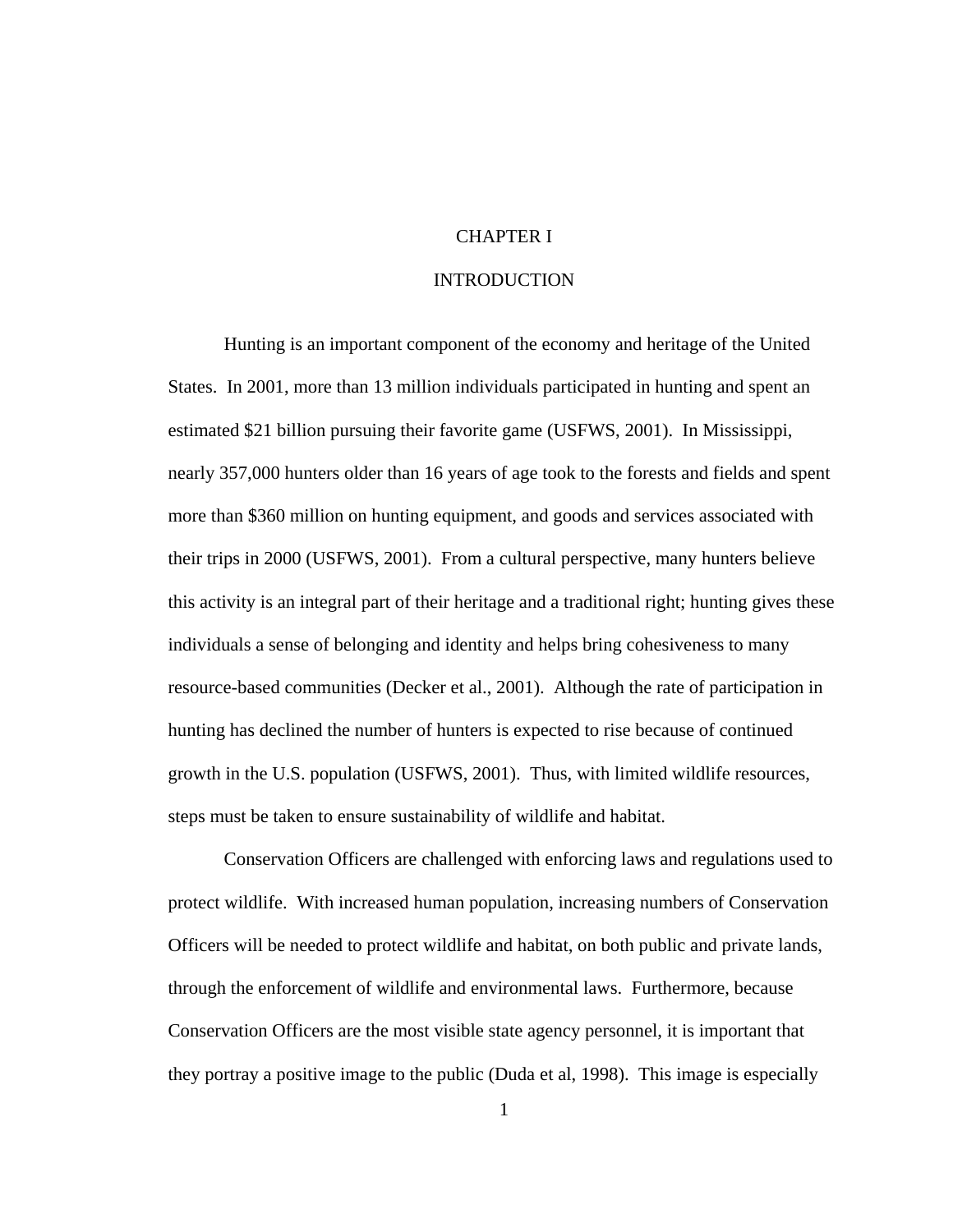# CHAPTER I

# INTRODUCTION

Hunting is an important component of the economy and heritage of the United States. In 2001, more than 13 million individuals participated in hunting and spent an estimated $21 billion pursuing their favorite game (USFWS, 2001). In Mississippi, nearly 357,000 hunters older than 16 years of age took to the forests and fields and spent more than $360 million on hunting equipment, and goods and services associated with their trips in 2000 (USFWS, 2001). From a cultural perspective, many hunters believe this activity is an integral part of their heritage and a traditional right; hunting gives these individuals a sense of belonging and identity and helps bring cohesiveness to many resource-based communities (Decker et al., 2001). Although the rate of participation in hunting has declined the number of hunters is expected to rise because of continued growth in the U.S. population (USFWS, 2001). Thus, with limited wildlife resources, steps must be taken to ensure sustainability of wildlife and habitat.

Conservation Officers are challenged with enforcing laws and regulations used to protect wildlife. With increased human population, increasing numbers of Conservation Officers will be needed to protect wildlife and habitat, on both public and private lands, through the enforcement of wildlife and environmental laws. Furthermore, because Conservation Officers are the most visible state agency personnel, it is important that they portray a positive image to the public (Duda et al, 1998). This image is especially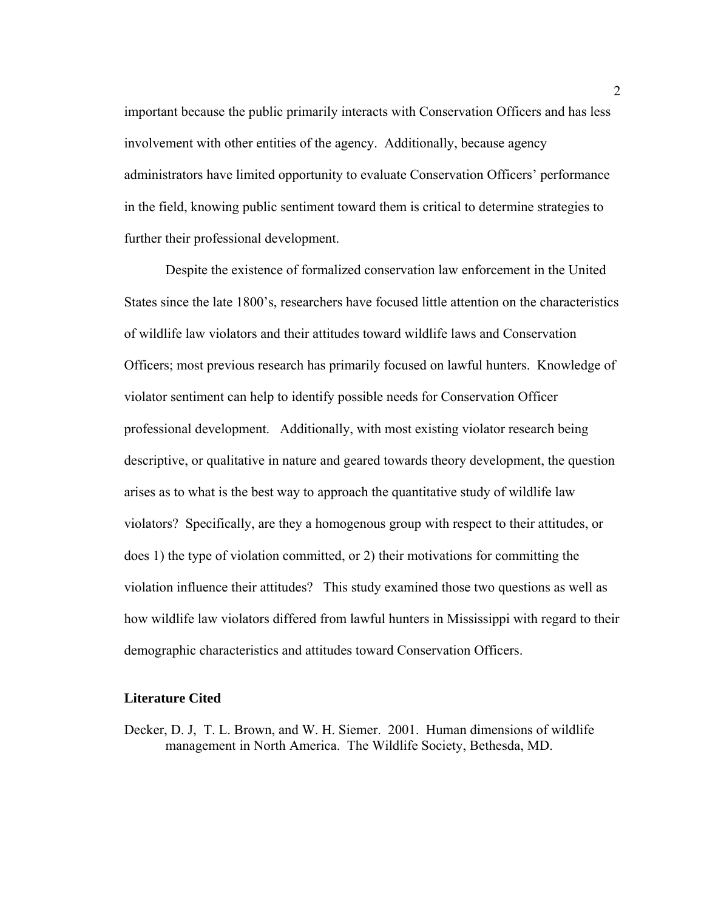important because the public primarily interacts with Conservation Officers and has less involvement with other entities of the agency. Additionally, because agency administrators have limited opportunity to evaluate Conservation Officers' performance in the field, knowing public sentiment toward them is critical to determine strategies to further their professional development.

Despite the existence of formalized conservation law enforcement in the United States since the late 1800's, researchers have focused little attention on the characteristics of wildlife law violators and their attitudes toward wildlife laws and Conservation Officers; most previous research has primarily focused on lawful hunters. Knowledge of violator sentiment can help to identify possible needs for Conservation Officer professional development. Additionally, with most existing violator research being descriptive, or qualitative in nature and geared towards theory development, the question arises as to what is the best way to approach the quantitative study of wildlife law violators? Specifically, are they a homogenous group with respect to their attitudes, or does 1) the type of violation committed, or 2) their motivations for committing the violation influence their attitudes? This study examined those two questions as well as how wildlife law violators differed from lawful hunters in Mississippi with regard to their demographic characteristics and attitudes toward Conservation Officers.

### Literature Cited

Decker, D. J, T. L. Brown, and W. H. Siemer. 2001. Human dimensions of wildlife management in North America. The Wildlife Society, Bethesda, MD.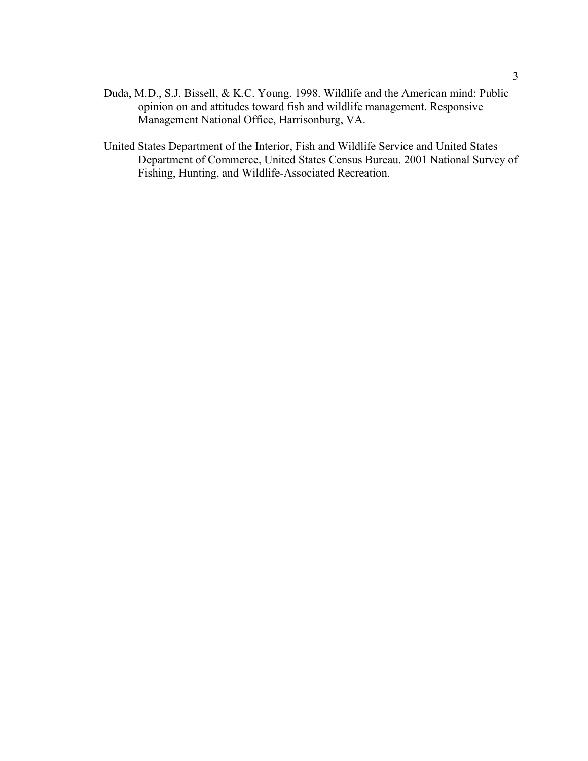Duda, M.D., S.J. Bissell, & K.C. Young. 1998. Wildlife and the American mind: Public opinion on and attitudes toward fish and wildlife management. Responsive Management National Office, Harrisonburg, VA.

United States Department of the Interior, Fish and Wildlife Service and United States Department of Commerce, United States Census Bureau. 2001 National Survey of Fishing, Hunting, and Wildlife-Associated Recreation.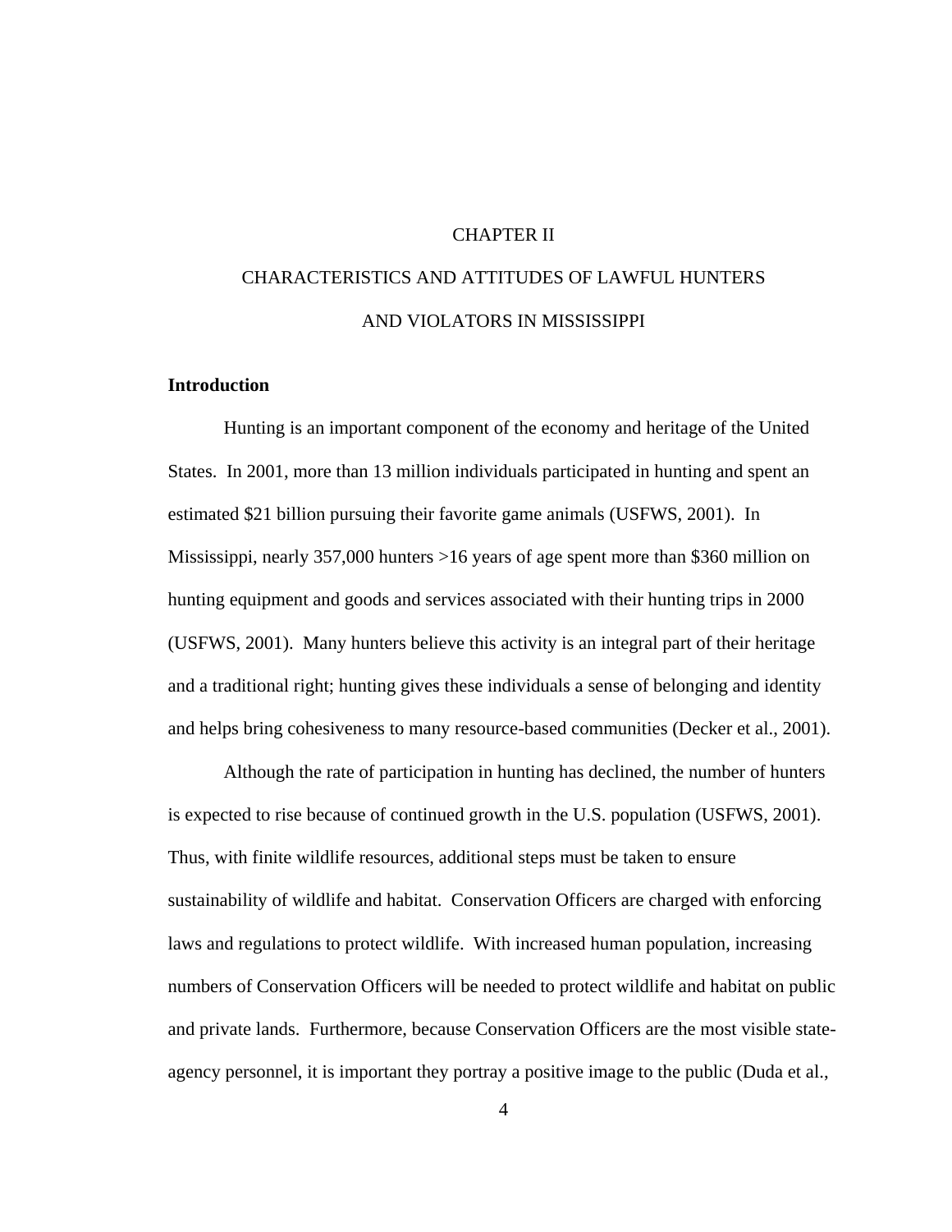# CHAPTER II

# CHARACTERISTICS AND ATTITUDES OF LAWFUL HUNTERS AND VIOLATORS IN MISSISSIPPI

## Introduction

Hunting is an important component of the economy and heritage of the United States. In 2001, more than 13 million individuals participated in hunting and spent an estimated $21 billion pursuing their favorite game animals (USFWS, 2001). In Mississippi, nearly 357,000 hunters >16 years of age spent more than $360 million on hunting equipment and goods and services associated with their hunting trips in 2000 (USFWS, 2001). Many hunters believe this activity is an integral part of their heritage and a traditional right; hunting gives these individuals a sense of belonging and identity and helps bring cohesiveness to many resource-based communities (Decker et al., 2001).

Although the rate of participation in hunting has declined, the number of hunters is expected to rise because of continued growth in the U.S. population (USFWS, 2001). Thus, with finite wildlife resources, additional steps must be taken to ensure sustainability of wildlife and habitat. Conservation Officers are charged with enforcing laws and regulations to protect wildlife. With increased human population, increasing numbers of Conservation Officers will be needed to protect wildlife and habitat on public and private lands. Furthermore, because Conservation Officers are the most visible state-agency personnel, it is important they portray a positive image to the public (Duda et al.,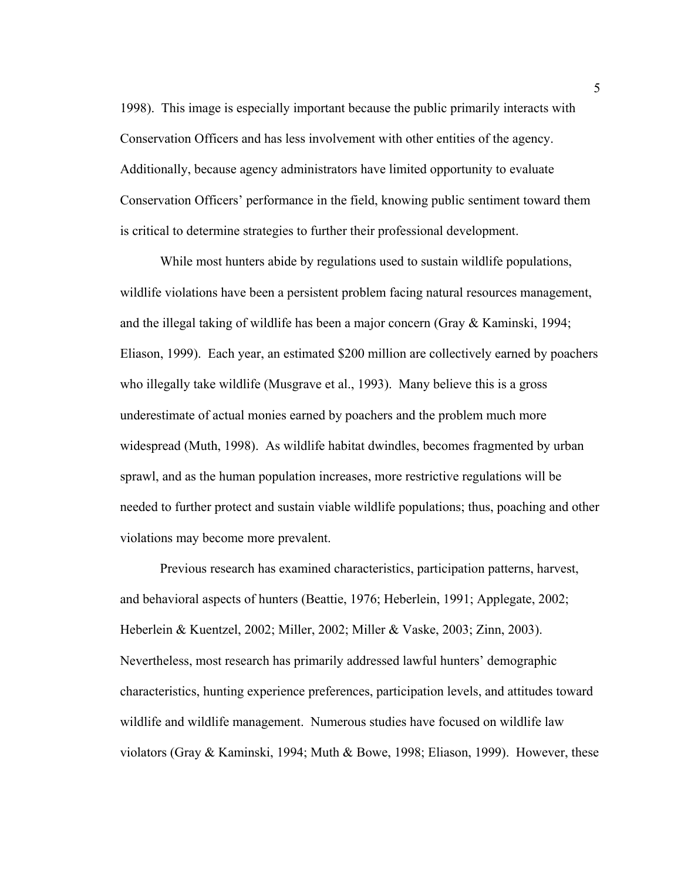1998). This image is especially important because the public primarily interacts with Conservation Officers and has less involvement with other entities of the agency. Additionally, because agency administrators have limited opportunity to evaluate Conservation Officers' performance in the field, knowing public sentiment toward them is critical to determine strategies to further their professional development.

While most hunters abide by regulations used to sustain wildlife populations, wildlife violations have been a persistent problem facing natural resources management, and the illegal taking of wildlife has been a major concern (Gray & Kaminski, 1994; Eliason, 1999). Each year, an estimated $200 million are collectively earned by poachers who illegally take wildlife (Musgrave et al., 1993). Many believe this is a gross underestimate of actual monies earned by poachers and the problem much more widespread (Muth, 1998). As wildlife habitat dwindles, becomes fragmented by urban sprawl, and as the human population increases, more restrictive regulations will be needed to further protect and sustain viable wildlife populations; thus, poaching and other violations may become more prevalent.

Previous research has examined characteristics, participation patterns, harvest, and behavioral aspects of hunters (Beattie, 1976; Heberlein, 1991; Applegate, 2002; Heberlein & Kuentzel, 2002; Miller, 2002; Miller & Vaske, 2003; Zinn, 2003). Nevertheless, most research has primarily addressed lawful hunters' demographic characteristics, hunting experience preferences, participation levels, and attitudes toward wildlife and wildlife management. Numerous studies have focused on wildlife law violators (Gray & Kaminski, 1994; Muth & Bowe, 1998; Eliason, 1999). However, these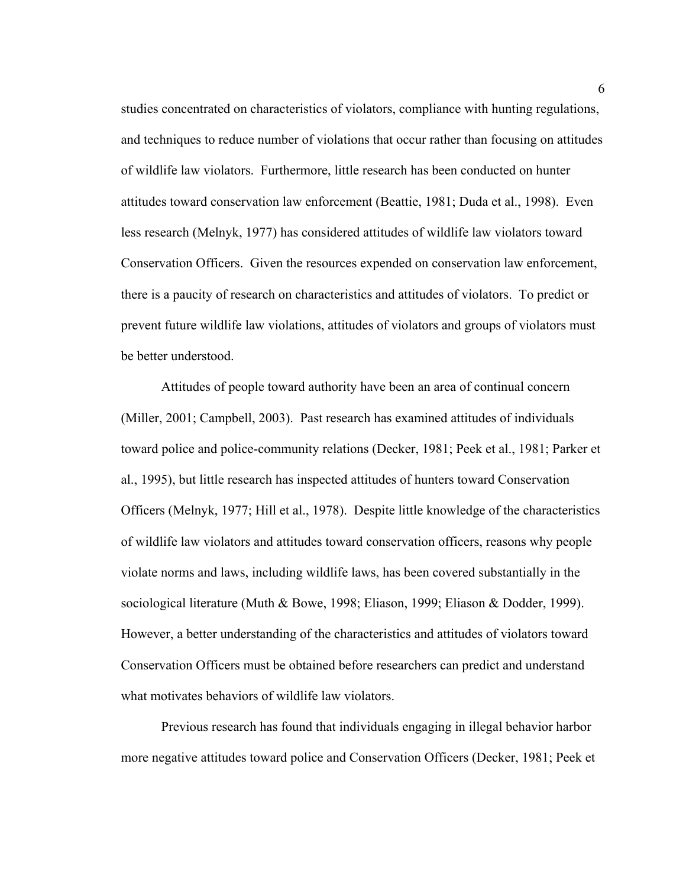studies concentrated on characteristics of violators, compliance with hunting regulations, and techniques to reduce number of violations that occur rather than focusing on attitudes of wildlife law violators. Furthermore, little research has been conducted on hunter attitudes toward conservation law enforcement (Beattie, 1981; Duda et al., 1998). Even less research (Melnyk, 1977) has considered attitudes of wildlife law violators toward Conservation Officers. Given the resources expended on conservation law enforcement, there is a paucity of research on characteristics and attitudes of violators. To predict or prevent future wildlife law violations, attitudes of violators and groups of violators must be better understood.

Attitudes of people toward authority have been an area of continual concern (Miller, 2001; Campbell, 2003). Past research has examined attitudes of individuals toward police and police-community relations (Decker, 1981; Peek et al., 1981; Parker et al., 1995), but little research has inspected attitudes of hunters toward Conservation Officers (Melnyk, 1977; Hill et al., 1978). Despite little knowledge of the characteristics of wildlife law violators and attitudes toward conservation officers, reasons why people violate norms and laws, including wildlife laws, has been covered substantially in the sociological literature (Muth & Bowe, 1998; Eliason, 1999; Eliason & Dodder, 1999). However, a better understanding of the characteristics and attitudes of violators toward Conservation Officers must be obtained before researchers can predict and understand what motivates behaviors of wildlife law violators.

Previous research has found that individuals engaging in illegal behavior harbor more negative attitudes toward police and Conservation Officers (Decker, 1981; Peek et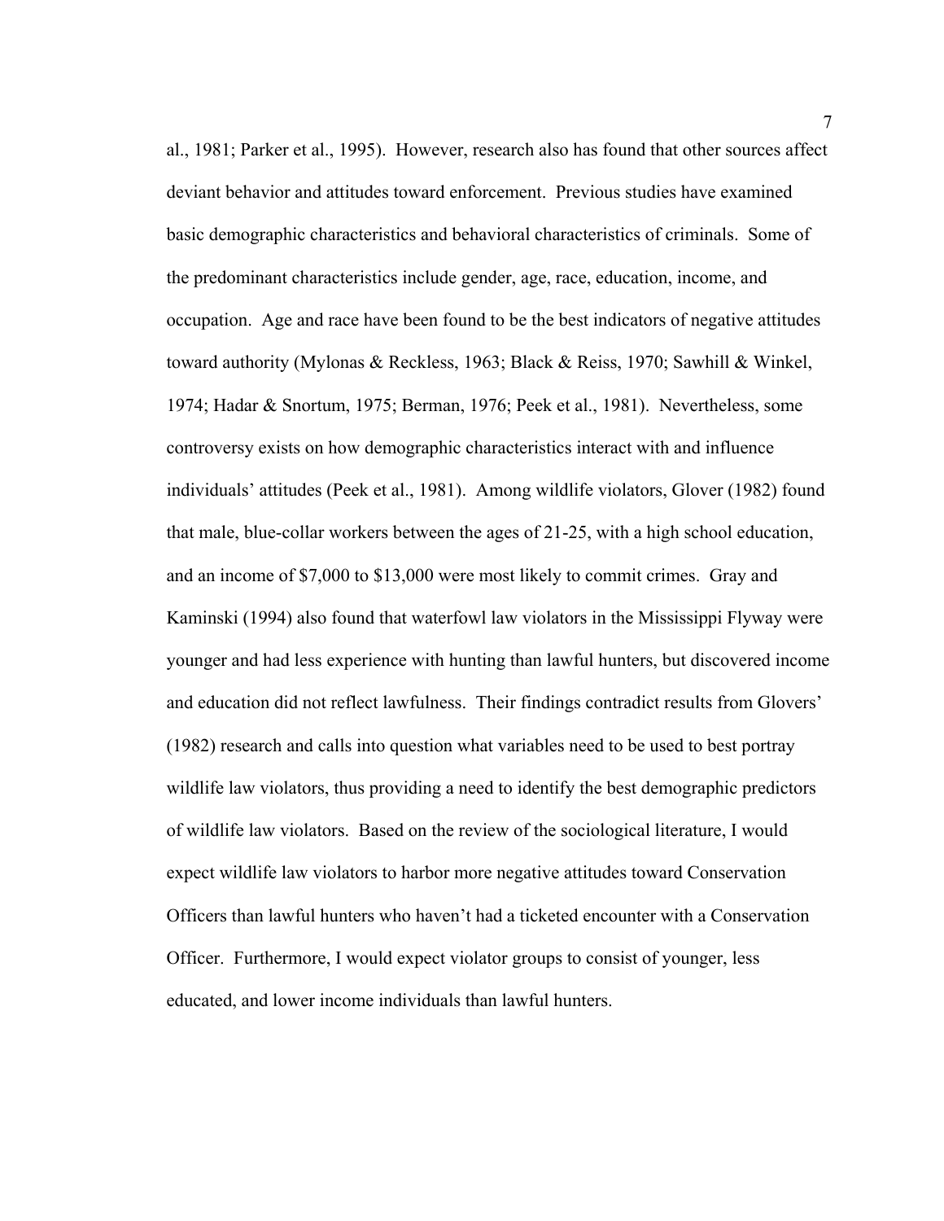al., 1981; Parker et al., 1995). However, research also has found that other sources affect deviant behavior and attitudes toward enforcement. Previous studies have examined basic demographic characteristics and behavioral characteristics of criminals. Some of the predominant characteristics include gender, age, race, education, income, and occupation. Age and race have been found to be the best indicators of negative attitudes toward authority (Mylonas & Reckless, 1963; Black & Reiss, 1970; Sawhill & Winkel, 1974; Hadar & Snortum, 1975; Berman, 1976; Peek et al., 1981). Nevertheless, some controversy exists on how demographic characteristics interact with and influence individuals' attitudes (Peek et al., 1981). Among wildlife violators, Glover (1982) found that male, blue-collar workers between the ages of 21-25, with a high school education, and an income of $7,000 to $13,000 were most likely to commit crimes. Gray and Kaminski (1994) also found that waterfowl law violators in the Mississippi Flyway were younger and had less experience with hunting than lawful hunters, but discovered income and education did not reflect lawfulness. Their findings contradict results from Glovers' (1982) research and calls into question what variables need to be used to best portray wildlife law violators, thus providing a need to identify the best demographic predictors of wildlife law violators. Based on the review of the sociological literature, I would expect wildlife law violators to harbor more negative attitudes toward Conservation Officers than lawful hunters who haven't had a ticketed encounter with a Conservation Officer. Furthermore, I would expect violator groups to consist of younger, less educated, and lower income individuals than lawful hunters.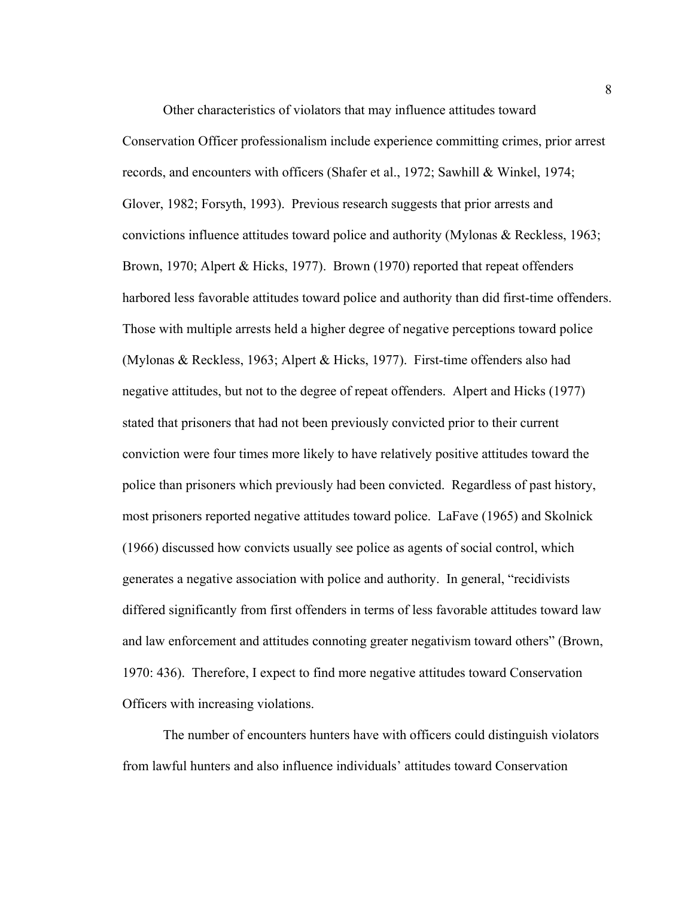Other characteristics of violators that may influence attitudes toward Conservation Officer professionalism include experience committing crimes, prior arrest records, and encounters with officers (Shafer et al., 1972; Sawhill & Winkel, 1974; Glover, 1982; Forsyth, 1993). Previous research suggests that prior arrests and convictions influence attitudes toward police and authority (Mylonas & Reckless, 1963; Brown, 1970; Alpert & Hicks, 1977). Brown (1970) reported that repeat offenders harbored less favorable attitudes toward police and authority than did first-time offenders. Those with multiple arrests held a higher degree of negative perceptions toward police (Mylonas & Reckless, 1963; Alpert & Hicks, 1977). First-time offenders also had negative attitudes, but not to the degree of repeat offenders. Alpert and Hicks (1977) stated that prisoners that had not been previously convicted prior to their current conviction were four times more likely to have relatively positive attitudes toward the police than prisoners which previously had been convicted. Regardless of past history, most prisoners reported negative attitudes toward police. LaFave (1965) and Skolnick (1966) discussed how convicts usually see police as agents of social control, which generates a negative association with police and authority. In general, "recidivists differed significantly from first offenders in terms of less favorable attitudes toward law and law enforcement and attitudes connoting greater negativism toward others" (Brown, 1970: 436). Therefore, I expect to find more negative attitudes toward Conservation Officers with increasing violations.

The number of encounters hunters have with officers could distinguish violators from lawful hunters and also influence individuals' attitudes toward Conservation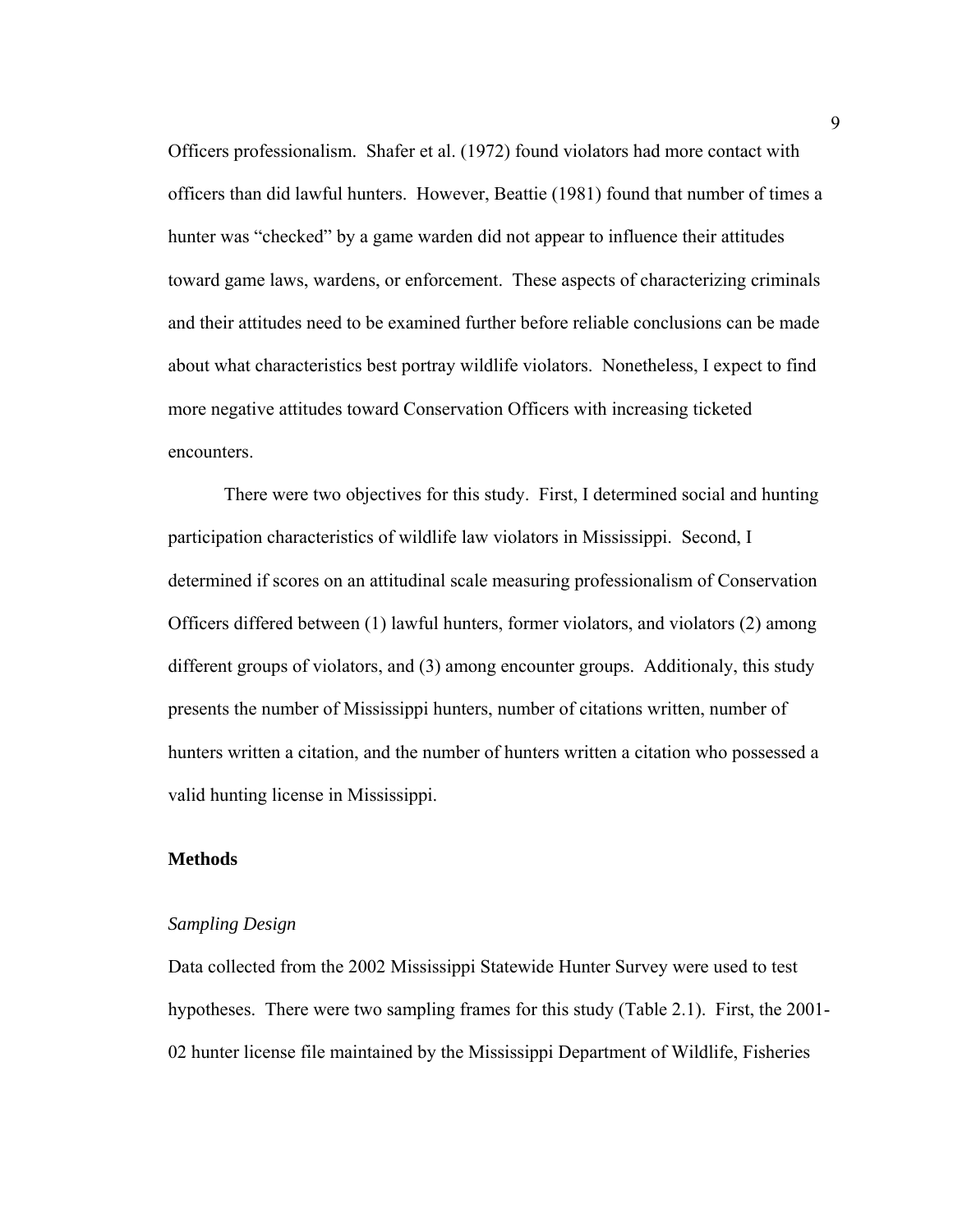Officers professionalism. Shafer et al. (1972) found violators had more contact with officers than did lawful hunters. However, Beattie (1981) found that number of times a hunter was "checked" by a game warden did not appear to influence their attitudes toward game laws, wardens, or enforcement. These aspects of characterizing criminals and their attitudes need to be examined further before reliable conclusions can be made about what characteristics best portray wildlife violators. Nonetheless, I expect to find more negative attitudes toward Conservation Officers with increasing ticketed encounters.

There were two objectives for this study. First, I determined social and hunting participation characteristics of wildlife law violators in Mississippi. Second, I determined if scores on an attitudinal scale measuring professionalism of Conservation Officers differed between (1) lawful hunters, former violators, and violators (2) among different groups of violators, and (3) among encounter groups. Additionaly, this study presents the number of Mississippi hunters, number of citations written, number of hunters written a citation, and the number of hunters written a citation who possessed a valid hunting license in Mississippi.

## Methods

### *Sampling Design*

Data collected from the 2002 Mississippi Statewide Hunter Survey were used to test hypotheses. There were two sampling frames for this study (Table 2.1). First, the 2001-02 hunter license file maintained by the Mississippi Department of Wildlife, Fisheries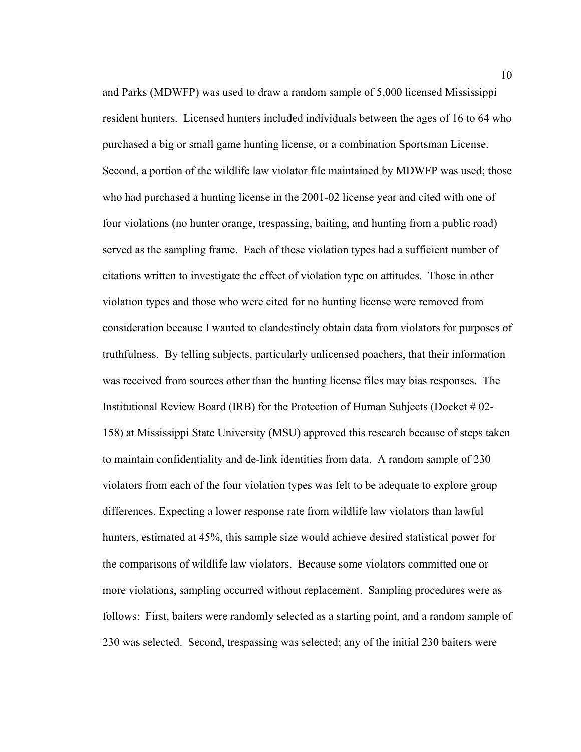and Parks (MDWFP) was used to draw a random sample of 5,000 licensed Mississippi resident hunters. Licensed hunters included individuals between the ages of 16 to 64 who purchased a big or small game hunting license, or a combination Sportsman License. Second, a portion of the wildlife law violator file maintained by MDWFP was used; those who had purchased a hunting license in the 2001-02 license year and cited with one of four violations (no hunter orange, trespassing, baiting, and hunting from a public road) served as the sampling frame. Each of these violation types had a sufficient number of citations written to investigate the effect of violation type on attitudes. Those in other violation types and those who were cited for no hunting license were removed from consideration because I wanted to clandestinely obtain data from violators for purposes of truthfulness. By telling subjects, particularly unlicensed poachers, that their information was received from sources other than the hunting license files may bias responses. The Institutional Review Board (IRB) for the Protection of Human Subjects (Docket # 02-158) at Mississippi State University (MSU) approved this research because of steps taken to maintain confidentiality and de-link identities from data. A random sample of 230 violators from each of the four violation types was felt to be adequate to explore group differences. Expecting a lower response rate from wildlife law violators than lawful hunters, estimated at 45%, this sample size would achieve desired statistical power for the comparisons of wildlife law violators. Because some violators committed one or more violations, sampling occurred without replacement. Sampling procedures were as follows: First, baiters were randomly selected as a starting point, and a random sample of 230 was selected. Second, trespassing was selected; any of the initial 230 baiters were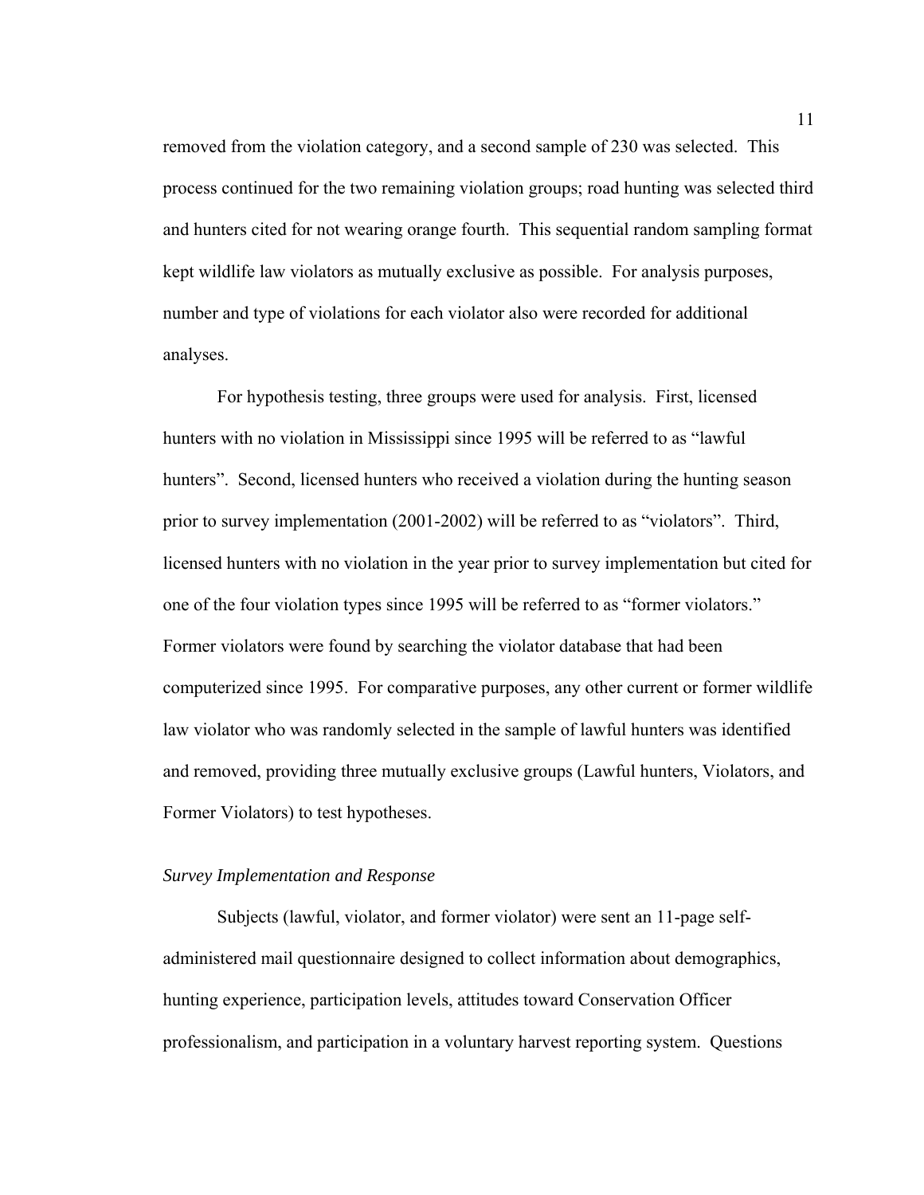removed from the violation category, and a second sample of 230 was selected. This process continued for the two remaining violation groups; road hunting was selected third and hunters cited for not wearing orange fourth. This sequential random sampling format kept wildlife law violators as mutually exclusive as possible. For analysis purposes, number and type of violations for each violator also were recorded for additional analyses.

For hypothesis testing, three groups were used for analysis. First, licensed hunters with no violation in Mississippi since 1995 will be referred to as "lawful hunters". Second, licensed hunters who received a violation during the hunting season prior to survey implementation (2001-2002) will be referred to as "violators". Third, licensed hunters with no violation in the year prior to survey implementation but cited for one of the four violation types since 1995 will be referred to as "former violators." Former violators were found by searching the violator database that had been computerized since 1995. For comparative purposes, any other current or former wildlife law violator who was randomly selected in the sample of lawful hunters was identified and removed, providing three mutually exclusive groups (Lawful hunters, Violators, and Former Violators) to test hypotheses.

*Survey Implementation and Response*

Subjects (lawful, violator, and former violator) were sent an 11-page self-administered mail questionnaire designed to collect information about demographics, hunting experience, participation levels, attitudes toward Conservation Officer professionalism, and participation in a voluntary harvest reporting system. Questions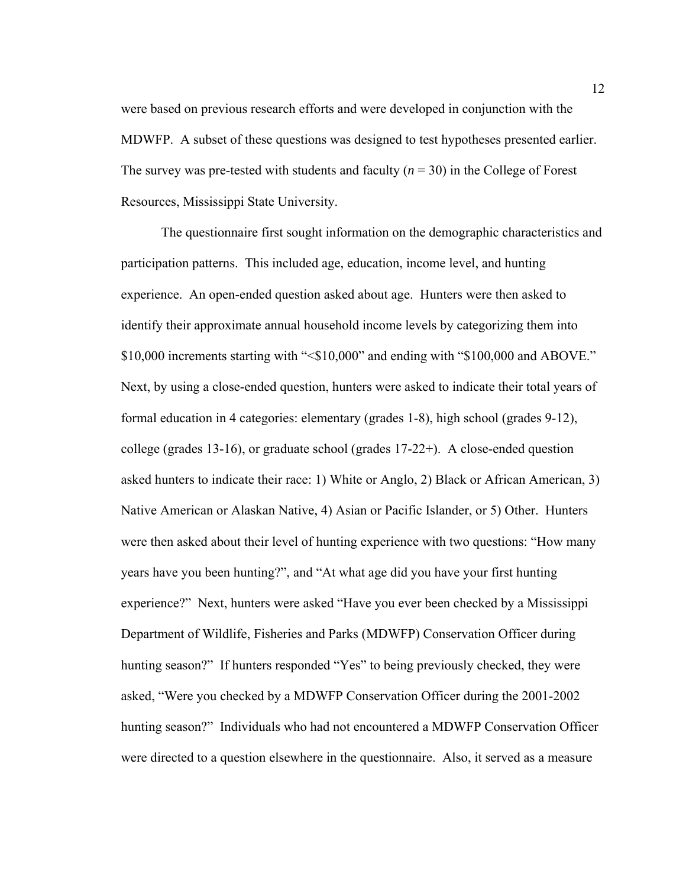were based on previous research efforts and were developed in conjunction with the MDWFP. A subset of these questions was designed to test hypotheses presented earlier. The survey was pre-tested with students and faculty (*n* = 30) in the College of Forest Resources, Mississippi State University.

The questionnaire first sought information on the demographic characteristics and participation patterns. This included age, education, income level, and hunting experience. An open-ended question asked about age. Hunters were then asked to identify their approximate annual household income levels by categorizing them into $10,000 increments starting with "<$10,000" and ending with "$100,000 and ABOVE." Next, by using a close-ended question, hunters were asked to indicate their total years of formal education in 4 categories: elementary (grades 1-8), high school (grades 9-12), college (grades 13-16), or graduate school (grades 17-22+). A close-ended question asked hunters to indicate their race: 1) White or Anglo, 2) Black or African American, 3) Native American or Alaskan Native, 4) Asian or Pacific Islander, or 5) Other. Hunters were then asked about their level of hunting experience with two questions: "How many years have you been hunting?", and "At what age did you have your first hunting experience?" Next, hunters were asked "Have you ever been checked by a Mississippi Department of Wildlife, Fisheries and Parks (MDWFP) Conservation Officer during hunting season?" If hunters responded "Yes" to being previously checked, they were asked, "Were you checked by a MDWFP Conservation Officer during the 2001-2002 hunting season?" Individuals who had not encountered a MDWFP Conservation Officer were directed to a question elsewhere in the questionnaire. Also, it served as a measure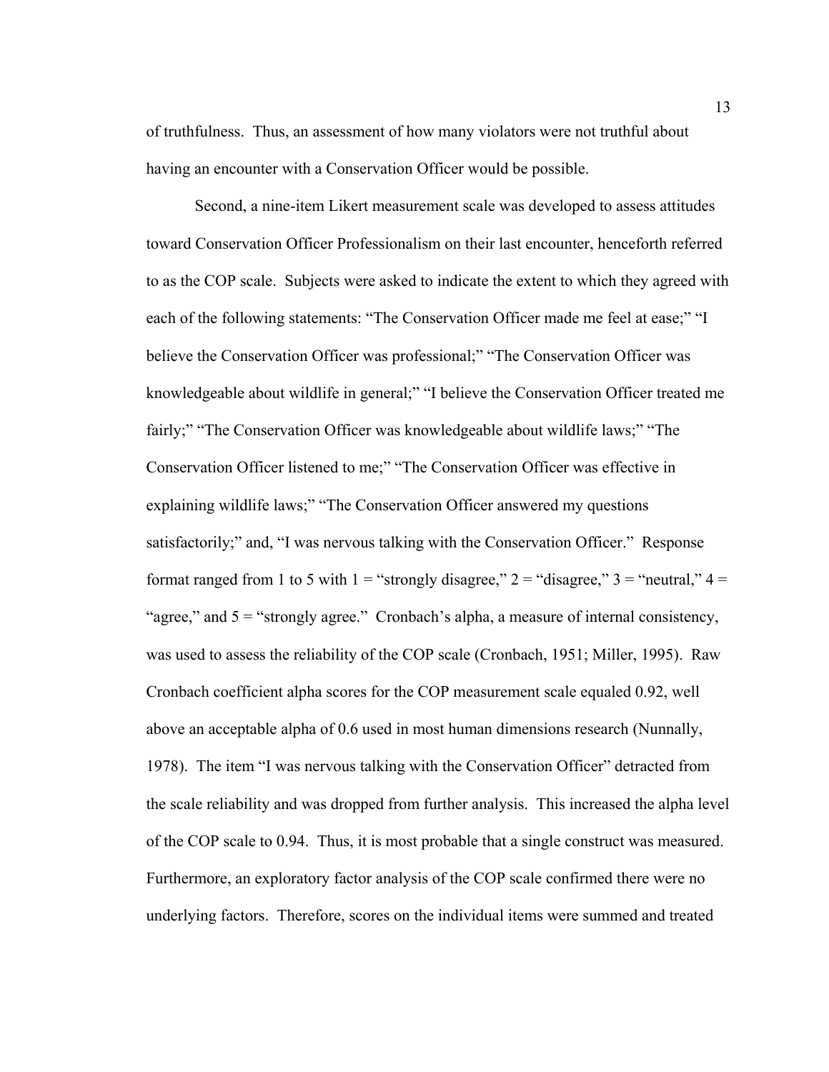of truthfulness. Thus, an assessment of how many violators were not truthful about having an encounter with a Conservation Officer would be possible.

Second, a nine-item Likert measurement scale was developed to assess attitudes toward Conservation Officer Professionalism on their last encounter, henceforth referred to as the COP scale. Subjects were asked to indicate the extent to which they agreed with each of the following statements: "The Conservation Officer made me feel at ease;" "I believe the Conservation Officer was professional;" "The Conservation Officer was knowledgeable about wildlife in general;" "I believe the Conservation Officer treated me fairly;" "The Conservation Officer was knowledgeable about wildlife laws;" "The Conservation Officer listened to me;" "The Conservation Officer was effective in explaining wildlife laws;" "The Conservation Officer answered my questions satisfactorily;" and, "I was nervous talking with the Conservation Officer." Response format ranged from 1 to 5 with 1 = "strongly disagree," 2 = "disagree," 3 = "neutral," 4 = "agree," and 5 = "strongly agree." Cronbach's alpha, a measure of internal consistency, was used to assess the reliability of the COP scale (Cronbach, 1951; Miller, 1995). Raw Cronbach coefficient alpha scores for the COP measurement scale equaled 0.92, well above an acceptable alpha of 0.6 used in most human dimensions research (Nunnally, 1978). The item "I was nervous talking with the Conservation Officer" detracted from the scale reliability and was dropped from further analysis. This increased the alpha level of the COP scale to 0.94. Thus, it is most probable that a single construct was measured. Furthermore, an exploratory factor analysis of the COP scale confirmed there were no underlying factors. Therefore, scores on the individual items were summed and treated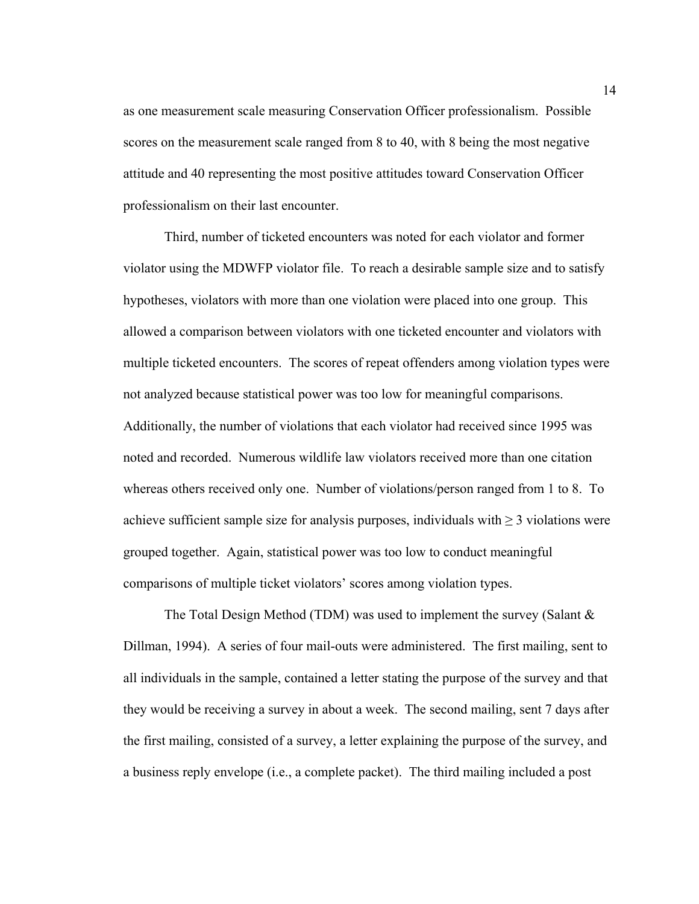as one measurement scale measuring Conservation Officer professionalism. Possible scores on the measurement scale ranged from 8 to 40, with 8 being the most negative attitude and 40 representing the most positive attitudes toward Conservation Officer professionalism on their last encounter.

Third, number of ticketed encounters was noted for each violator and former violator using the MDWFP violator file. To reach a desirable sample size and to satisfy hypotheses, violators with more than one violation were placed into one group. This allowed a comparison between violators with one ticketed encounter and violators with multiple ticketed encounters. The scores of repeat offenders among violation types were not analyzed because statistical power was too low for meaningful comparisons. Additionally, the number of violations that each violator had received since 1995 was noted and recorded. Numerous wildlife law violators received more than one citation whereas others received only one. Number of violations/person ranged from 1 to 8. To achieve sufficient sample size for analysis purposes, individuals with $\geq 3$ violations were grouped together. Again, statistical power was too low to conduct meaningful comparisons of multiple ticket violators' scores among violation types.

The Total Design Method (TDM) was used to implement the survey (Salant & Dillman, 1994). A series of four mail-outs were administered. The first mailing, sent to all individuals in the sample, contained a letter stating the purpose of the survey and that they would be receiving a survey in about a week. The second mailing, sent 7 days after the first mailing, consisted of a survey, a letter explaining the purpose of the survey, and a business reply envelope (i.e., a complete packet). The third mailing included a post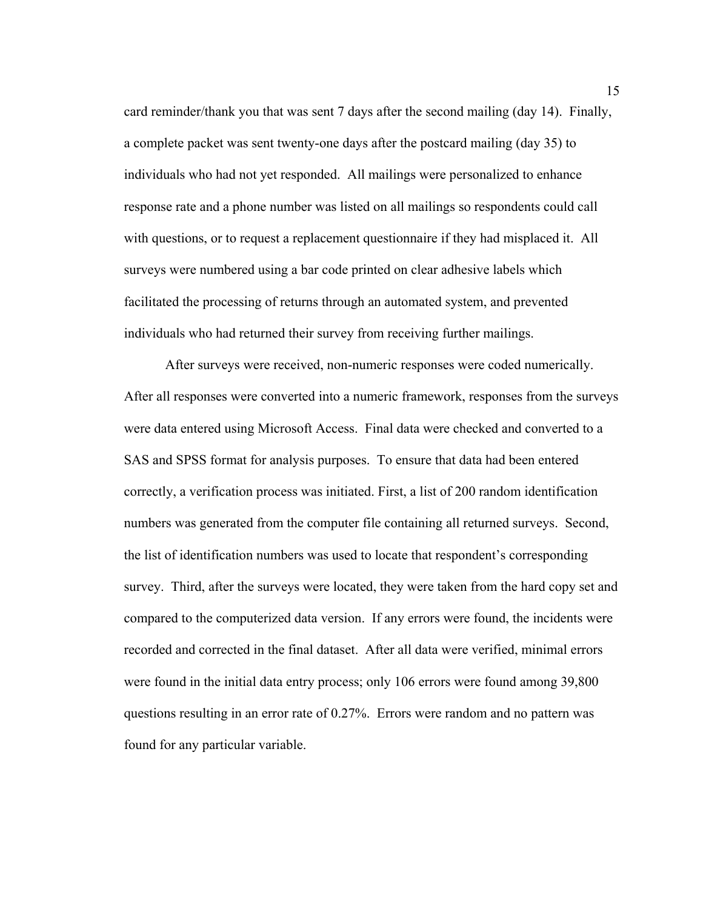card reminder/thank you that was sent 7 days after the second mailing (day 14). Finally, a complete packet was sent twenty-one days after the postcard mailing (day 35) to individuals who had not yet responded. All mailings were personalized to enhance response rate and a phone number was listed on all mailings so respondents could call with questions, or to request a replacement questionnaire if they had misplaced it. All surveys were numbered using a bar code printed on clear adhesive labels which facilitated the processing of returns through an automated system, and prevented individuals who had returned their survey from receiving further mailings.

After surveys were received, non-numeric responses were coded numerically. After all responses were converted into a numeric framework, responses from the surveys were data entered using Microsoft Access. Final data were checked and converted to a SAS and SPSS format for analysis purposes. To ensure that data had been entered correctly, a verification process was initiated. First, a list of 200 random identification numbers was generated from the computer file containing all returned surveys. Second, the list of identification numbers was used to locate that respondent's corresponding survey. Third, after the surveys were located, they were taken from the hard copy set and compared to the computerized data version. If any errors were found, the incidents were recorded and corrected in the final dataset. After all data were verified, minimal errors were found in the initial data entry process; only 106 errors were found among 39,800 questions resulting in an error rate of 0.27%. Errors were random and no pattern was found for any particular variable.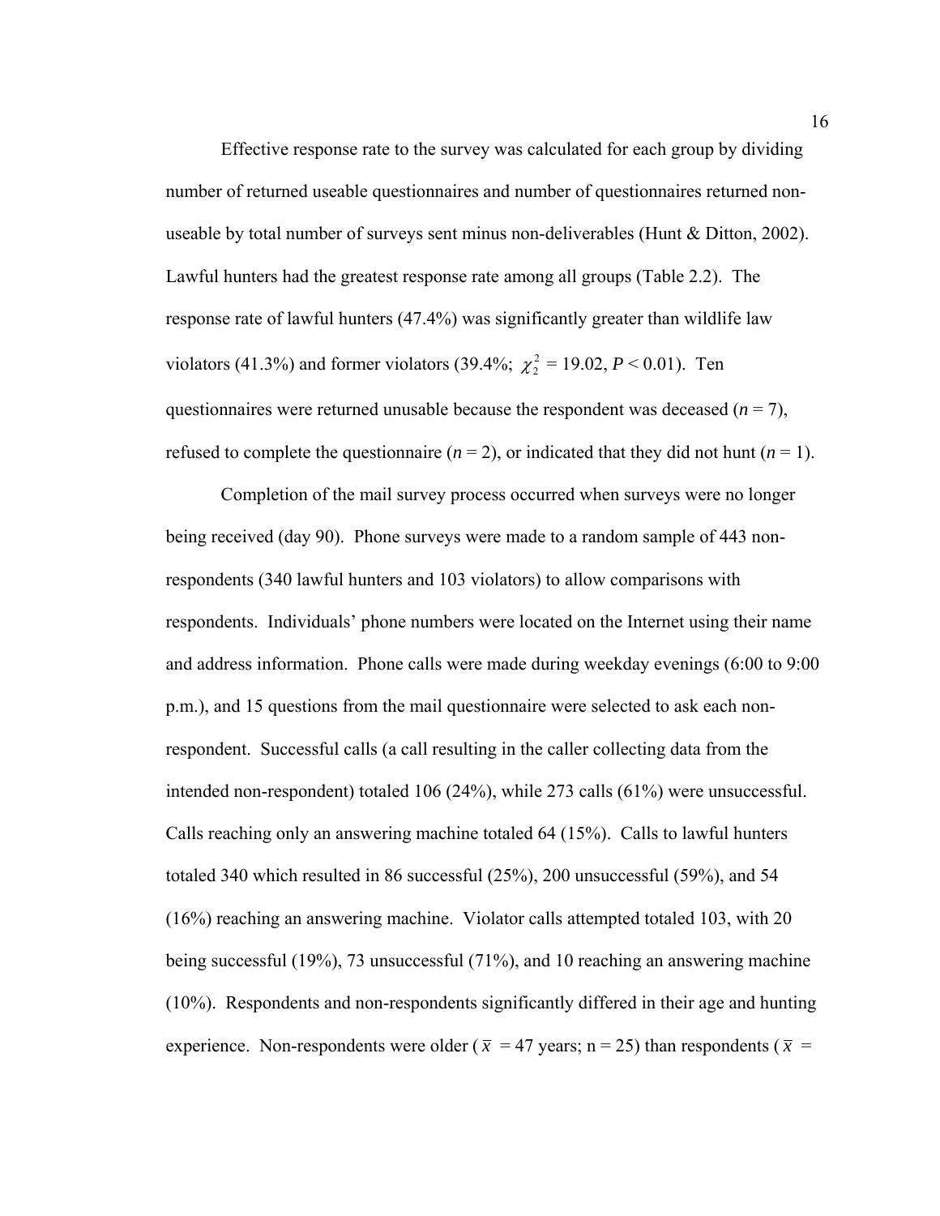Effective response rate to the survey was calculated for each group by dividing number of returned useable questionnaires and number of questionnaires returned non-useable by total number of surveys sent minus non-deliverables (Hunt & Ditton, 2002). Lawful hunters had the greatest response rate among all groups (Table 2.2). The response rate of lawful hunters (47.4%) was significantly greater than wildlife law violators (41.3%) and former violators (39.4%; $\chi^2_2$ = 19.02, $P < 0.01$). Ten questionnaires were returned unusable because the respondent was deceased ($n = 7$), refused to complete the questionnaire ($n = 2$), or indicated that they did not hunt ($n = 1$).

Completion of the mail survey process occurred when surveys were no longer being received (day 90). Phone surveys were made to a random sample of 443 non-respondents (340 lawful hunters and 103 violators) to allow comparisons with respondents. Individuals' phone numbers were located on the Internet using their name and address information. Phone calls were made during weekday evenings (6:00 to 9:00 p.m.), and 15 questions from the mail questionnaire were selected to ask each non-respondent. Successful calls (a call resulting in the caller collecting data from the intended non-respondent) totaled 106 (24%), while 273 calls (61%) were unsuccessful. Calls reaching only an answering machine totaled 64 (15%). Calls to lawful hunters totaled 340 which resulted in 86 successful (25%), 200 unsuccessful (59%), and 54 (16%) reaching an answering machine. Violator calls attempted totaled 103, with 20 being successful (19%), 73 unsuccessful (71%), and 10 reaching an answering machine (10%). Respondents and non-respondents significantly differed in their age and hunting experience. Non-respondents were older ($\bar{x}$ = 47 years; n = 25) than respondents ($\bar{x}$ =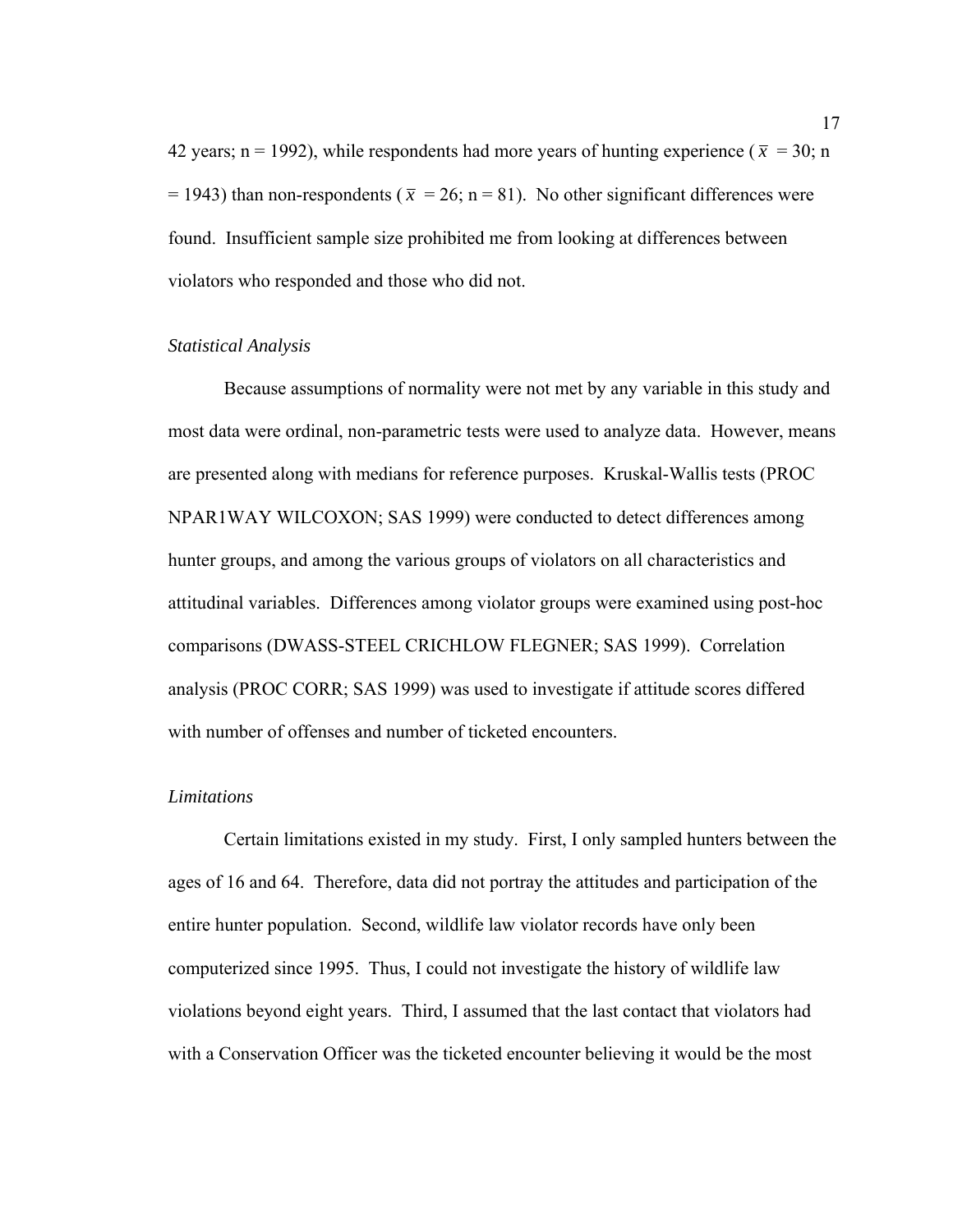42 years; n = 1992), while respondents had more years of hunting experience ( $\bar{x}$ = 30; n = 1943) than non-respondents ( $\bar{x}$ = 26; n = 81). No other significant differences were found. Insufficient sample size prohibited me from looking at differences between violators who responded and those who did not.

### *Statistical Analysis*

Because assumptions of normality were not met by any variable in this study and most data were ordinal, non-parametric tests were used to analyze data. However, means are presented along with medians for reference purposes. Kruskal-Wallis tests (PROC NPAR1WAY WILCOXON; SAS 1999) were conducted to detect differences among hunter groups, and among the various groups of violators on all characteristics and attitudinal variables. Differences among violator groups were examined using post-hoc comparisons (DWASS-STEEL CRICHLOW FLEGNER; SAS 1999). Correlation analysis (PROC CORR; SAS 1999) was used to investigate if attitude scores differed with number of offenses and number of ticketed encounters.

### *Limitations*

Certain limitations existed in my study. First, I only sampled hunters between the ages of 16 and 64. Therefore, data did not portray the attitudes and participation of the entire hunter population. Second, wildlife law violator records have only been computerized since 1995. Thus, I could not investigate the history of wildlife law violations beyond eight years. Third, I assumed that the last contact that violators had with a Conservation Officer was the ticketed encounter believing it would be the most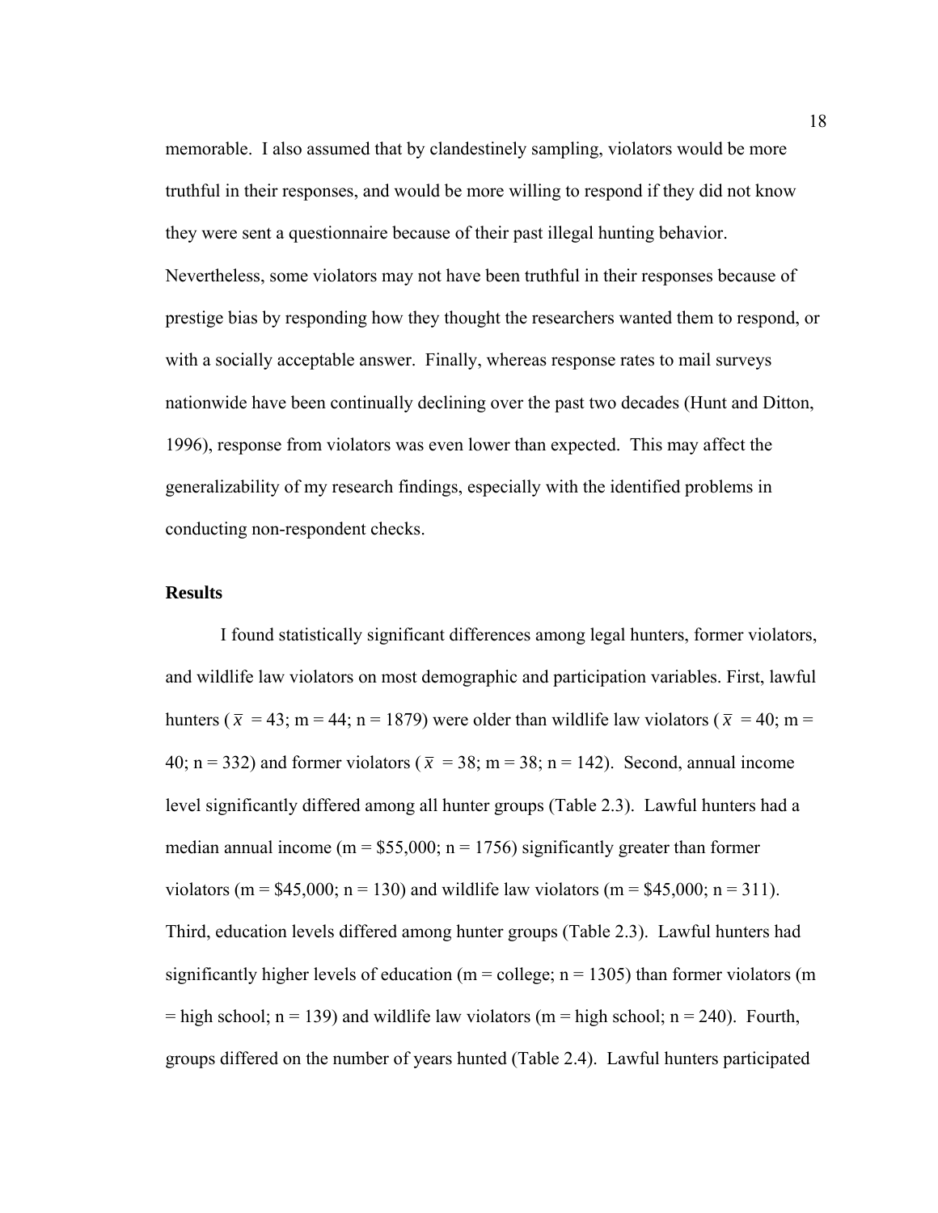memorable. I also assumed that by clandestinely sampling, violators would be more truthful in their responses, and would be more willing to respond if they did not know they were sent a questionnaire because of their past illegal hunting behavior. Nevertheless, some violators may not have been truthful in their responses because of prestige bias by responding how they thought the researchers wanted them to respond, or with a socially acceptable answer. Finally, whereas response rates to mail surveys nationwide have been continually declining over the past two decades (Hunt and Ditton, 1996), response from violators was even lower than expected. This may affect the generalizability of my research findings, especially with the identified problems in conducting non-respondent checks.

## Results

I found statistically significant differences among legal hunters, former violators, and wildlife law violators on most demographic and participation variables. First, lawful hunters ($\bar{x}$ = 43; m = 44; n = 1879) were older than wildlife law violators ($\bar{x}$ = 40; m = 40; n = 332) and former violators ($\bar{x}$ = 38; m = 38; n = 142). Second, annual income level significantly differed among all hunter groups (Table 2.3). Lawful hunters had a median annual income (m = $55,000; n = 1756) significantly greater than former violators (m = $45,000; n = 130) and wildlife law violators (m = $45,000; n = 311). Third, education levels differed among hunter groups (Table 2.3). Lawful hunters had significantly higher levels of education (m = college; n = 1305) than former violators (m = high school; n = 139) and wildlife law violators (m = high school; n = 240). Fourth, groups differed on the number of years hunted (Table 2.4). Lawful hunters participated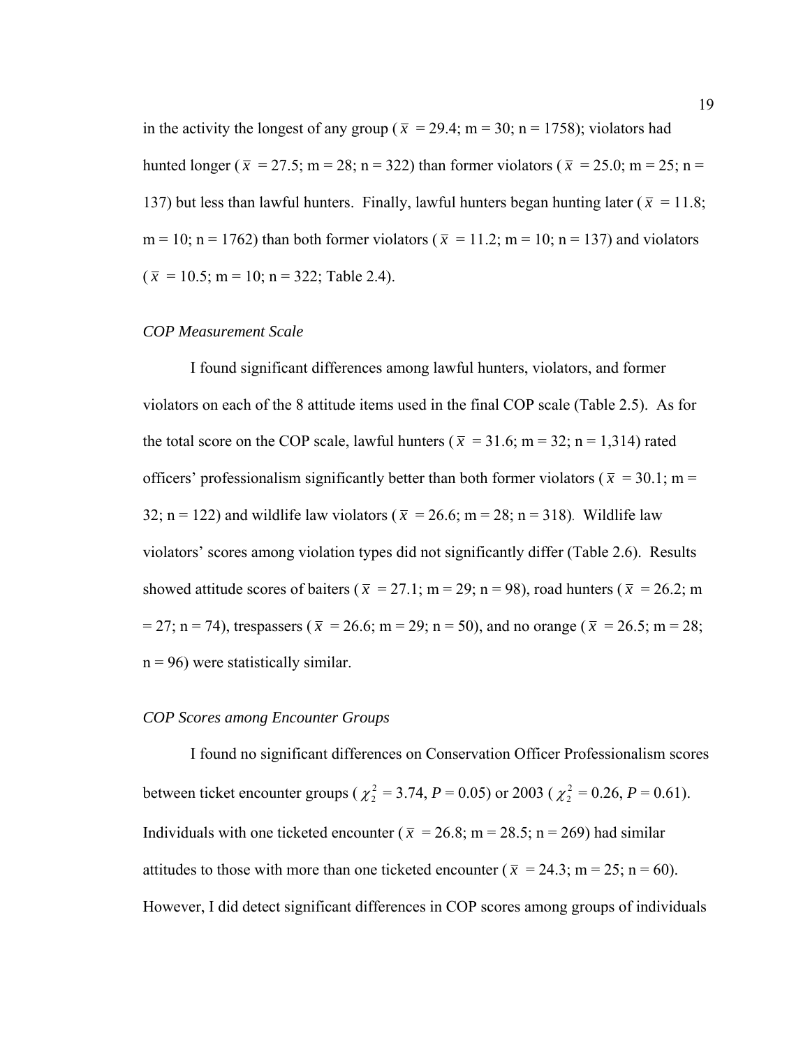in the activity the longest of any group ( $\bar{x}$ = 29.4; m = 30; n = 1758); violators had hunted longer ( $\bar{x}$ = 27.5; m = 28; n = 322) than former violators ( $\bar{x}$ = 25.0; m = 25; n = 137) but less than lawful hunters. Finally, lawful hunters began hunting later ( $\bar{x}$ = 11.8; m = 10; n = 1762) than both former violators ( $\bar{x}$ = 11.2; m = 10; n = 137) and violators ( $\bar{x}$ = 10.5; m = 10; n = 322; Table 2.4).

### *COP Measurement Scale*

I found significant differences among lawful hunters, violators, and former violators on each of the 8 attitude items used in the final COP scale (Table 2.5). As for the total score on the COP scale, lawful hunters ( $\bar{x}$ = 31.6; m = 32; n = 1,314) rated officers' professionalism significantly better than both former violators ( $\bar{x}$ = 30.1; m = 32; n = 122) and wildlife law violators ( $\bar{x}$ = 26.6; m = 28; n = 318). Wildlife law violators' scores among violation types did not significantly differ (Table 2.6). Results showed attitude scores of baiters ( $\bar{x}$ = 27.1; m = 29; n = 98), road hunters ( $\bar{x}$ = 26.2; m = 27; n = 74), trespassers ( $\bar{x}$ = 26.6; m = 29; n = 50), and no orange ( $\bar{x}$ = 26.5; m = 28; n = 96) were statistically similar.

### *COP Scores among Encounter Groups*

I found no significant differences on Conservation Officer Professionalism scores between ticket encounter groups ( $\chi^2_2$ = 3.74, *P* = 0.05) or 2003 ( $\chi^2_2$ = 0.26, *P* = 0.61). Individuals with one ticketed encounter ( $\bar{x}$ = 26.8; m = 28.5; n = 269) had similar attitudes to those with more than one ticketed encounter ( $\bar{x}$ = 24.3; m = 25; n = 60). However, I did detect significant differences in COP scores among groups of individuals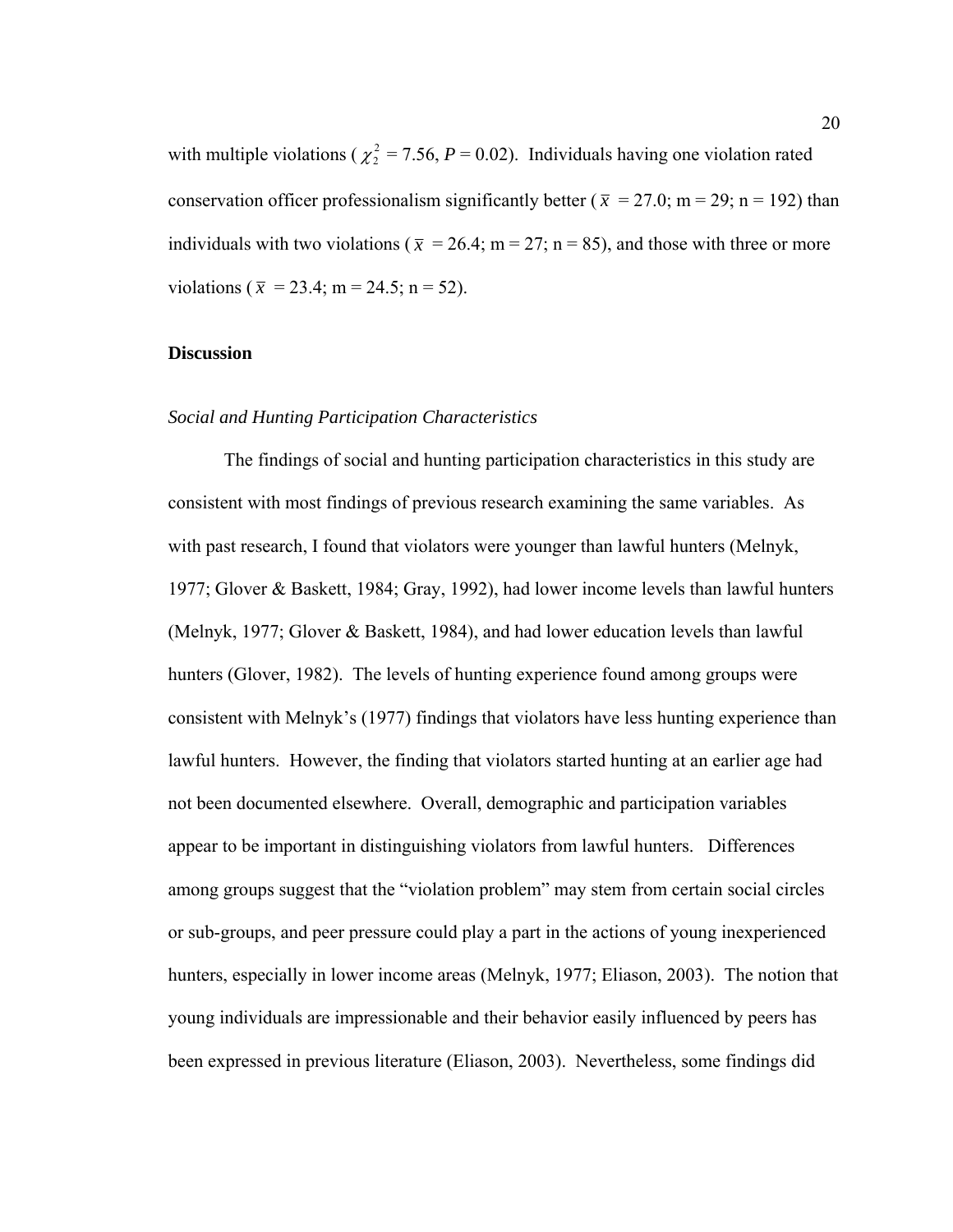with multiple violations ( $\chi^2_2$ = 7.56, $P$ = 0.02). Individuals having one violation rated conservation officer professionalism significantly better ( $\bar{x}$ = 27.0; m = 29; n = 192) than individuals with two violations ( $\bar{x}$ = 26.4; m = 27; n = 85), and those with three or more violations ( $\bar{x}$ = 23.4; m = 24.5; n = 52).

## Discussion

### *Social and Hunting Participation Characteristics*

The findings of social and hunting participation characteristics in this study are consistent with most findings of previous research examining the same variables. As with past research, I found that violators were younger than lawful hunters (Melnyk, 1977; Glover & Baskett, 1984; Gray, 1992), had lower income levels than lawful hunters (Melnyk, 1977; Glover & Baskett, 1984), and had lower education levels than lawful hunters (Glover, 1982). The levels of hunting experience found among groups were consistent with Melnyk's (1977) findings that violators have less hunting experience than lawful hunters. However, the finding that violators started hunting at an earlier age had not been documented elsewhere. Overall, demographic and participation variables appear to be important in distinguishing violators from lawful hunters. Differences among groups suggest that the "violation problem" may stem from certain social circles or sub-groups, and peer pressure could play a part in the actions of young inexperienced hunters, especially in lower income areas (Melnyk, 1977; Eliason, 2003). The notion that young individuals are impressionable and their behavior easily influenced by peers has been expressed in previous literature (Eliason, 2003). Nevertheless, some findings did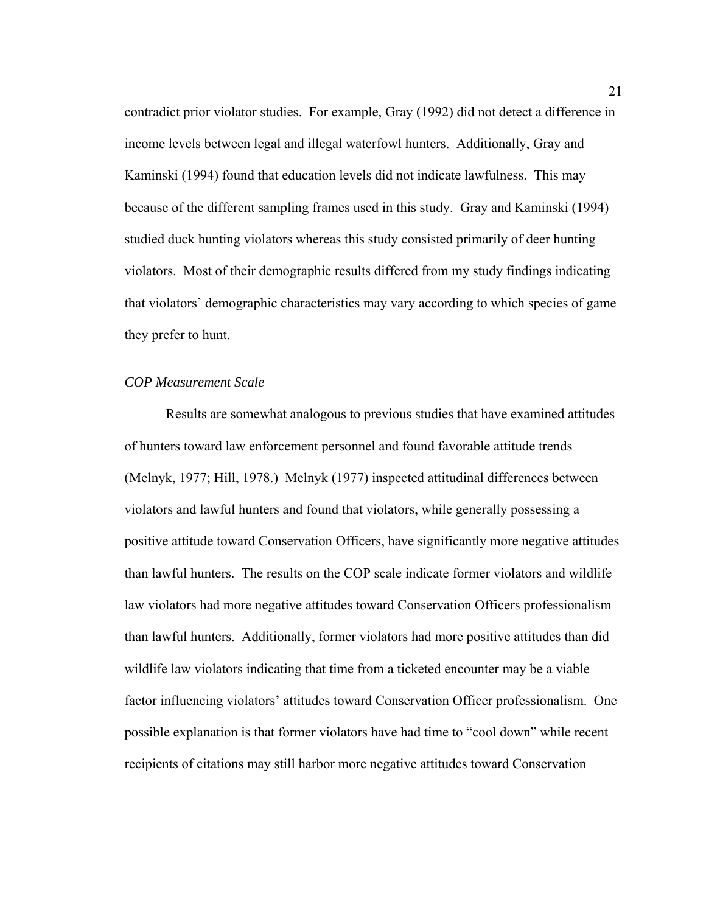contradict prior violator studies. For example, Gray (1992) did not detect a difference in income levels between legal and illegal waterfowl hunters. Additionally, Gray and Kaminski (1994) found that education levels did not indicate lawfulness. This may because of the different sampling frames used in this study. Gray and Kaminski (1994) studied duck hunting violators whereas this study consisted primarily of deer hunting violators. Most of their demographic results differed from my study findings indicating that violators' demographic characteristics may vary according to which species of game they prefer to hunt.

### *COP Measurement Scale*

Results are somewhat analogous to previous studies that have examined attitudes of hunters toward law enforcement personnel and found favorable attitude trends (Melnyk, 1977; Hill, 1978.) Melnyk (1977) inspected attitudinal differences between violators and lawful hunters and found that violators, while generally possessing a positive attitude toward Conservation Officers, have significantly more negative attitudes than lawful hunters. The results on the COP scale indicate former violators and wildlife law violators had more negative attitudes toward Conservation Officers professionalism than lawful hunters. Additionally, former violators had more positive attitudes than did wildlife law violators indicating that time from a ticketed encounter may be a viable factor influencing violators' attitudes toward Conservation Officer professionalism. One possible explanation is that former violators have had time to "cool down" while recent recipients of citations may still harbor more negative attitudes toward Conservation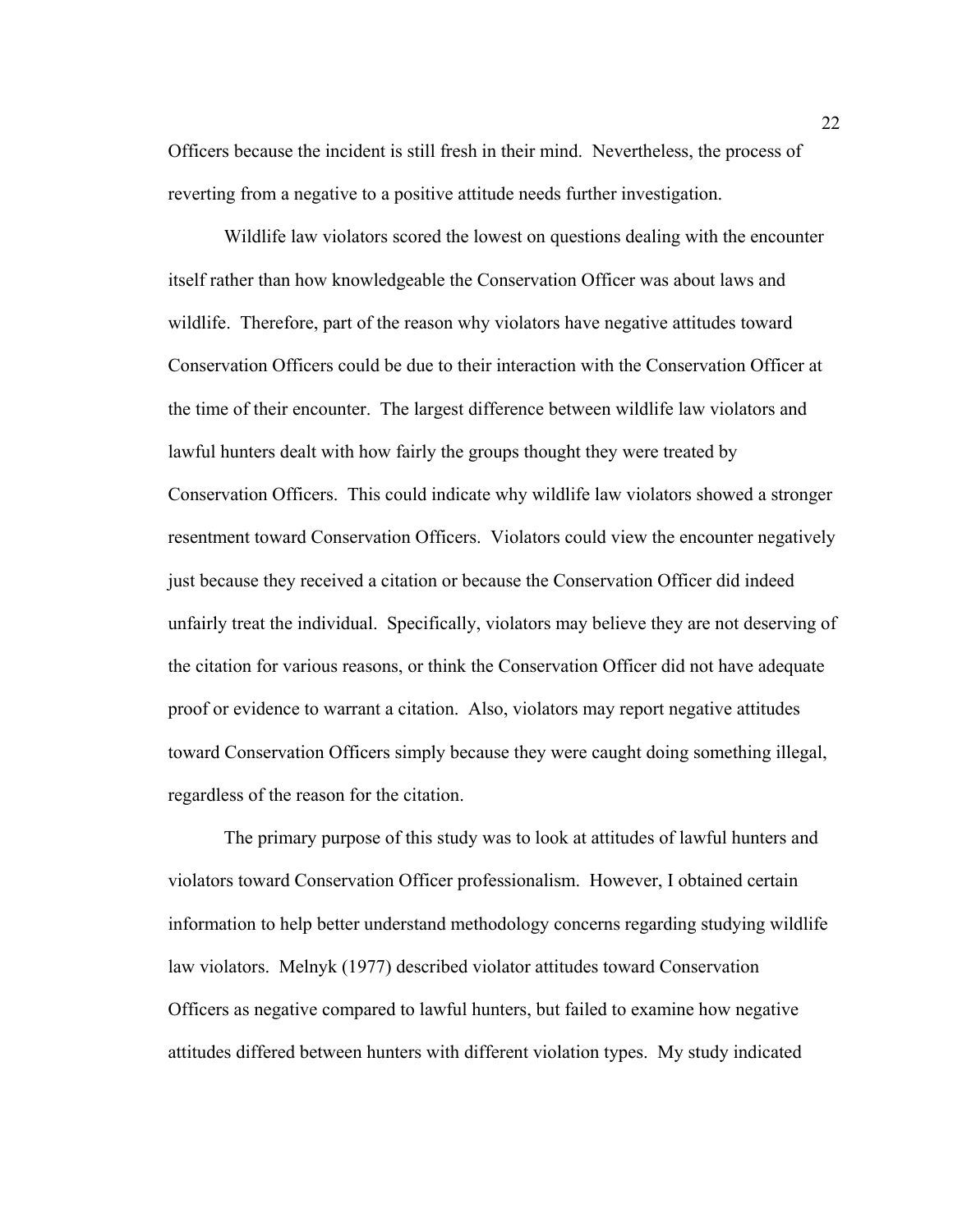Officers because the incident is still fresh in their mind. Nevertheless, the process of reverting from a negative to a positive attitude needs further investigation.

Wildlife law violators scored the lowest on questions dealing with the encounter itself rather than how knowledgeable the Conservation Officer was about laws and wildlife. Therefore, part of the reason why violators have negative attitudes toward Conservation Officers could be due to their interaction with the Conservation Officer at the time of their encounter. The largest difference between wildlife law violators and lawful hunters dealt with how fairly the groups thought they were treated by Conservation Officers. This could indicate why wildlife law violators showed a stronger resentment toward Conservation Officers. Violators could view the encounter negatively just because they received a citation or because the Conservation Officer did indeed unfairly treat the individual. Specifically, violators may believe they are not deserving of the citation for various reasons, or think the Conservation Officer did not have adequate proof or evidence to warrant a citation. Also, violators may report negative attitudes toward Conservation Officers simply because they were caught doing something illegal, regardless of the reason for the citation.

The primary purpose of this study was to look at attitudes of lawful hunters and violators toward Conservation Officer professionalism. However, I obtained certain information to help better understand methodology concerns regarding studying wildlife law violators. Melnyk (1977) described violator attitudes toward Conservation Officers as negative compared to lawful hunters, but failed to examine how negative attitudes differed between hunters with different violation types. My study indicated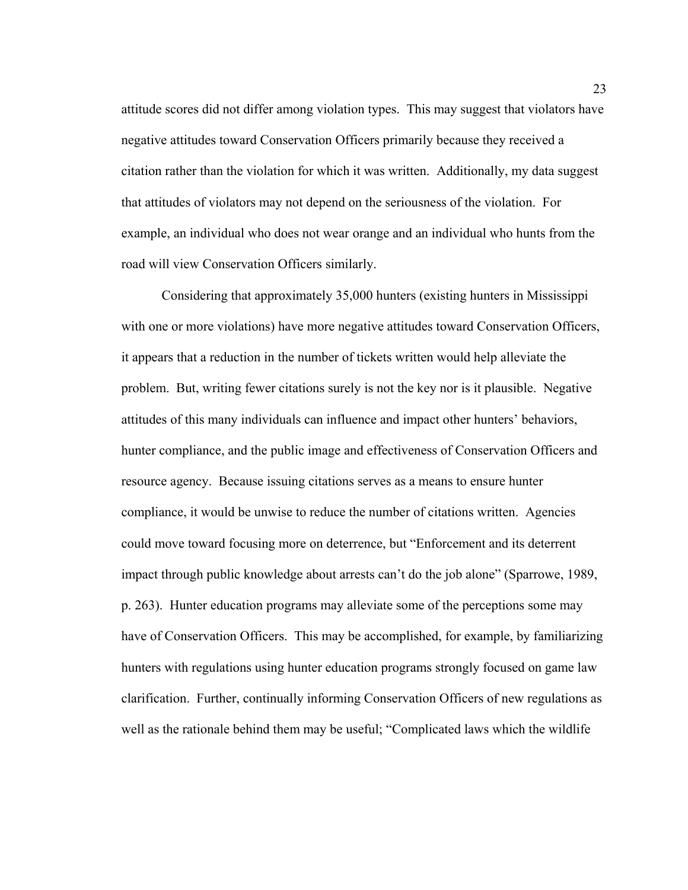attitude scores did not differ among violation types. This may suggest that violators have negative attitudes toward Conservation Officers primarily because they received a citation rather than the violation for which it was written. Additionally, my data suggest that attitudes of violators may not depend on the seriousness of the violation. For example, an individual who does not wear orange and an individual who hunts from the road will view Conservation Officers similarly.

Considering that approximately 35,000 hunters (existing hunters in Mississippi with one or more violations) have more negative attitudes toward Conservation Officers, it appears that a reduction in the number of tickets written would help alleviate the problem. But, writing fewer citations surely is not the key nor is it plausible. Negative attitudes of this many individuals can influence and impact other hunters' behaviors, hunter compliance, and the public image and effectiveness of Conservation Officers and resource agency. Because issuing citations serves as a means to ensure hunter compliance, it would be unwise to reduce the number of citations written. Agencies could move toward focusing more on deterrence, but "Enforcement and its deterrent impact through public knowledge about arrests can't do the job alone" (Sparrowe, 1989, p. 263). Hunter education programs may alleviate some of the perceptions some may have of Conservation Officers. This may be accomplished, for example, by familiarizing hunters with regulations using hunter education programs strongly focused on game law clarification. Further, continually informing Conservation Officers of new regulations as well as the rationale behind them may be useful; "Complicated laws which the wildlife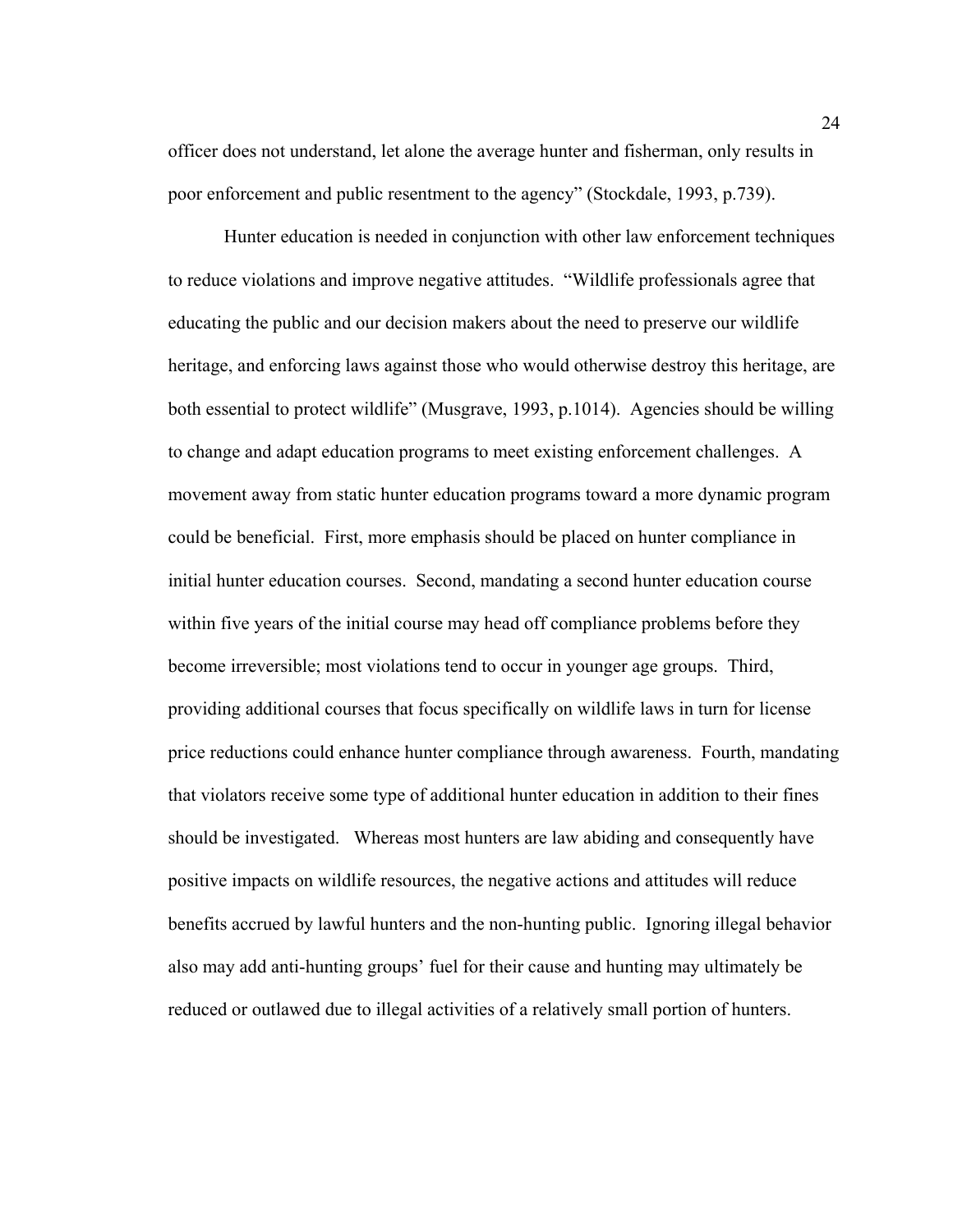officer does not understand, let alone the average hunter and fisherman, only results in poor enforcement and public resentment to the agency" (Stockdale, 1993, p.739).

Hunter education is needed in conjunction with other law enforcement techniques to reduce violations and improve negative attitudes. "Wildlife professionals agree that educating the public and our decision makers about the need to preserve our wildlife heritage, and enforcing laws against those who would otherwise destroy this heritage, are both essential to protect wildlife" (Musgrave, 1993, p.1014). Agencies should be willing to change and adapt education programs to meet existing enforcement challenges. A movement away from static hunter education programs toward a more dynamic program could be beneficial. First, more emphasis should be placed on hunter compliance in initial hunter education courses. Second, mandating a second hunter education course within five years of the initial course may head off compliance problems before they become irreversible; most violations tend to occur in younger age groups. Third, providing additional courses that focus specifically on wildlife laws in turn for license price reductions could enhance hunter compliance through awareness. Fourth, mandating that violators receive some type of additional hunter education in addition to their fines should be investigated. Whereas most hunters are law abiding and consequently have positive impacts on wildlife resources, the negative actions and attitudes will reduce benefits accrued by lawful hunters and the non-hunting public. Ignoring illegal behavior also may add anti-hunting groups' fuel for their cause and hunting may ultimately be reduced or outlawed due to illegal activities of a relatively small portion of hunters.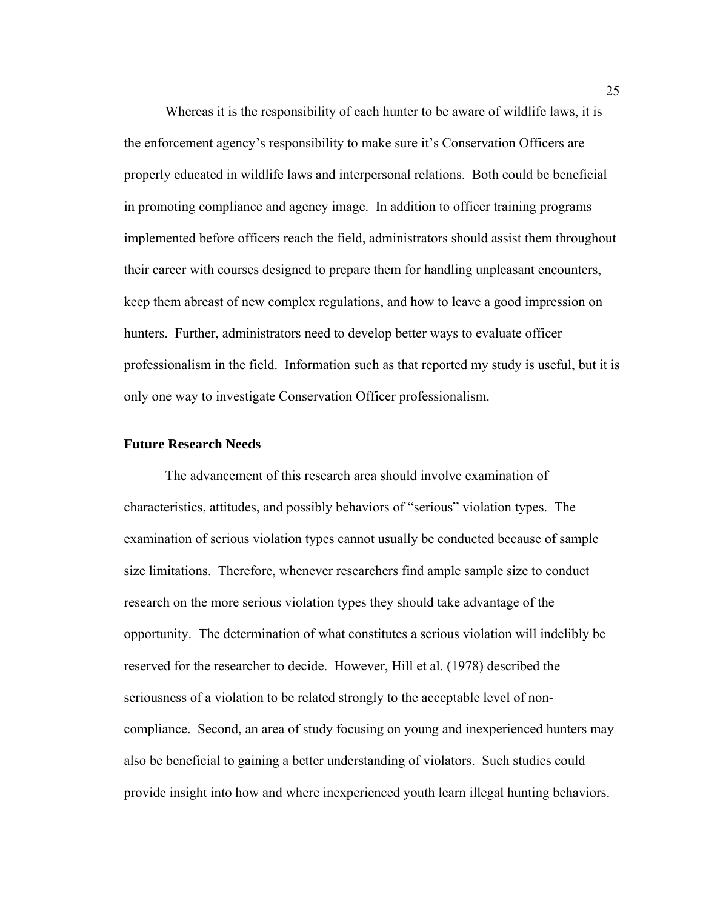Whereas it is the responsibility of each hunter to be aware of wildlife laws, it is the enforcement agency's responsibility to make sure it's Conservation Officers are properly educated in wildlife laws and interpersonal relations. Both could be beneficial in promoting compliance and agency image. In addition to officer training programs implemented before officers reach the field, administrators should assist them throughout their career with courses designed to prepare them for handling unpleasant encounters, keep them abreast of new complex regulations, and how to leave a good impression on hunters. Further, administrators need to develop better ways to evaluate officer professionalism in the field. Information such as that reported my study is useful, but it is only one way to investigate Conservation Officer professionalism.

### Future Research Needs

The advancement of this research area should involve examination of characteristics, attitudes, and possibly behaviors of "serious" violation types. The examination of serious violation types cannot usually be conducted because of sample size limitations. Therefore, whenever researchers find ample sample size to conduct research on the more serious violation types they should take advantage of the opportunity. The determination of what constitutes a serious violation will indelibly be reserved for the researcher to decide. However, Hill et al. (1978) described the seriousness of a violation to be related strongly to the acceptable level of non-compliance. Second, an area of study focusing on young and inexperienced hunters may also be beneficial to gaining a better understanding of violators. Such studies could provide insight into how and where inexperienced youth learn illegal hunting behaviors.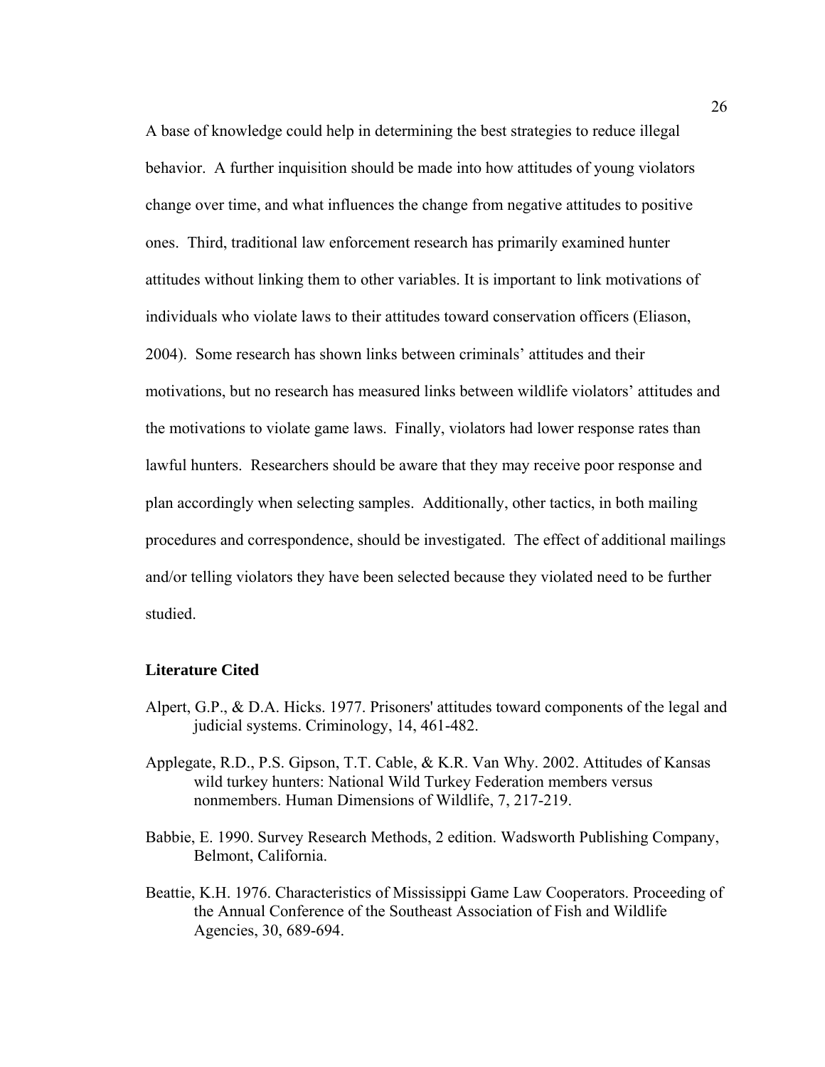A base of knowledge could help in determining the best strategies to reduce illegal behavior. A further inquisition should be made into how attitudes of young violators change over time, and what influences the change from negative attitudes to positive ones. Third, traditional law enforcement research has primarily examined hunter attitudes without linking them to other variables. It is important to link motivations of individuals who violate laws to their attitudes toward conservation officers (Eliason, 2004). Some research has shown links between criminals' attitudes and their motivations, but no research has measured links between wildlife violators' attitudes and the motivations to violate game laws. Finally, violators had lower response rates than lawful hunters. Researchers should be aware that they may receive poor response and plan accordingly when selecting samples. Additionally, other tactics, in both mailing procedures and correspondence, should be investigated. The effect of additional mailings and/or telling violators they have been selected because they violated need to be further studied.

### Literature Cited

Alpert, G.P., & D.A. Hicks. 1977. Prisoners' attitudes toward components of the legal and judicial systems. Criminology, 14, 461-482.

Applegate, R.D., P.S. Gipson, T.T. Cable, & K.R. Van Why. 2002. Attitudes of Kansas wild turkey hunters: National Wild Turkey Federation members versus nonmembers. Human Dimensions of Wildlife, 7, 217-219.

Babbie, E. 1990. Survey Research Methods, 2 edition. Wadsworth Publishing Company, Belmont, California.

Beattie, K.H. 1976. Characteristics of Mississippi Game Law Cooperators. Proceeding of the Annual Conference of the Southeast Association of Fish and Wildlife Agencies, 30, 689-694.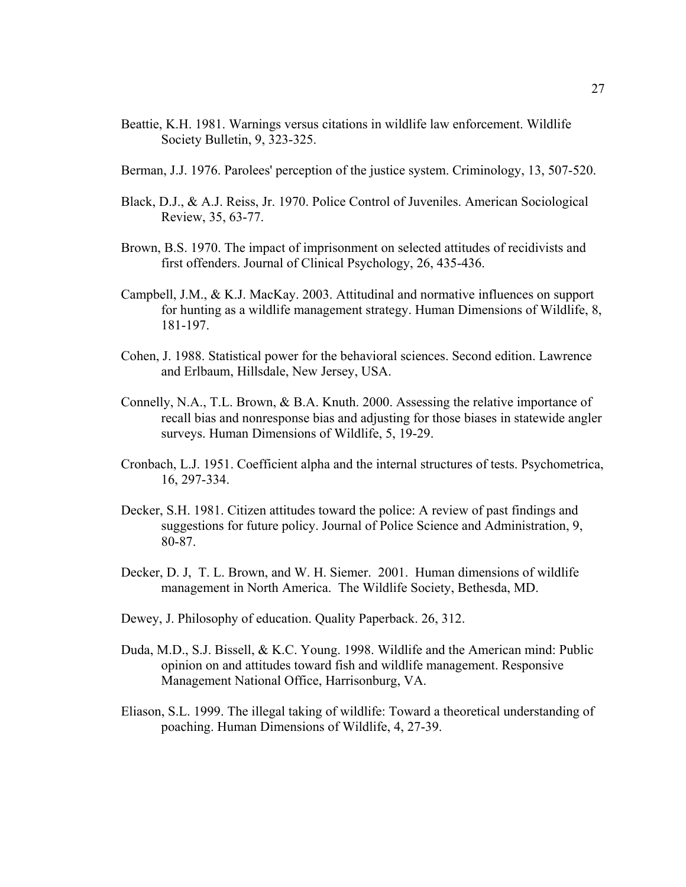Beattie, K.H. 1981. Warnings versus citations in wildlife law enforcement. Wildlife Society Bulletin, 9, 323-325.

Berman, J.J. 1976. Parolees' perception of the justice system. Criminology, 13, 507-520.

Black, D.J., & A.J. Reiss, Jr. 1970. Police Control of Juveniles. American Sociological Review, 35, 63-77.

Brown, B.S. 1970. The impact of imprisonment on selected attitudes of recidivists and first offenders. Journal of Clinical Psychology, 26, 435-436.

Campbell, J.M., & K.J. MacKay. 2003. Attitudinal and normative influences on support for hunting as a wildlife management strategy. Human Dimensions of Wildlife, 8, 181-197.

Cohen, J. 1988. Statistical power for the behavioral sciences. Second edition. Lawrence and Erlbaum, Hillsdale, New Jersey, USA.

Connelly, N.A., T.L. Brown, & B.A. Knuth. 2000. Assessing the relative importance of recall bias and nonresponse bias and adjusting for those biases in statewide angler surveys. Human Dimensions of Wildlife, 5, 19-29.

Cronbach, L.J. 1951. Coefficient alpha and the internal structures of tests. Psychometrica, 16, 297-334.

Decker, S.H. 1981. Citizen attitudes toward the police: A review of past findings and suggestions for future policy. Journal of Police Science and Administration, 9, 80-87.

Decker, D. J, T. L. Brown, and W. H. Siemer. 2001. Human dimensions of wildlife management in North America. The Wildlife Society, Bethesda, MD.

Dewey, J. Philosophy of education. Quality Paperback. 26, 312.

Duda, M.D., S.J. Bissell, & K.C. Young. 1998. Wildlife and the American mind: Public opinion on and attitudes toward fish and wildlife management. Responsive Management National Office, Harrisonburg, VA.

Eliason, S.L. 1999. The illegal taking of wildlife: Toward a theoretical understanding of poaching. Human Dimensions of Wildlife, 4, 27-39.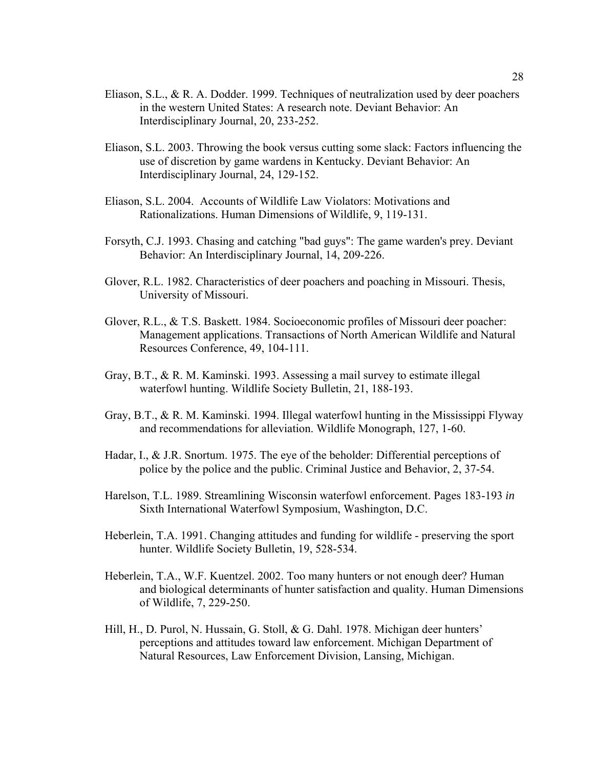Eliason, S.L., & R. A. Dodder. 1999. Techniques of neutralization used by deer poachers in the western United States: A research note. Deviant Behavior: An Interdisciplinary Journal, 20, 233-252.

Eliason, S.L. 2003. Throwing the book versus cutting some slack: Factors influencing the use of discretion by game wardens in Kentucky. Deviant Behavior: An Interdisciplinary Journal, 24, 129-152.

Eliason, S.L. 2004. Accounts of Wildlife Law Violators: Motivations and Rationalizations. Human Dimensions of Wildlife, 9, 119-131.

Forsyth, C.J. 1993. Chasing and catching "bad guys": The game warden's prey. Deviant Behavior: An Interdisciplinary Journal, 14, 209-226.

Glover, R.L. 1982. Characteristics of deer poachers and poaching in Missouri. Thesis, University of Missouri.

Glover, R.L., & T.S. Baskett. 1984. Socioeconomic profiles of Missouri deer poacher: Management applications. Transactions of North American Wildlife and Natural Resources Conference, 49, 104-111.

Gray, B.T., & R. M. Kaminski. 1993. Assessing a mail survey to estimate illegal waterfowl hunting. Wildlife Society Bulletin, 21, 188-193.

Gray, B.T., & R. M. Kaminski. 1994. Illegal waterfowl hunting in the Mississippi Flyway and recommendations for alleviation. Wildlife Monograph, 127, 1-60.

Hadar, I., & J.R. Snortum. 1975. The eye of the beholder: Differential perceptions of police by the police and the public. Criminal Justice and Behavior, 2, 37-54.

Harelson, T.L. 1989. Streamlining Wisconsin waterfowl enforcement. Pages 183-193 *in* Sixth International Waterfowl Symposium, Washington, D.C.

Heberlein, T.A. 1991. Changing attitudes and funding for wildlife - preserving the sport hunter. Wildlife Society Bulletin, 19, 528-534.

Heberlein, T.A., W.F. Kuentzel. 2002. Too many hunters or not enough deer? Human and biological determinants of hunter satisfaction and quality. Human Dimensions of Wildlife, 7, 229-250.

Hill, H., D. Purol, N. Hussain, G. Stoll, & G. Dahl. 1978. Michigan deer hunters' perceptions and attitudes toward law enforcement. Michigan Department of Natural Resources, Law Enforcement Division, Lansing, Michigan.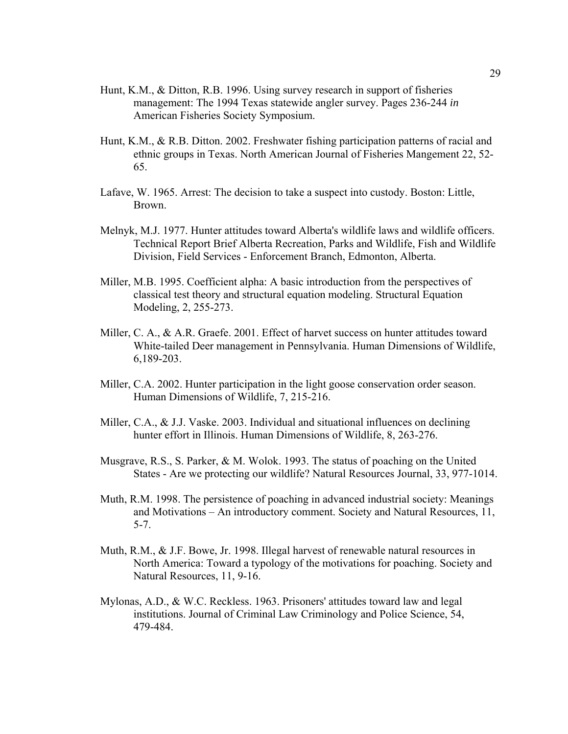Hunt, K.M., & Ditton, R.B. 1996. Using survey research in support of fisheries management: The 1994 Texas statewide angler survey. Pages 236-244 *in* American Fisheries Society Symposium.

Hunt, K.M., & R.B. Ditton. 2002. Freshwater fishing participation patterns of racial and ethnic groups in Texas. North American Journal of Fisheries Mangement 22, 52-65.

Lafave, W. 1965. Arrest: The decision to take a suspect into custody. Boston: Little, Brown.

Melnyk, M.J. 1977. Hunter attitudes toward Alberta's wildlife laws and wildlife officers. Technical Report Brief Alberta Recreation, Parks and Wildlife, Fish and Wildlife Division, Field Services - Enforcement Branch, Edmonton, Alberta.

Miller, M.B. 1995. Coefficient alpha: A basic introduction from the perspectives of classical test theory and structural equation modeling. Structural Equation Modeling, 2, 255-273.

Miller, C. A., & A.R. Graefe. 2001. Effect of harvet success on hunter attitudes toward White-tailed Deer management in Pennsylvania. Human Dimensions of Wildlife, 6,189-203.

Miller, C.A. 2002. Hunter participation in the light goose conservation order season. Human Dimensions of Wildlife, 7, 215-216.

Miller, C.A., & J.J. Vaske. 2003. Individual and situational influences on declining hunter effort in Illinois. Human Dimensions of Wildlife, 8, 263-276.

Musgrave, R.S., S. Parker, & M. Wolok. 1993. The status of poaching on the United States - Are we protecting our wildlife? Natural Resources Journal, 33, 977-1014.

Muth, R.M. 1998. The persistence of poaching in advanced industrial society: Meanings and Motivations – An introductory comment. Society and Natural Resources, 11, 5-7.

Muth, R.M., & J.F. Bowe, Jr. 1998. Illegal harvest of renewable natural resources in North America: Toward a typology of the motivations for poaching. Society and Natural Resources, 11, 9-16.

Mylonas, A.D., & W.C. Reckless. 1963. Prisoners' attitudes toward law and legal institutions. Journal of Criminal Law Criminology and Police Science, 54, 479-484.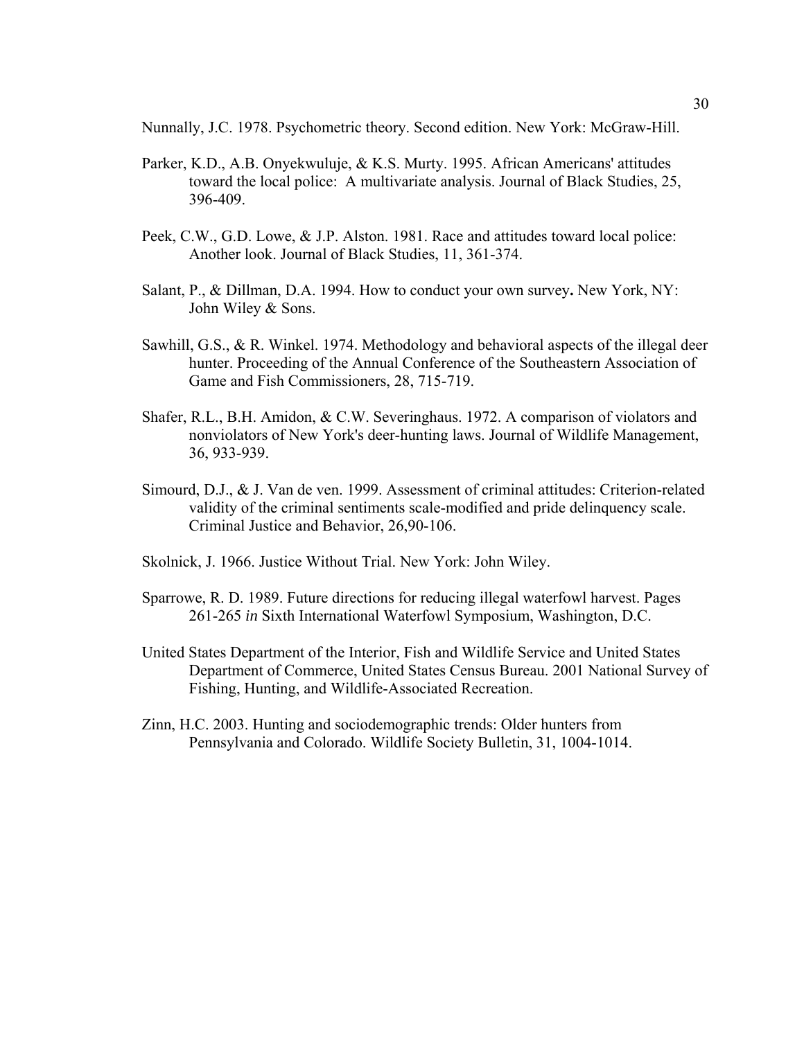Nunnally, J.C. 1978. Psychometric theory. Second edition. New York: McGraw-Hill.

Parker, K.D., A.B. Onyekwuluje, & K.S. Murty. 1995. African Americans' attitudes toward the local police: A multivariate analysis. Journal of Black Studies, 25, 396-409.

Peek, C.W., G.D. Lowe, & J.P. Alston. 1981. Race and attitudes toward local police: Another look. Journal of Black Studies, 11, 361-374.

Salant, P., & Dillman, D.A. 1994. How to conduct your own survey**.** New York, NY: John Wiley & Sons.

Sawhill, G.S., & R. Winkel. 1974. Methodology and behavioral aspects of the illegal deer hunter. Proceeding of the Annual Conference of the Southeastern Association of Game and Fish Commissioners, 28, 715-719.

Shafer, R.L., B.H. Amidon, & C.W. Severinghaus. 1972. A comparison of violators and nonviolators of New York's deer-hunting laws. Journal of Wildlife Management, 36, 933-939.

Simourd, D.J., & J. Van de ven. 1999. Assessment of criminal attitudes: Criterion-related validity of the criminal sentiments scale-modified and pride delinquency scale. Criminal Justice and Behavior, 26,90-106.

Skolnick, J. 1966. Justice Without Trial. New York: John Wiley.

Sparrowe, R. D. 1989. Future directions for reducing illegal waterfowl harvest. Pages 261-265 *in* Sixth International Waterfowl Symposium, Washington, D.C.

United States Department of the Interior, Fish and Wildlife Service and United States Department of Commerce, United States Census Bureau. 2001 National Survey of Fishing, Hunting, and Wildlife-Associated Recreation.

Zinn, H.C. 2003. Hunting and sociodemographic trends: Older hunters from Pennsylvania and Colorado. Wildlife Society Bulletin, 31, 1004-1014.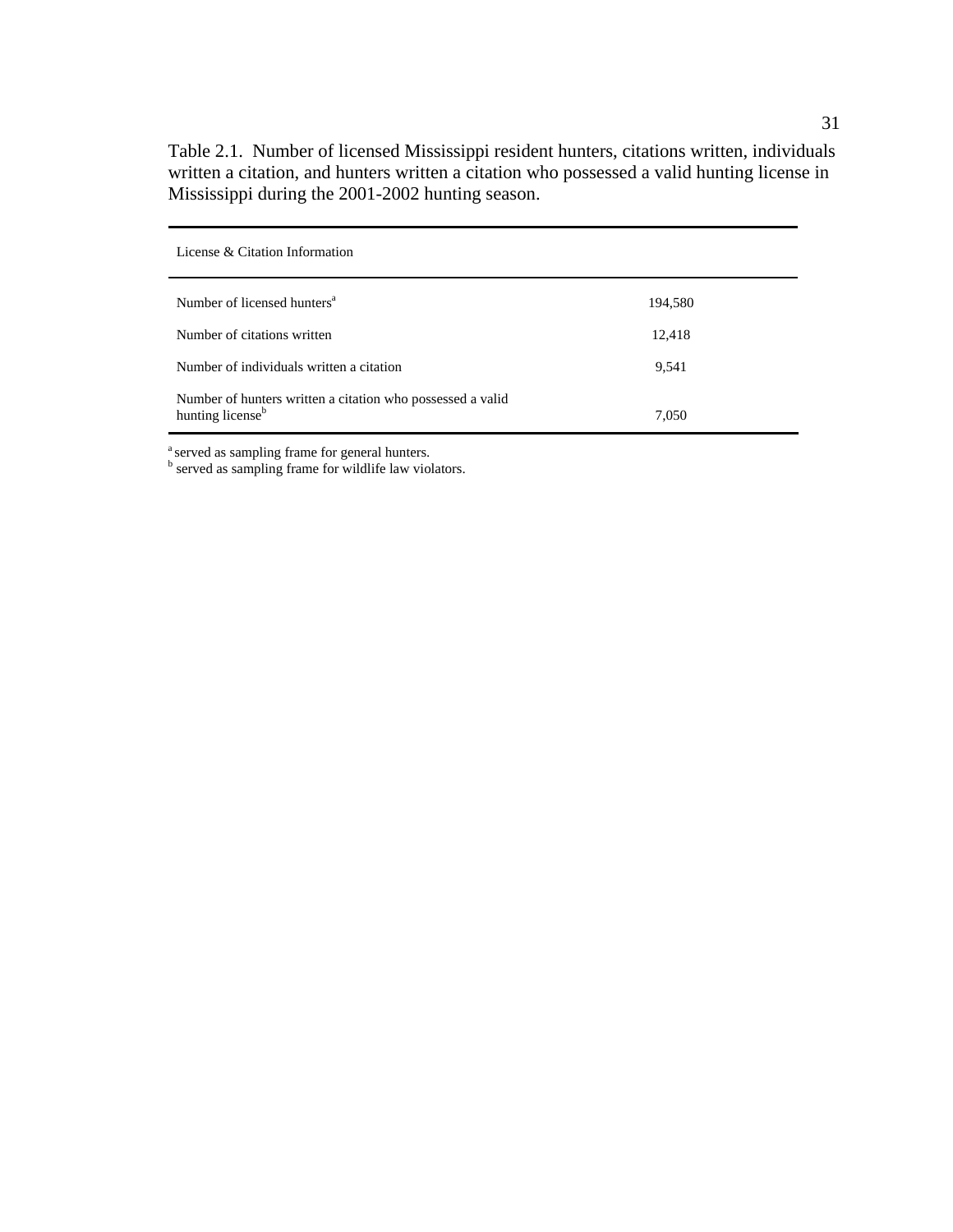Table 2.1. Number of licensed Mississippi resident hunters, citations written, individuals written a citation, and hunters written a citation who possessed a valid hunting license in Mississippi during the 2001-2002 hunting season.

| License & Citation Information | |
|---|---|
| Number of licensed hunters[a] | 194,580 |
| Number of citations written | 12,418 |
| Number of individuals written a citation | 9,541 |
| Number of hunters written a citation who possessed a valid hunting license[b] | 7,050 |

[a] served as sampling frame for general hunters.
[b] served as sampling frame for wildlife law violators.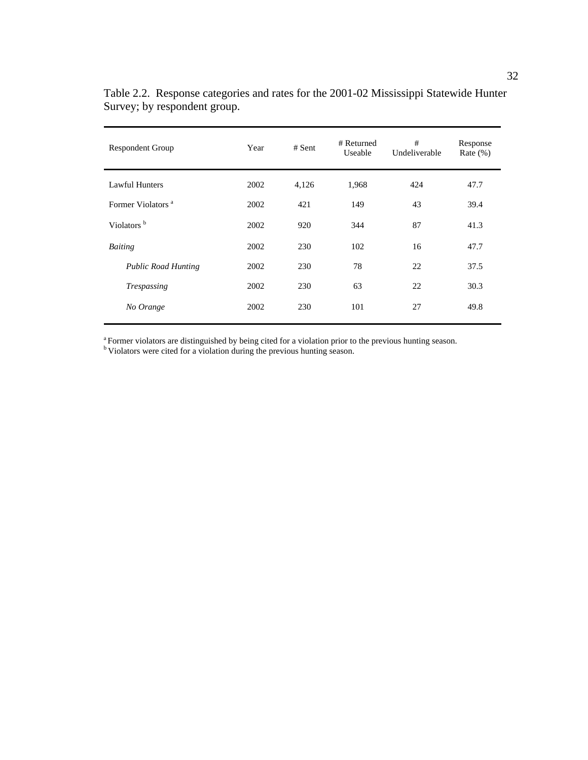Table 2.2. Response categories and rates for the 2001-02 Mississippi Statewide Hunter Survey; by respondent group.

| Respondent Group | Year | # Sent | # Returned Useable | # Undeliverable | Response Rate (%) |
|---|---|---|---|---|---|
| Lawful Hunters | 2002 | 4,126 | 1,968 | 424 | 47.7 |
| Former Violators [a] | 2002 | 421 | 149 | 43 | 39.4 |
| Violators [b] | 2002 | 920 | 344 | 87 | 41.3 |
| *Baiting* | 2002 | 230 | 102 | 16 | 47.7 |
| *Public Road Hunting* | 2002 | 230 | 78 | 22 | 37.5 |
| *Trespassing* | 2002 | 230 | 63 | 22 | 30.3 |
| *No Orange* | 2002 | 230 | 101 | 27 | 49.8 |

[a] Former violators are distinguished by being cited for a violation prior to the previous hunting season.
[b] Violators were cited for a violation during the previous hunting season.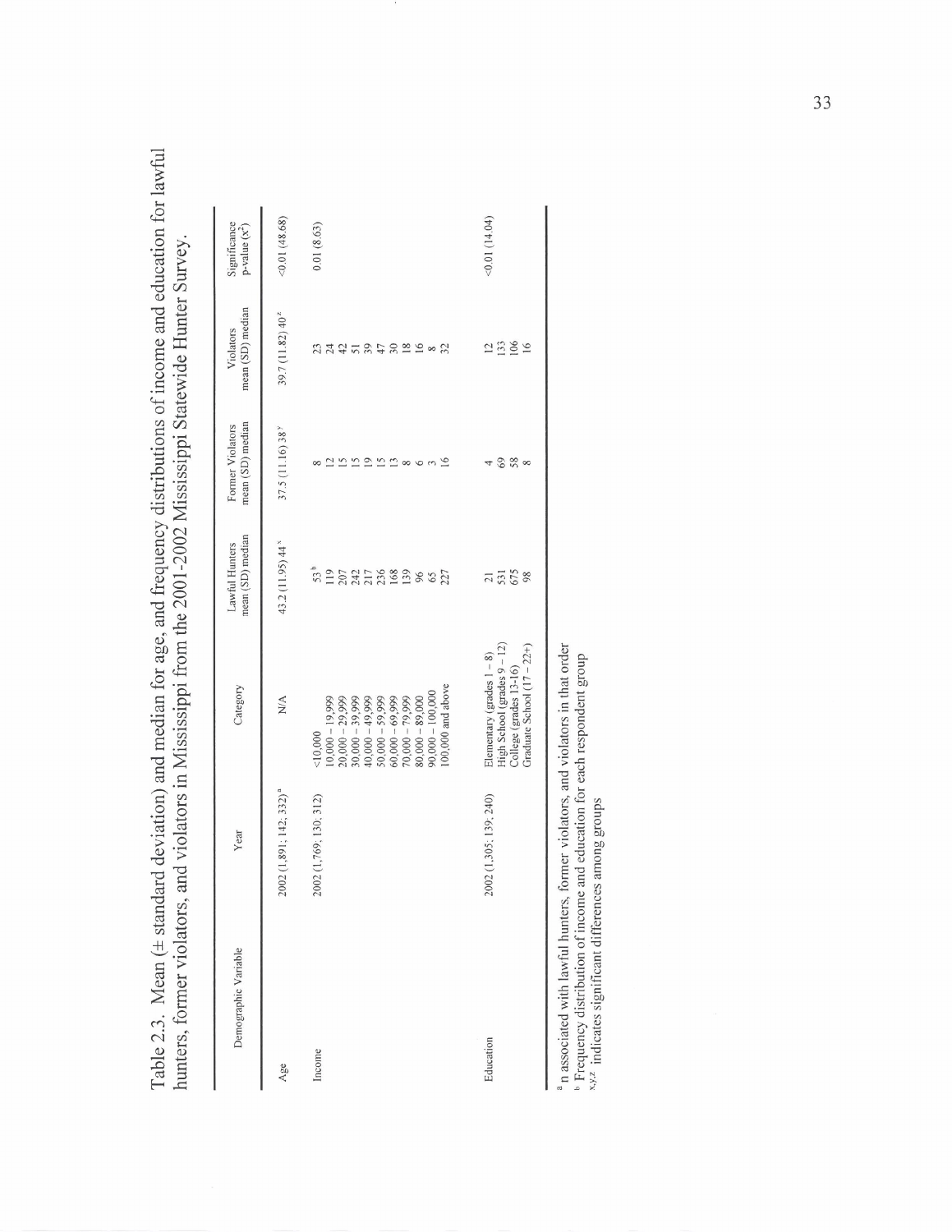Table 2.3. Mean (± standard deviation) and median for age, and frequency distributions of income and education for lawful hunters, former violators, and violators in Mississippi from the 2001-2002 Mississippi Statewide Hunter Survey.

| Demographic Variable | Year | Category | Lawful Hunters mean (SD) median | Former Violators mean (SD) median | Violators mean (SD) median | Significance p-value ($x^2$) |
|---|---|---|---|---|---|---|
| Age | 2002 (1,891; 142; 332)[a] | N/A | 43.2 (11.95) 44[x] | 37.5 (11.16) 38[y] | 39.7 (11.82) 40[z] | <0.01 (48.68) |
| Income | 2002 (1,769; 130; 312) | <10,000 | 53[b] | 8 | 23 | 0.01 (8.63) |
| | | 10,000 – 19,999 | 119 | 12 | 24 | |
| | | 20,000 – 29,999 | 207 | 15 | 42 | |
| | | 30,000 – 39,999 | 242 | 15 | 51 | |
| | | 40,000 – 49,999 | 217 | 19 | 39 | |
| | | 50,000 – 59,999 | 236 | 15 | 47 | |
| | | 60,000 – 69,999 | 168 | 13 | 30 | |
| | | 70,000 – 79,999 | 139 | 8 | 18 | |
| | | 80,000 – 89,000 | 96 | 6 | 16 | |
| | | 90,000 – 100,000 | 65 | 3 | 8 | |
| | | 100,000 and above | 227 | 16 | 32 | |
| Education | 2002 (1,305; 139; 240) | Elementary (grades 1 – 8) | 21 | 4 | 12 | <0.01 (14.04) |
| | | High School (grades 9 – 12) | 531 | 69 | 133 | |
| | | College (grades 13-16) | 675 | 58 | 106 | |
| | | Graduate School (17 – 22+) | 98 | 8 | 16 | |

[a] n associated with lawful hunters, former violators, and violators in that order
[b] Frequency distribution of income and education for each respondent group
[x,y,z] indicates significant differences among groups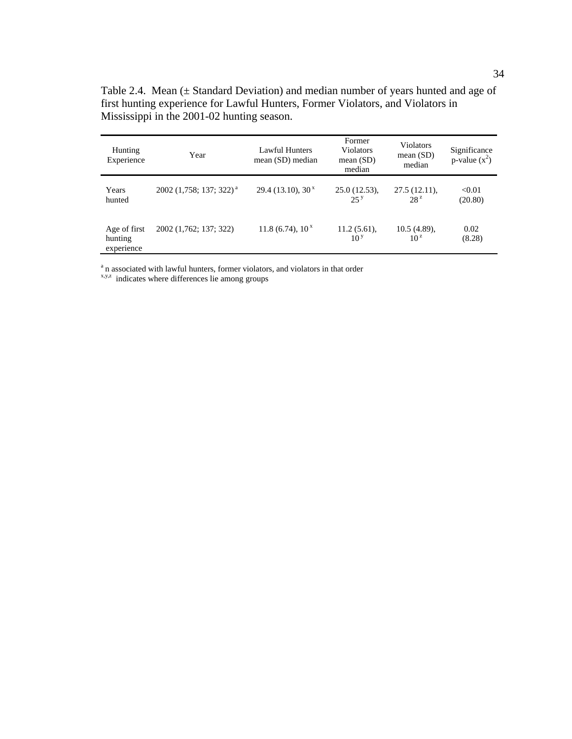Table 2.4. Mean (± Standard Deviation) and median number of years hunted and age of first hunting experience for Lawful Hunters, Former Violators, and Violators in Mississippi in the 2001-02 hunting season.

| Hunting Experience | Year | Lawful Hunters mean (SD) median | Former Violators mean (SD) median | Violators mean (SD) median | Significance p-value ($x^2$) |
|---|---|---|---|---|---|
| Years hunted | 2002 (1,758; 137; 322) [a] | 29.4 (13.10), 30 [x] | 25.0 (12.53), 25 [y] | 27.5 (12.11), 28 [z] | <0.01 (20.80) |
| Age of first hunting experience | 2002 (1,762; 137; 322) | 11.8 (6.74), 10 [x] | 11.2 (5.61), 10 [y] | 10.5 (4.89), 10 [z] | 0.02 (8.28) |

[a] n associated with lawful hunters, former violators, and violators in that order

[x,y,z] indicates where differences lie among groups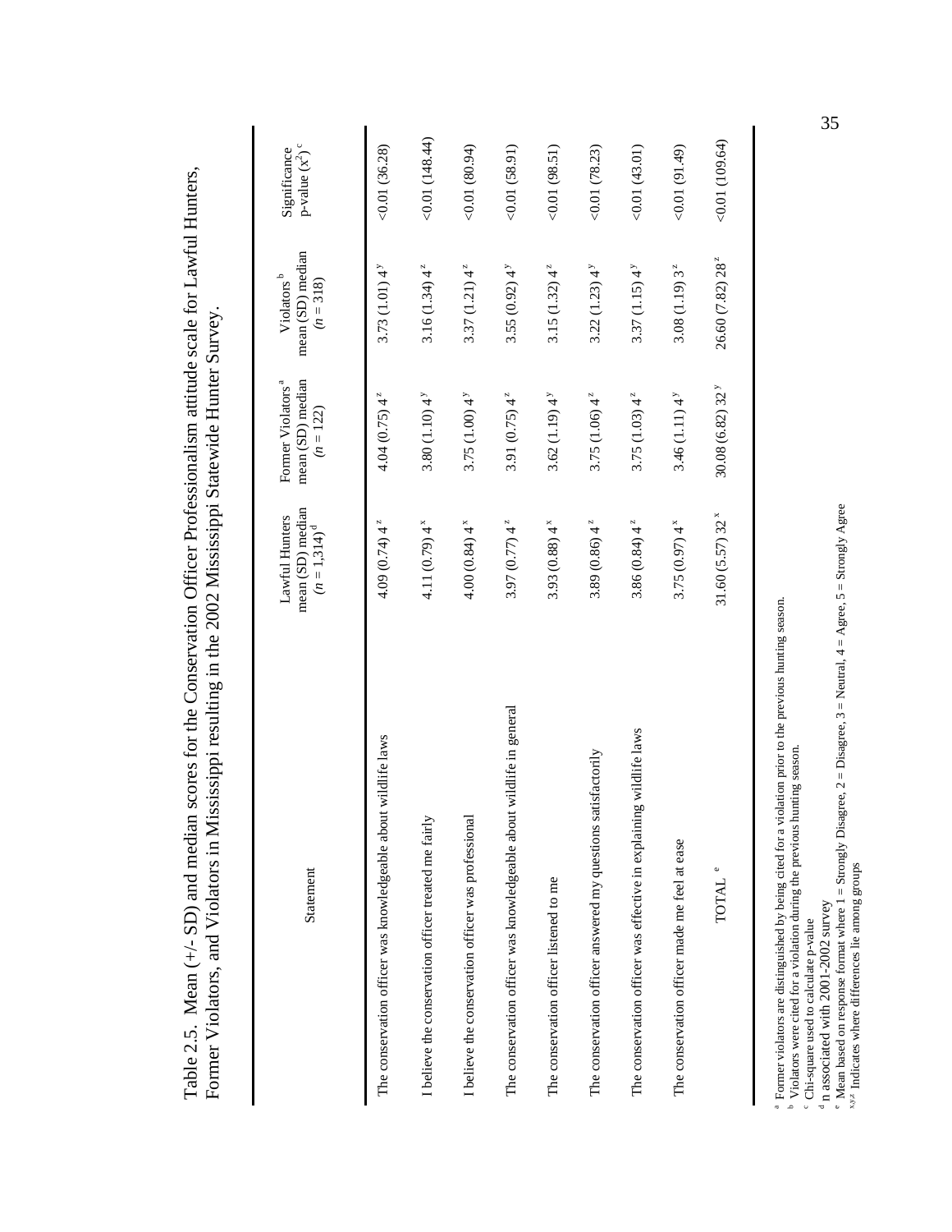Table 2.5. Mean (+/- SD) and median scores for the Conservation Officer Professionalism attitude scale for Lawful Hunters, Former Violators, and Violators in Mississippi resulting in the 2002 Mississippi Statewide Hunter Survey.

| Statement | Lawful Hunters mean (SD) median ($n$ = 1,314)[d] | Former Violators[a] mean (SD) median ($n$ = 122) | Violators[b] mean (SD) median ($n$ = 318) | Significance p-value ($x^2$)[c] |
|---|---|---|---|---|
| The conservation officer was knowledgeable about wildlife laws | 4.09 (0.74) 4 [z] | 4.04 (0.75) 4 [z] | 3.73 (1.01) 4 [y] | <0.01 (36.28) |
| I believe the conservation officer treated me fairly | 4.11 (0.79) 4 [x] | 3.80 (1.10) 4 [y] | 3.16 (1.34) 4 [z] | <0.01 (148.44) |
| I believe the conservation officer was professional | 4.00 (0.84) 4 [x] | 3.75 (1.00) 4 [y] | 3.37 (1.21) 4 [z] | <0.01 (80.94) |
| The conservation officer was knowledgeable about wildlife in general | 3.97 (0.77) 4 [z] | 3.91 (0.75) 4 [z] | 3.55 (0.92) 4 [y] | <0.01 (58.91) |
| The conservation officer listened to me | 3.93 (0.88) 4 [x] | 3.62 (1.19) 4 [y] | 3.15 (1.32) 4 [z] | <0.01 (98.51) |
| The conservation officer answered my questions satisfactorily | 3.89 (0.86) 4 [z] | 3.75 (1.06) 4 [z] | 3.22 (1.23) 4 [y] | <0.01 (78.23) |
| The conservation officer was effective in explaining wildlife laws | 3.86 (0.84) 4 [z] | 3.75 (1.03) 4 [z] | 3.37 (1.15) 4 [y] | <0.01 (43.01) |
| The conservation officer made me feel at ease | 3.75 (0.97) 4 [x] | 3.46 (1.11) 4 [y] | 3.08 (1.19) 3 [z] | <0.01 (91.49) |
| TOTAL [e] | 31.60 (5.57) 32 [x] | 30.08 (6.82) 32 [y] | 26.60 (7.82) 28 [z] | <0.01 (109.64) |

[a] Former violators are distinguished by being cited for a violation prior to the previous hunting season.
[b] Violators were cited for a violation during the previous hunting season.
[c] Chi-square used to calculate p-value
[d] n associated with 2001-2002 survey
[e] Mean based on response format where 1 = Strongly Disagree, 2 = Disagree, 3 = Neutral, 4 = Agree, 5 = Strongly Agree
[x,y,z] Indicates where differences lie among groups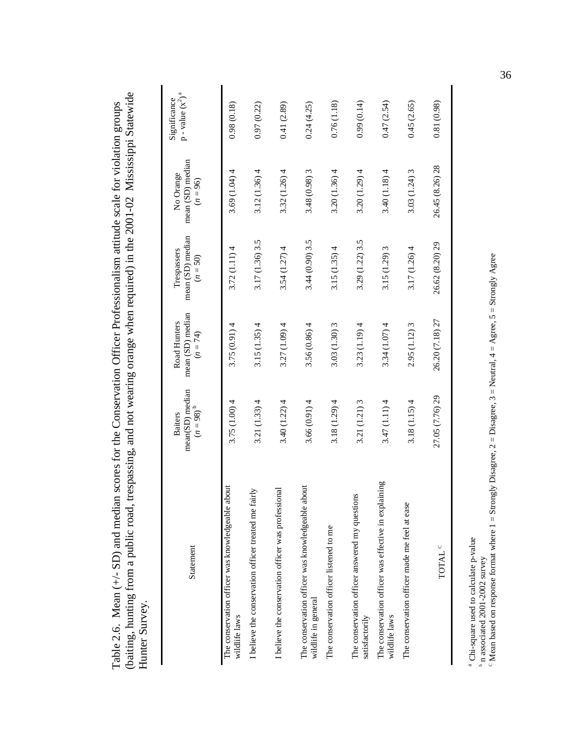Table 2.6. Mean (+/- SD) and median scores for the Conservation Officer Professionalism attitude scale for violation groups (baiting, hunting from a public road, trespassing, and not wearing orange when required) in the 2001-02 Mississippi Statewide Hunter Survey.

| Statement | Baiters mean(SD) median ($n$ = 98) [b] | Road Hunters mean (SD) median ($n$ = 74) | Trespassers mean (SD) median ($n$ = 50) | No Orange mean (SD) median ($n$ = 96) | Significance p - value ($x^2$) [a] |
|---|---|---|---|---|---|
| The conservation officer was knowledgeable about wildlife laws | 3.75 (1.00) 4 | 3.75 (0.91) 4 | 3.72 (1.11) 4 | 3.69 (1.04) 4 | 0.98 (0.18) |
| I believe the conservation officer treated me fairly | 3.21 (1.33) 4 | 3.15 (1.35) 4 | 3.17 (1.36) 3.5 | 3.12 (1.36) 4 | 0.97 (0.22) |
| I believe the conservation officer was professional | 3.40 (1.22) 4 | 3.27 (1.09) 4 | 3.54 (1.27) 4 | 3.32 (1.26) 4 | 0.41 (2.89) |
| The conservation officer was knowledgeable about wildlife in general | 3.66 (0.91) 4 | 3.56 (0.86) 4 | 3.44 (0.90) 3.5 | 3.48 (0.98) 3 | 0.24 (4.25) |
| The conservation officer listened to me | 3.18 (1.29) 4 | 3.03 (1.30) 3 | 3.15 (1.35) 4 | 3.20 (1.36) 4 | 0.76 (1.18) |
| The conservation officer answered my questions satisfactorily | 3.21 (1.21) 3 | 3.23 (1.19) 4 | 3.29 (1.22) 3.5 | 3.20 (1.29) 4 | 0.99 (0.14) |
| The conservation officer was effective in explaining wildlife laws | 3.47 (1.11) 4 | 3.34 (1.07) 4 | 3.15 (1.29) 3 | 3.40 (1.18) 4 | 0.47 (2.54) |
| The conservation officer made me feel at ease | 3.18 (1.15) 4 | 2.95 (1.12) 3 | 3.17 (1.26) 4 | 3.03 (1.24) 3 | 0.45 (2.65) |
| TOTAL [c] | 27.05 (7.76) 29 | 26.20 (7.18) 27 | 26.62 (8.20) 29 | 26.45 (8.26) 28 | 0.81 (0.98) |

[a] Chi-square used to calculate p-value
[b] n associated 2001-2002 survey
[c] Mean based on response format where 1 = Strongly Disagree, 2 = Disagree, 3 = Neutral, 4 = Agree, 5 = Strongly Agree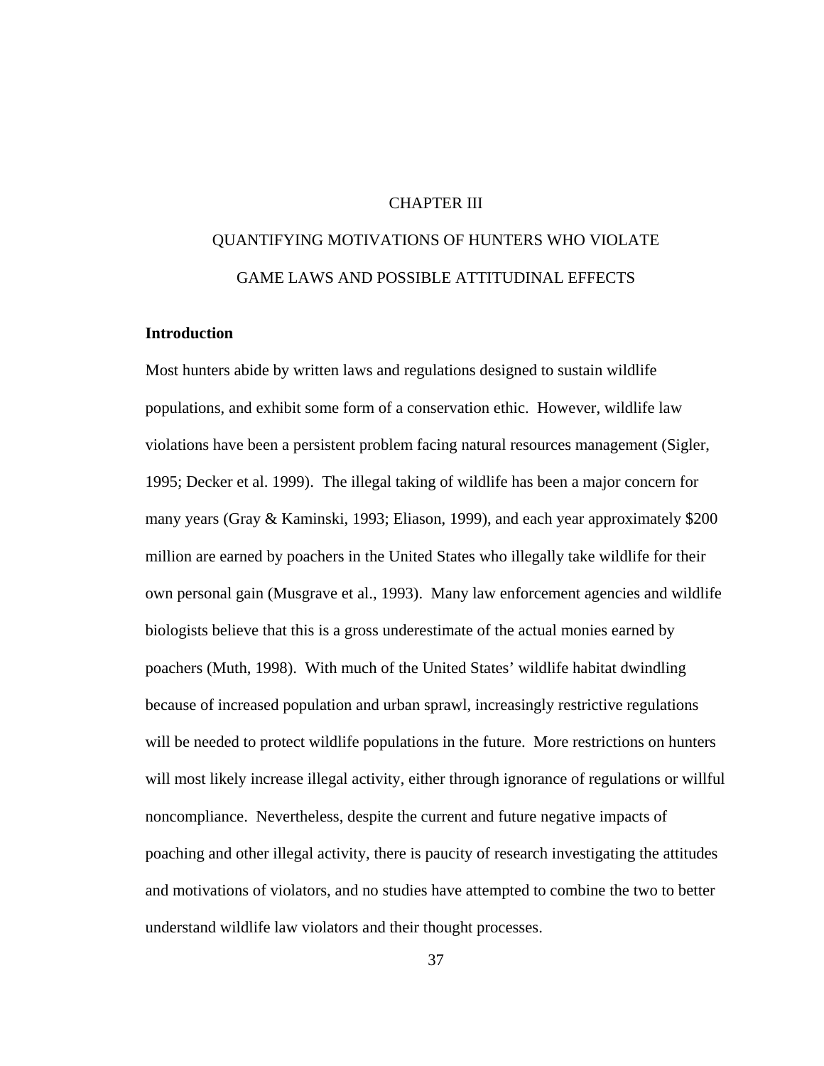# CHAPTER III

# QUANTIFYING MOTIVATIONS OF HUNTERS WHO VIOLATE GAME LAWS AND POSSIBLE ATTITUDINAL EFFECTS

## Introduction

Most hunters abide by written laws and regulations designed to sustain wildlife populations, and exhibit some form of a conservation ethic. However, wildlife law violations have been a persistent problem facing natural resources management (Sigler, 1995; Decker et al. 1999). The illegal taking of wildlife has been a major concern for many years (Gray & Kaminski, 1993; Eliason, 1999), and each year approximately $200 million are earned by poachers in the United States who illegally take wildlife for their own personal gain (Musgrave et al., 1993). Many law enforcement agencies and wildlife biologists believe that this is a gross underestimate of the actual monies earned by poachers (Muth, 1998). With much of the United States' wildlife habitat dwindling because of increased population and urban sprawl, increasingly restrictive regulations will be needed to protect wildlife populations in the future. More restrictions on hunters will most likely increase illegal activity, either through ignorance of regulations or willful noncompliance. Nevertheless, despite the current and future negative impacts of poaching and other illegal activity, there is paucity of research investigating the attitudes and motivations of violators, and no studies have attempted to combine the two to better understand wildlife law violators and their thought processes.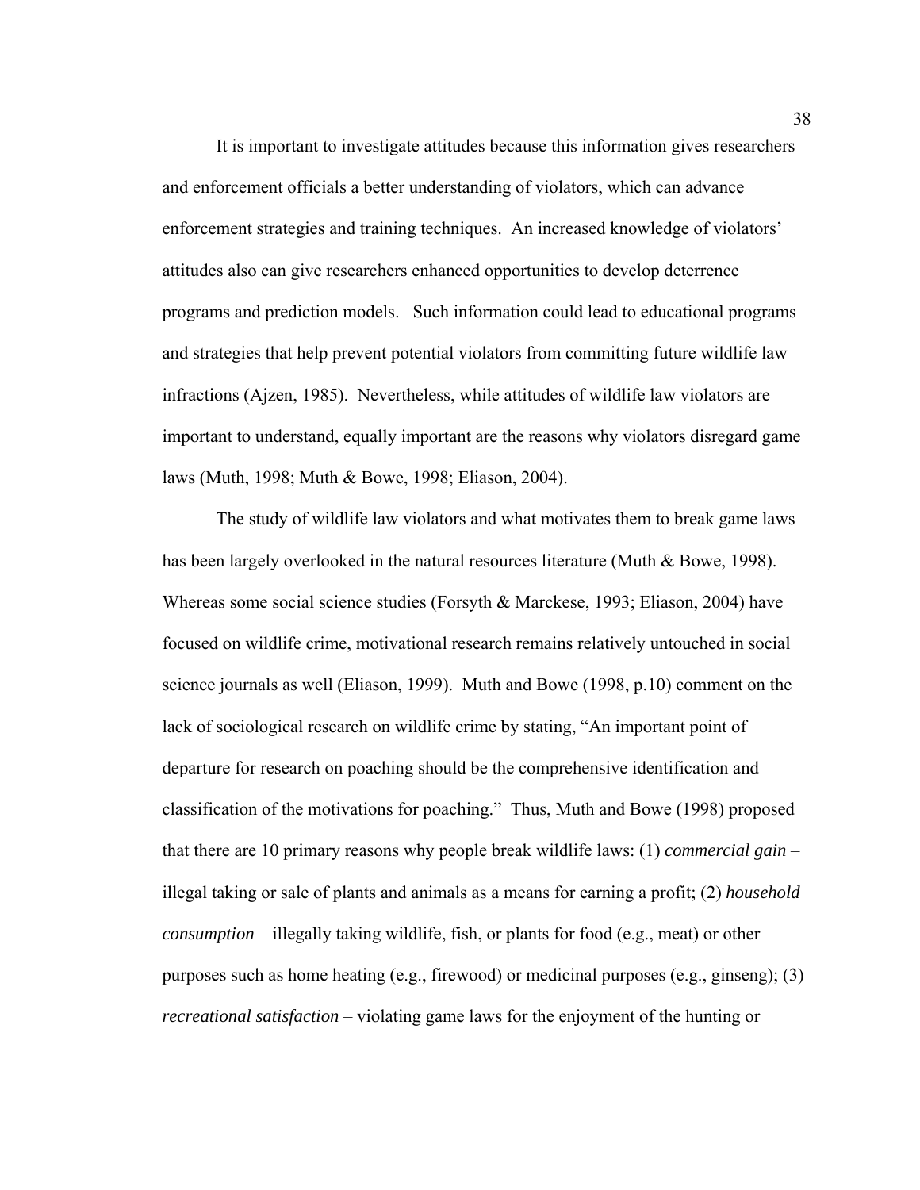It is important to investigate attitudes because this information gives researchers and enforcement officials a better understanding of violators, which can advance enforcement strategies and training techniques. An increased knowledge of violators' attitudes also can give researchers enhanced opportunities to develop deterrence programs and prediction models. Such information could lead to educational programs and strategies that help prevent potential violators from committing future wildlife law infractions (Ajzen, 1985). Nevertheless, while attitudes of wildlife law violators are important to understand, equally important are the reasons why violators disregard game laws (Muth, 1998; Muth & Bowe, 1998; Eliason, 2004).

The study of wildlife law violators and what motivates them to break game laws has been largely overlooked in the natural resources literature (Muth & Bowe, 1998). Whereas some social science studies (Forsyth & Marckese, 1993; Eliason, 2004) have focused on wildlife crime, motivational research remains relatively untouched in social science journals as well (Eliason, 1999). Muth and Bowe (1998, p.10) comment on the lack of sociological research on wildlife crime by stating, "An important point of departure for research on poaching should be the comprehensive identification and classification of the motivations for poaching." Thus, Muth and Bowe (1998) proposed that there are 10 primary reasons why people break wildlife laws: (1) *commercial gain* – illegal taking or sale of plants and animals as a means for earning a profit; (2) *household consumption* – illegally taking wildlife, fish, or plants for food (e.g., meat) or other purposes such as home heating (e.g., firewood) or medicinal purposes (e.g., ginseng); (3) *recreational satisfaction* – violating game laws for the enjoyment of the hunting or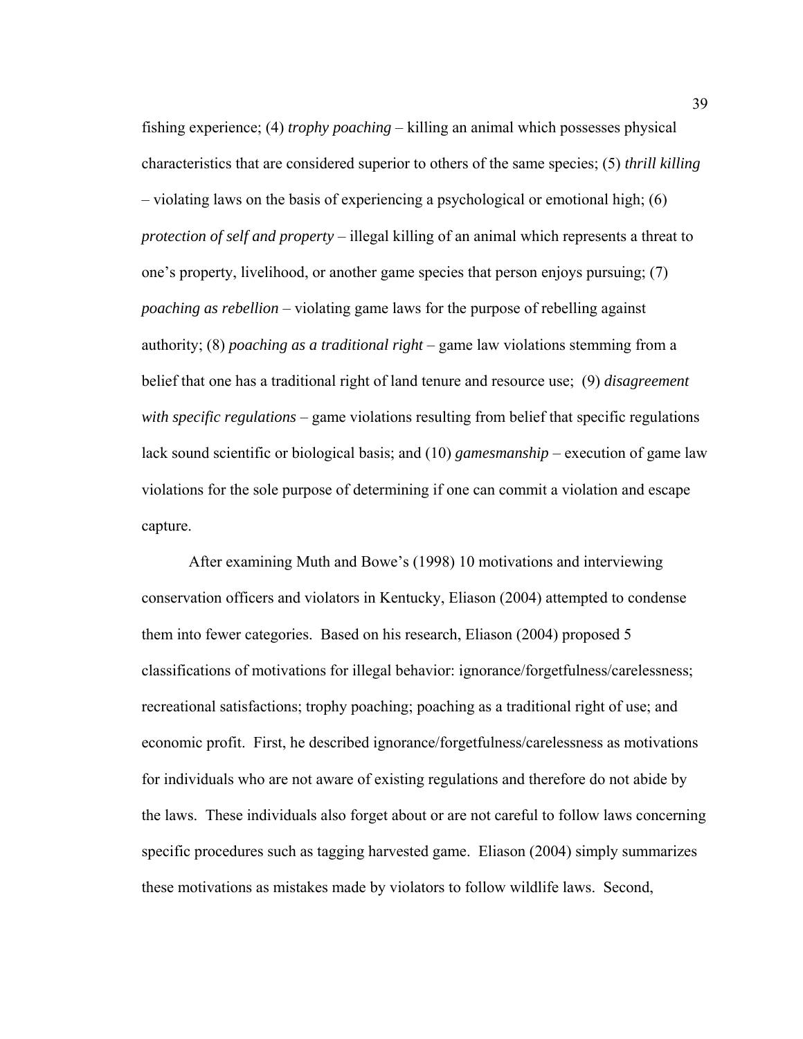fishing experience; (4) *trophy poaching* – killing an animal which possesses physical characteristics that are considered superior to others of the same species; (5) *thrill killing* – violating laws on the basis of experiencing a psychological or emotional high; (6) *protection of self and property* – illegal killing of an animal which represents a threat to one's property, livelihood, or another game species that person enjoys pursuing; (7) *poaching as rebellion* – violating game laws for the purpose of rebelling against authority; (8) *poaching as a traditional right* – game law violations stemming from a belief that one has a traditional right of land tenure and resource use; (9) *disagreement with specific regulations* – game violations resulting from belief that specific regulations lack sound scientific or biological basis; and (10) *gamesmanship* – execution of game law violations for the sole purpose of determining if one can commit a violation and escape capture.

After examining Muth and Bowe's (1998) 10 motivations and interviewing conservation officers and violators in Kentucky, Eliason (2004) attempted to condense them into fewer categories. Based on his research, Eliason (2004) proposed 5 classifications of motivations for illegal behavior: ignorance/forgetfulness/carelessness; recreational satisfactions; trophy poaching; poaching as a traditional right of use; and economic profit. First, he described ignorance/forgetfulness/carelessness as motivations for individuals who are not aware of existing regulations and therefore do not abide by the laws. These individuals also forget about or are not careful to follow laws concerning specific procedures such as tagging harvested game. Eliason (2004) simply summarizes these motivations as mistakes made by violators to follow wildlife laws. Second,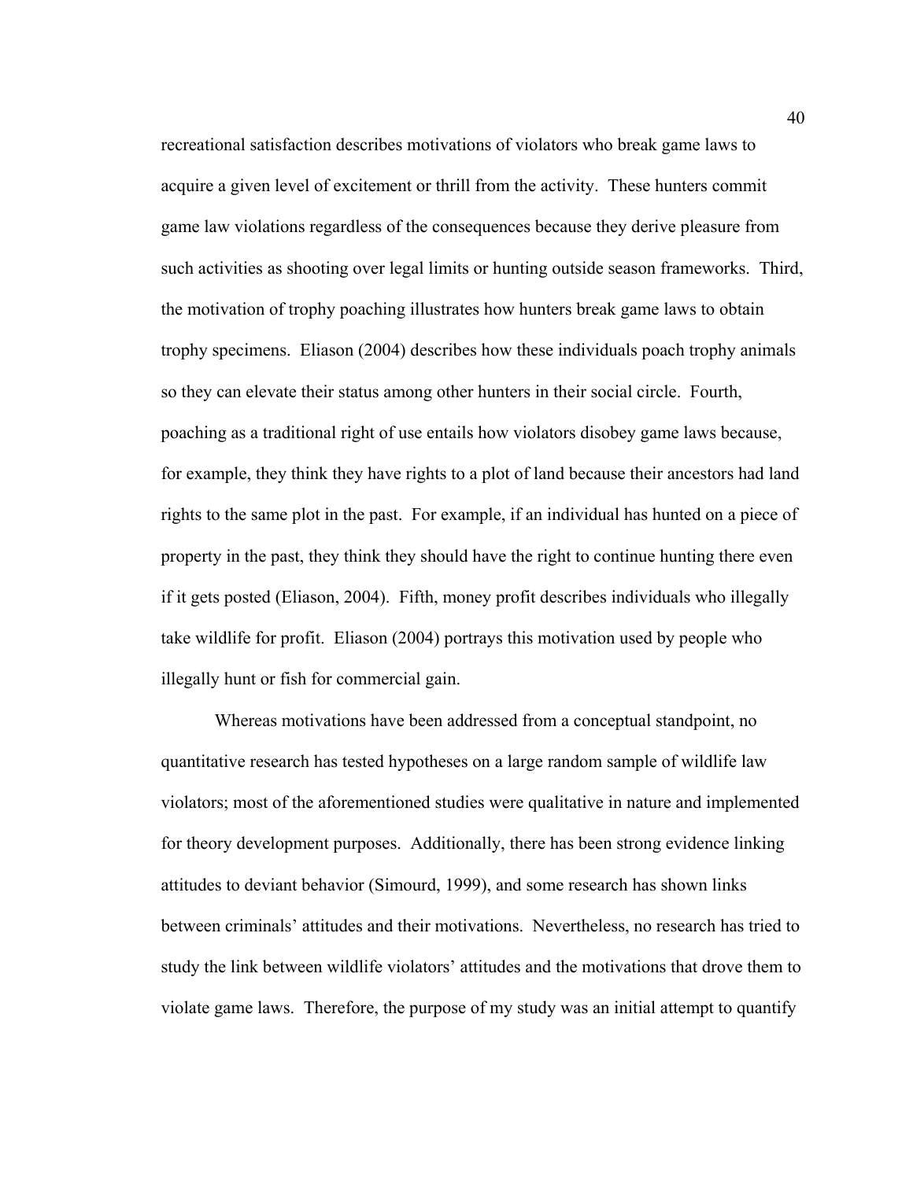recreational satisfaction describes motivations of violators who break game laws to acquire a given level of excitement or thrill from the activity. These hunters commit game law violations regardless of the consequences because they derive pleasure from such activities as shooting over legal limits or hunting outside season frameworks. Third, the motivation of trophy poaching illustrates how hunters break game laws to obtain trophy specimens. Eliason (2004) describes how these individuals poach trophy animals so they can elevate their status among other hunters in their social circle. Fourth, poaching as a traditional right of use entails how violators disobey game laws because, for example, they think they have rights to a plot of land because their ancestors had land rights to the same plot in the past. For example, if an individual has hunted on a piece of property in the past, they think they should have the right to continue hunting there even if it gets posted (Eliason, 2004). Fifth, money profit describes individuals who illegally take wildlife for profit. Eliason (2004) portrays this motivation used by people who illegally hunt or fish for commercial gain.

Whereas motivations have been addressed from a conceptual standpoint, no quantitative research has tested hypotheses on a large random sample of wildlife law violators; most of the aforementioned studies were qualitative in nature and implemented for theory development purposes. Additionally, there has been strong evidence linking attitudes to deviant behavior (Simourd, 1999), and some research has shown links between criminals' attitudes and their motivations. Nevertheless, no research has tried to study the link between wildlife violators' attitudes and the motivations that drove them to violate game laws. Therefore, the purpose of my study was an initial attempt to quantify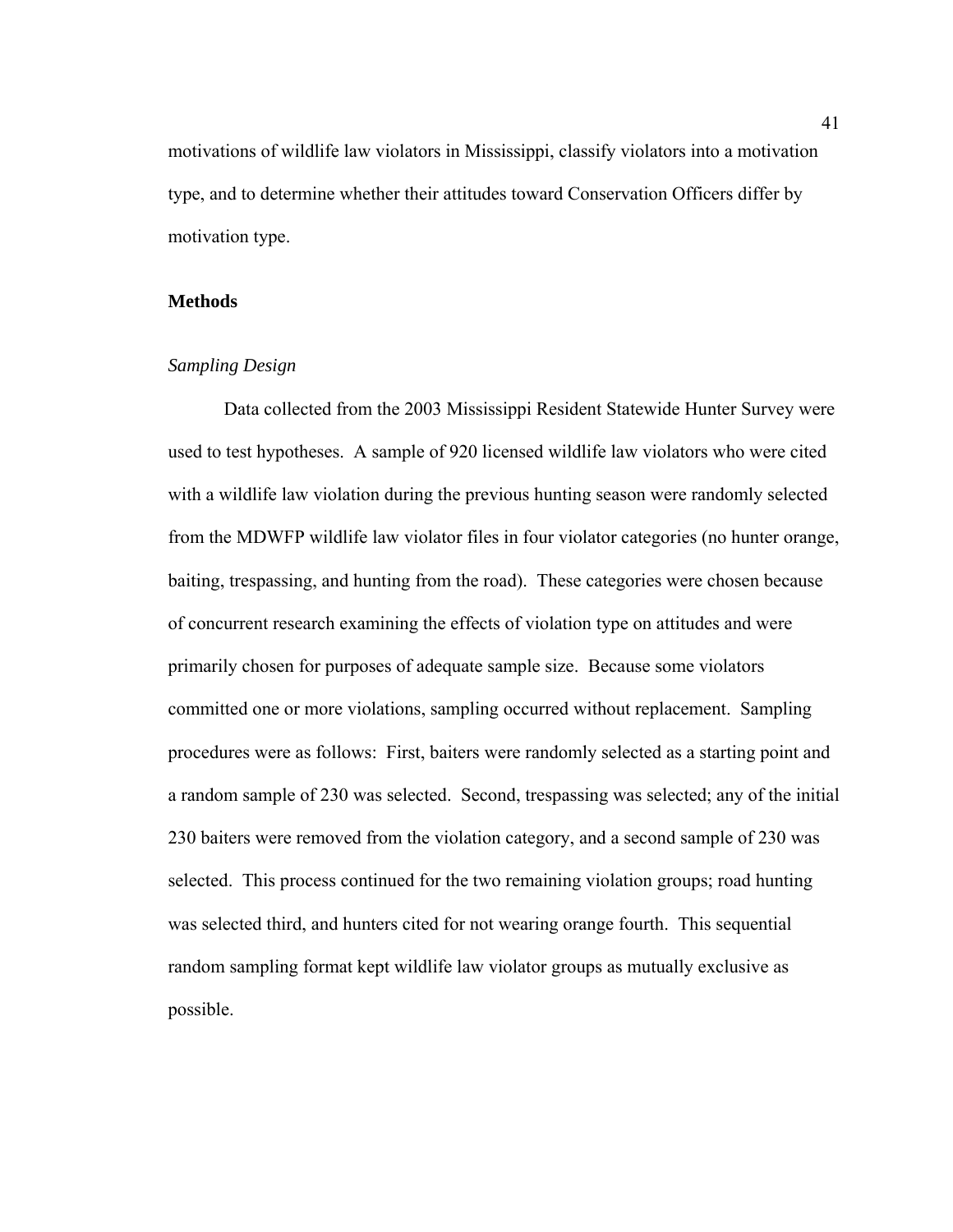motivations of wildlife law violators in Mississippi, classify violators into a motivation type, and to determine whether their attitudes toward Conservation Officers differ by motivation type.

## Methods

### *Sampling Design*

Data collected from the 2003 Mississippi Resident Statewide Hunter Survey were used to test hypotheses. A sample of 920 licensed wildlife law violators who were cited with a wildlife law violation during the previous hunting season were randomly selected from the MDWFP wildlife law violator files in four violator categories (no hunter orange, baiting, trespassing, and hunting from the road). These categories were chosen because of concurrent research examining the effects of violation type on attitudes and were primarily chosen for purposes of adequate sample size. Because some violators committed one or more violations, sampling occurred without replacement. Sampling procedures were as follows: First, baiters were randomly selected as a starting point and a random sample of 230 was selected. Second, trespassing was selected; any of the initial 230 baiters were removed from the violation category, and a second sample of 230 was selected. This process continued for the two remaining violation groups; road hunting was selected third, and hunters cited for not wearing orange fourth. This sequential random sampling format kept wildlife law violator groups as mutually exclusive as possible.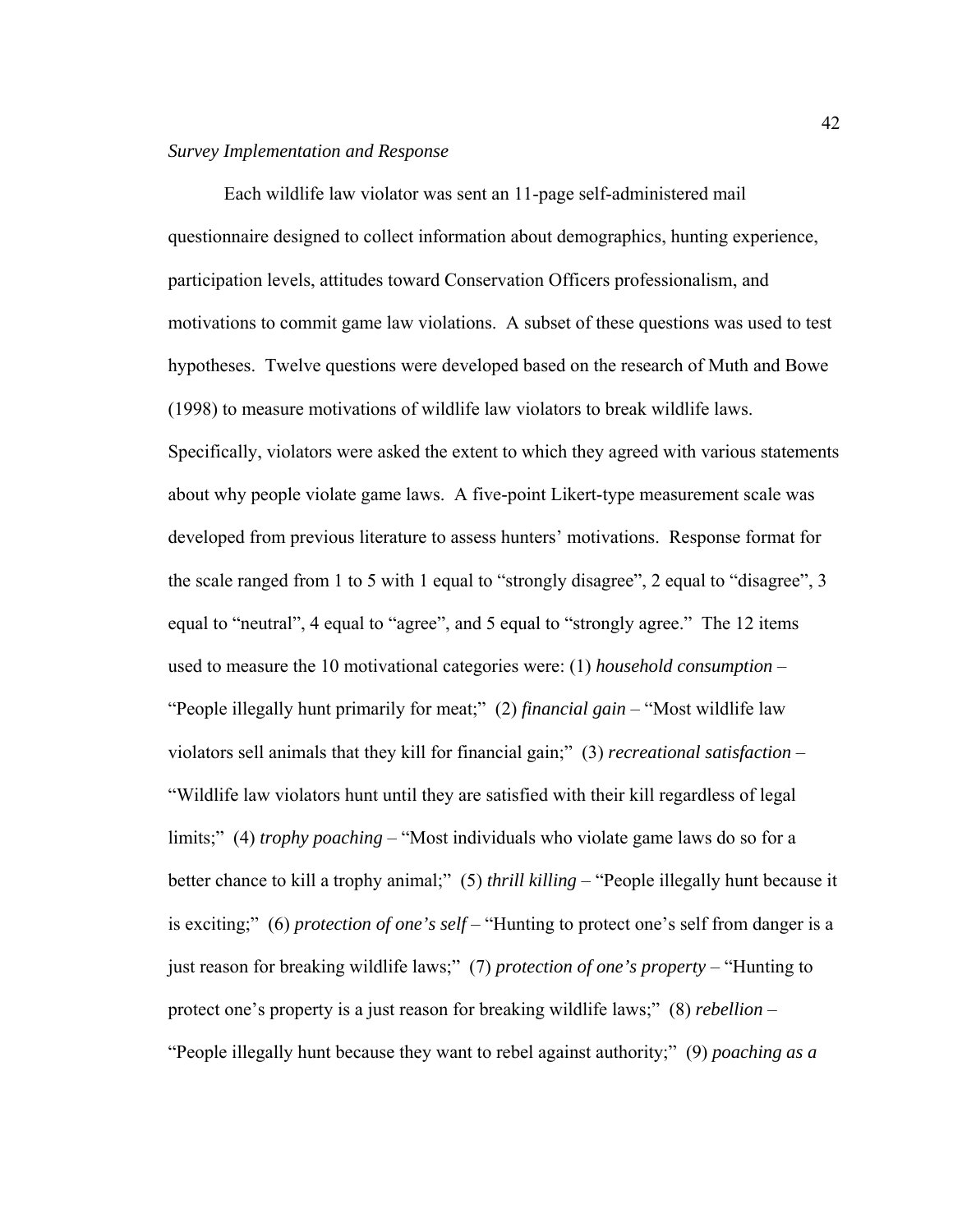*Survey Implementation and Response*

Each wildlife law violator was sent an 11-page self-administered mail questionnaire designed to collect information about demographics, hunting experience, participation levels, attitudes toward Conservation Officers professionalism, and motivations to commit game law violations. A subset of these questions was used to test hypotheses. Twelve questions were developed based on the research of Muth and Bowe (1998) to measure motivations of wildlife law violators to break wildlife laws. Specifically, violators were asked the extent to which they agreed with various statements about why people violate game laws. A five-point Likert-type measurement scale was developed from previous literature to assess hunters' motivations. Response format for the scale ranged from 1 to 5 with 1 equal to "strongly disagree", 2 equal to "disagree", 3 equal to "neutral", 4 equal to "agree", and 5 equal to "strongly agree." The 12 items used to measure the 10 motivational categories were: (1) *household consumption* – "People illegally hunt primarily for meat;" (2) *financial gain* – "Most wildlife law violators sell animals that they kill for financial gain;" (3) *recreational satisfaction* – "Wildlife law violators hunt until they are satisfied with their kill regardless of legal limits;" (4) *trophy poaching* – "Most individuals who violate game laws do so for a better chance to kill a trophy animal;" (5) *thrill killing* – "People illegally hunt because it is exciting;" (6) *protection of one's self* – "Hunting to protect one's self from danger is a just reason for breaking wildlife laws;" (7) *protection of one's property* – "Hunting to protect one's property is a just reason for breaking wildlife laws;" (8) *rebellion* – "People illegally hunt because they want to rebel against authority;" (9) *poaching as a*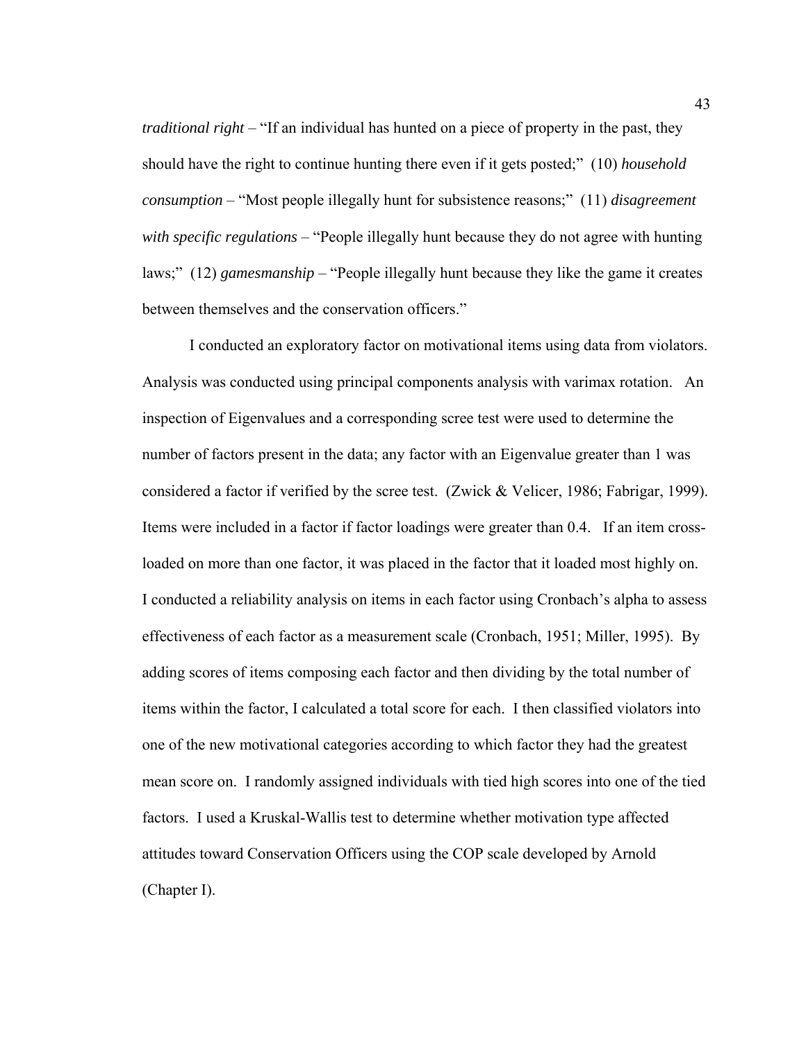*traditional right* – "If an individual has hunted on a piece of property in the past, they should have the right to continue hunting there even if it gets posted;" (10) *household consumption* – "Most people illegally hunt for subsistence reasons;" (11) *disagreement with specific regulations* – "People illegally hunt because they do not agree with hunting laws;" (12) *gamesmanship* – "People illegally hunt because they like the game it creates between themselves and the conservation officers."

I conducted an exploratory factor on motivational items using data from violators. Analysis was conducted using principal components analysis with varimax rotation. An inspection of Eigenvalues and a corresponding scree test were used to determine the number of factors present in the data; any factor with an Eigenvalue greater than 1 was considered a factor if verified by the scree test. (Zwick & Velicer, 1986; Fabrigar, 1999). Items were included in a factor if factor loadings were greater than 0.4. If an item cross-loaded on more than one factor, it was placed in the factor that it loaded most highly on. I conducted a reliability analysis on items in each factor using Cronbach's alpha to assess effectiveness of each factor as a measurement scale (Cronbach, 1951; Miller, 1995). By adding scores of items composing each factor and then dividing by the total number of items within the factor, I calculated a total score for each. I then classified violators into one of the new motivational categories according to which factor they had the greatest mean score on. I randomly assigned individuals with tied high scores into one of the tied factors. I used a Kruskal-Wallis test to determine whether motivation type affected attitudes toward Conservation Officers using the COP scale developed by Arnold (Chapter I).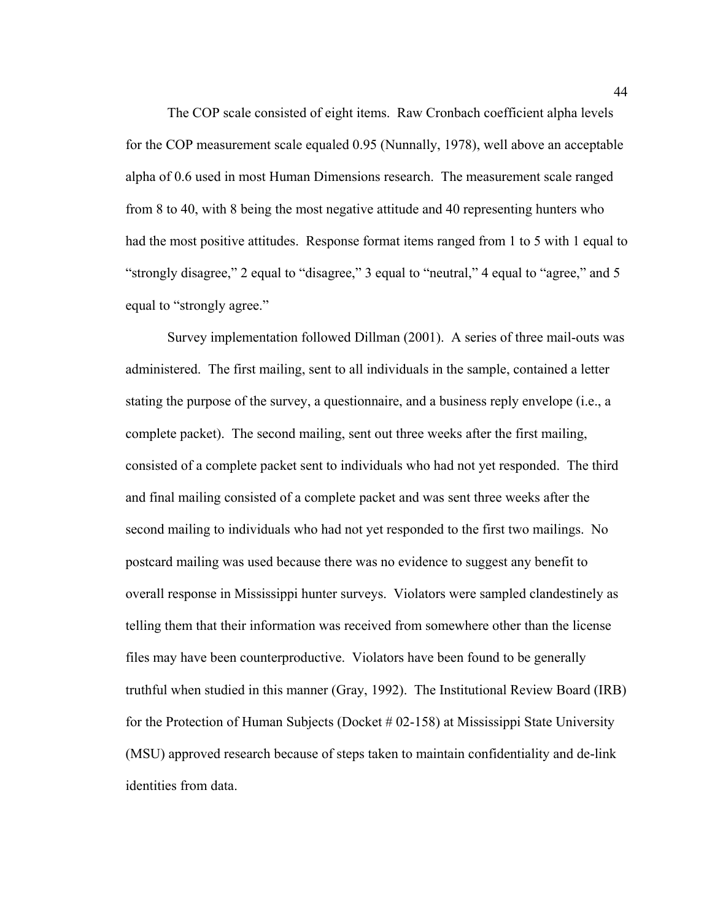The COP scale consisted of eight items. Raw Cronbach coefficient alpha levels for the COP measurement scale equaled 0.95 (Nunnally, 1978), well above an acceptable alpha of 0.6 used in most Human Dimensions research. The measurement scale ranged from 8 to 40, with 8 being the most negative attitude and 40 representing hunters who had the most positive attitudes. Response format items ranged from 1 to 5 with 1 equal to "strongly disagree," 2 equal to "disagree," 3 equal to "neutral," 4 equal to "agree," and 5 equal to "strongly agree."

Survey implementation followed Dillman (2001). A series of three mail-outs was administered. The first mailing, sent to all individuals in the sample, contained a letter stating the purpose of the survey, a questionnaire, and a business reply envelope (i.e., a complete packet). The second mailing, sent out three weeks after the first mailing, consisted of a complete packet sent to individuals who had not yet responded. The third and final mailing consisted of a complete packet and was sent three weeks after the second mailing to individuals who had not yet responded to the first two mailings. No postcard mailing was used because there was no evidence to suggest any benefit to overall response in Mississippi hunter surveys. Violators were sampled clandestinely as telling them that their information was received from somewhere other than the license files may have been counterproductive. Violators have been found to be generally truthful when studied in this manner (Gray, 1992). The Institutional Review Board (IRB) for the Protection of Human Subjects (Docket # 02-158) at Mississippi State University (MSU) approved research because of steps taken to maintain confidentiality and de-link identities from data.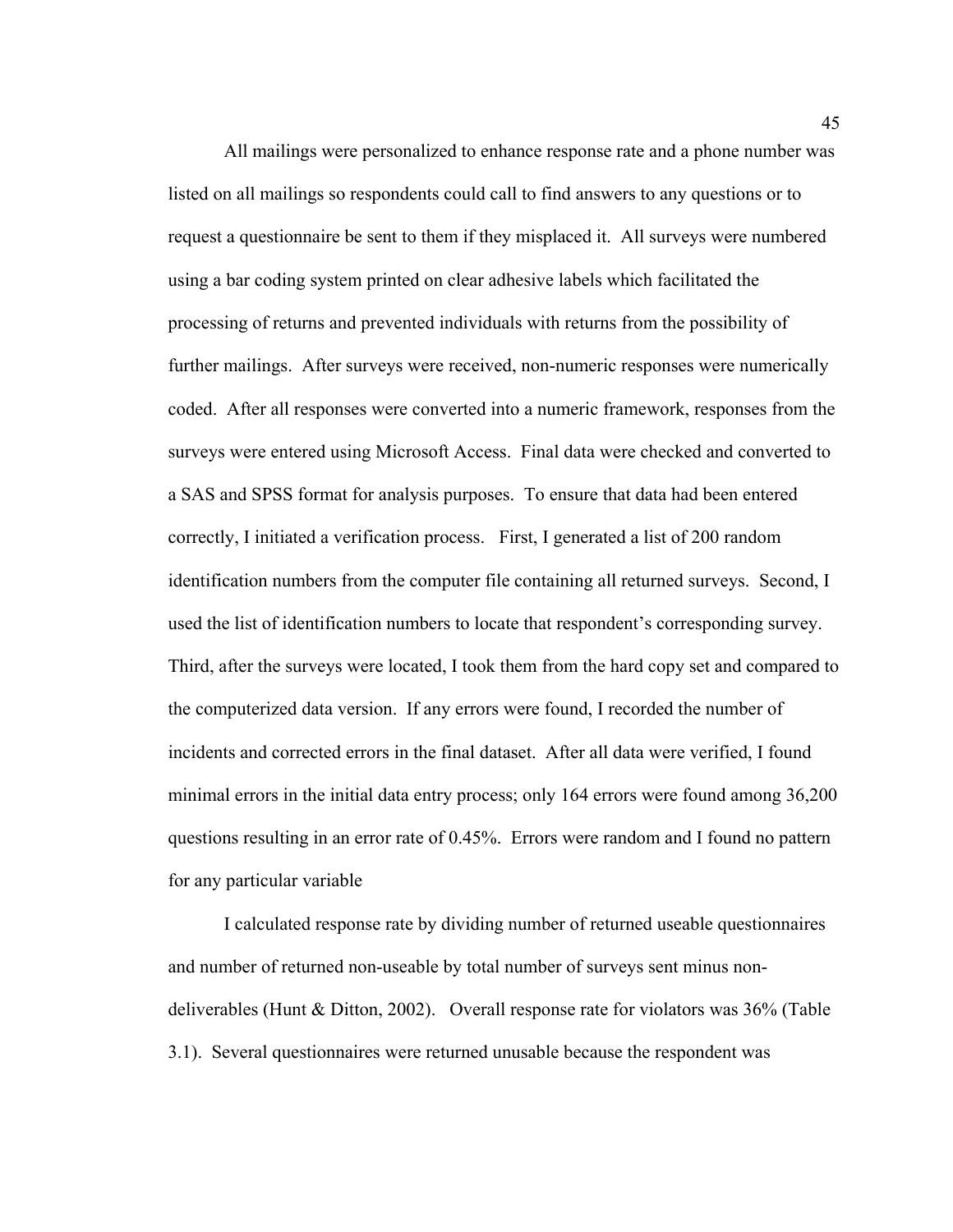All mailings were personalized to enhance response rate and a phone number was listed on all mailings so respondents could call to find answers to any questions or to request a questionnaire be sent to them if they misplaced it. All surveys were numbered using a bar coding system printed on clear adhesive labels which facilitated the processing of returns and prevented individuals with returns from the possibility of further mailings. After surveys were received, non-numeric responses were numerically coded. After all responses were converted into a numeric framework, responses from the surveys were entered using Microsoft Access. Final data were checked and converted to a SAS and SPSS format for analysis purposes. To ensure that data had been entered correctly, I initiated a verification process. First, I generated a list of 200 random identification numbers from the computer file containing all returned surveys. Second, I used the list of identification numbers to locate that respondent's corresponding survey. Third, after the surveys were located, I took them from the hard copy set and compared to the computerized data version. If any errors were found, I recorded the number of incidents and corrected errors in the final dataset. After all data were verified, I found minimal errors in the initial data entry process; only 164 errors were found among 36,200 questions resulting in an error rate of 0.45%. Errors were random and I found no pattern for any particular variable

I calculated response rate by dividing number of returned useable questionnaires and number of returned non-useable by total number of surveys sent minus non-deliverables (Hunt & Ditton, 2002). Overall response rate for violators was 36% (Table 3.1). Several questionnaires were returned unusable because the respondent was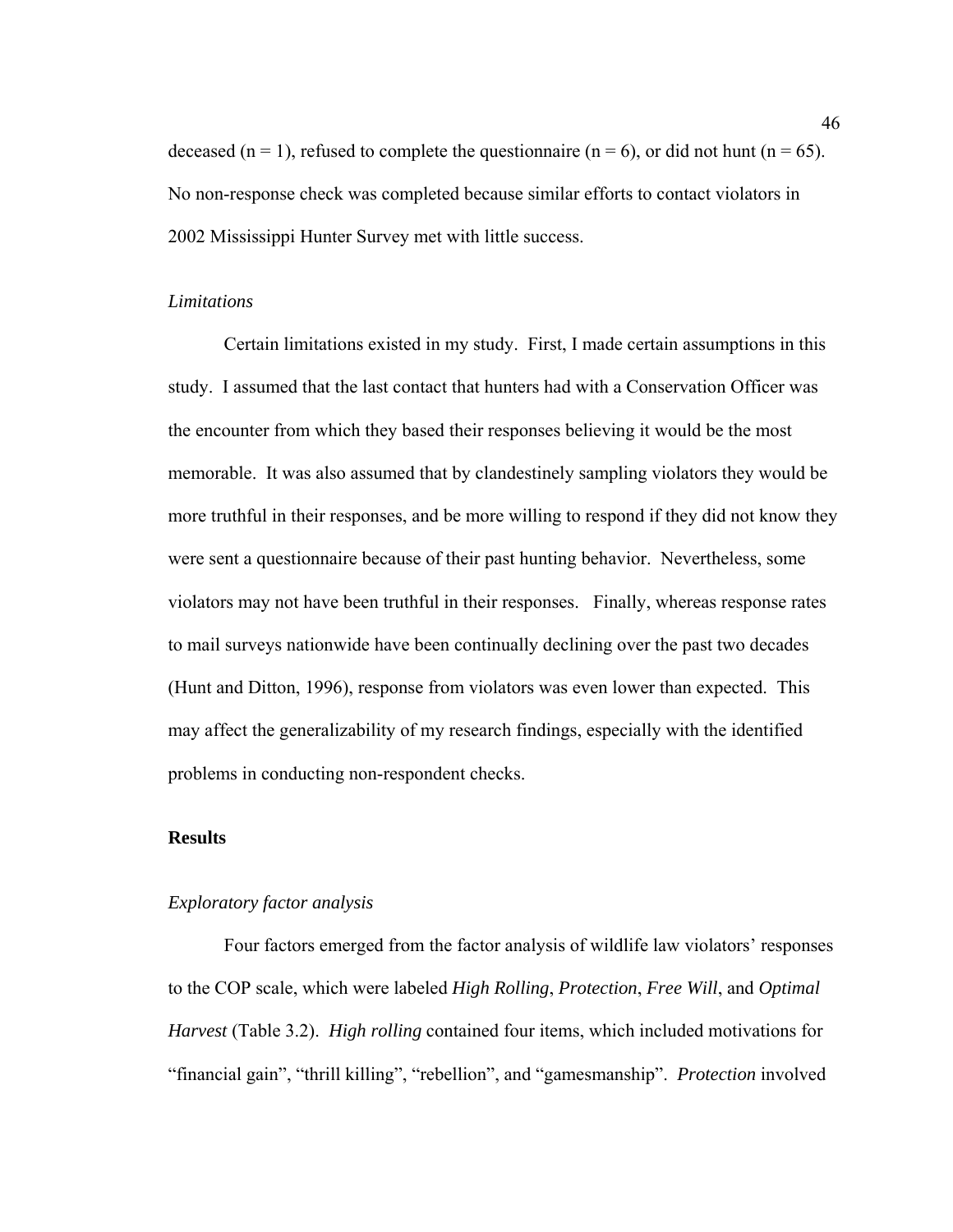deceased (n = 1), refused to complete the questionnaire (n = 6), or did not hunt (n = 65). No non-response check was completed because similar efforts to contact violators in 2002 Mississippi Hunter Survey met with little success.

### *Limitations*

Certain limitations existed in my study. First, I made certain assumptions in this study. I assumed that the last contact that hunters had with a Conservation Officer was the encounter from which they based their responses believing it would be the most memorable. It was also assumed that by clandestinely sampling violators they would be more truthful in their responses, and be more willing to respond if they did not know they were sent a questionnaire because of their past hunting behavior. Nevertheless, some violators may not have been truthful in their responses. Finally, whereas response rates to mail surveys nationwide have been continually declining over the past two decades (Hunt and Ditton, 1996), response from violators was even lower than expected. This may affect the generalizability of my research findings, especially with the identified problems in conducting non-respondent checks.

## Results

### *Exploratory factor analysis*

Four factors emerged from the factor analysis of wildlife law violators' responses to the COP scale, which were labeled *High Rolling*, *Protection*, *Free Will*, and *Optimal Harvest* (Table 3.2). *High rolling* contained four items, which included motivations for "financial gain", "thrill killing", "rebellion", and "gamesmanship". *Protection* involved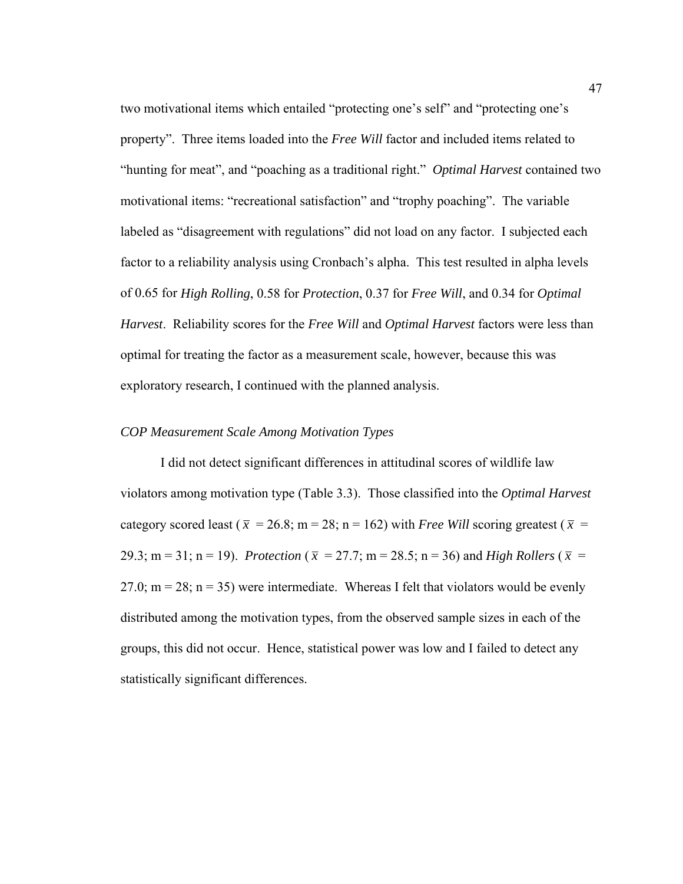two motivational items which entailed "protecting one's self" and "protecting one's property". Three items loaded into the *Free Will* factor and included items related to "hunting for meat", and "poaching as a traditional right." *Optimal Harvest* contained two motivational items: "recreational satisfaction" and "trophy poaching". The variable labeled as "disagreement with regulations" did not load on any factor. I subjected each factor to a reliability analysis using Cronbach's alpha. This test resulted in alpha levels of 0.65 for *High Rolling*, 0.58 for *Protection*, 0.37 for *Free Will*, and 0.34 for *Optimal Harvest*. Reliability scores for the *Free Will* and *Optimal Harvest* factors were less than optimal for treating the factor as a measurement scale, however, because this was exploratory research, I continued with the planned analysis.

*COP Measurement Scale Among Motivation Types*

I did not detect significant differences in attitudinal scores of wildlife law violators among motivation type (Table 3.3). Those classified into the *Optimal Harvest* category scored least ($\bar{x}$ = 26.8; m = 28; n = 162) with *Free Will* scoring greatest ($\bar{x}$ = 29.3; m = 31; n = 19). *Protection* ($\bar{x}$ = 27.7; m = 28.5; n = 36) and *High Rollers* ($\bar{x}$ = 27.0; m = 28; n = 35) were intermediate. Whereas I felt that violators would be evenly distributed among the motivation types, from the observed sample sizes in each of the groups, this did not occur. Hence, statistical power was low and I failed to detect any statistically significant differences.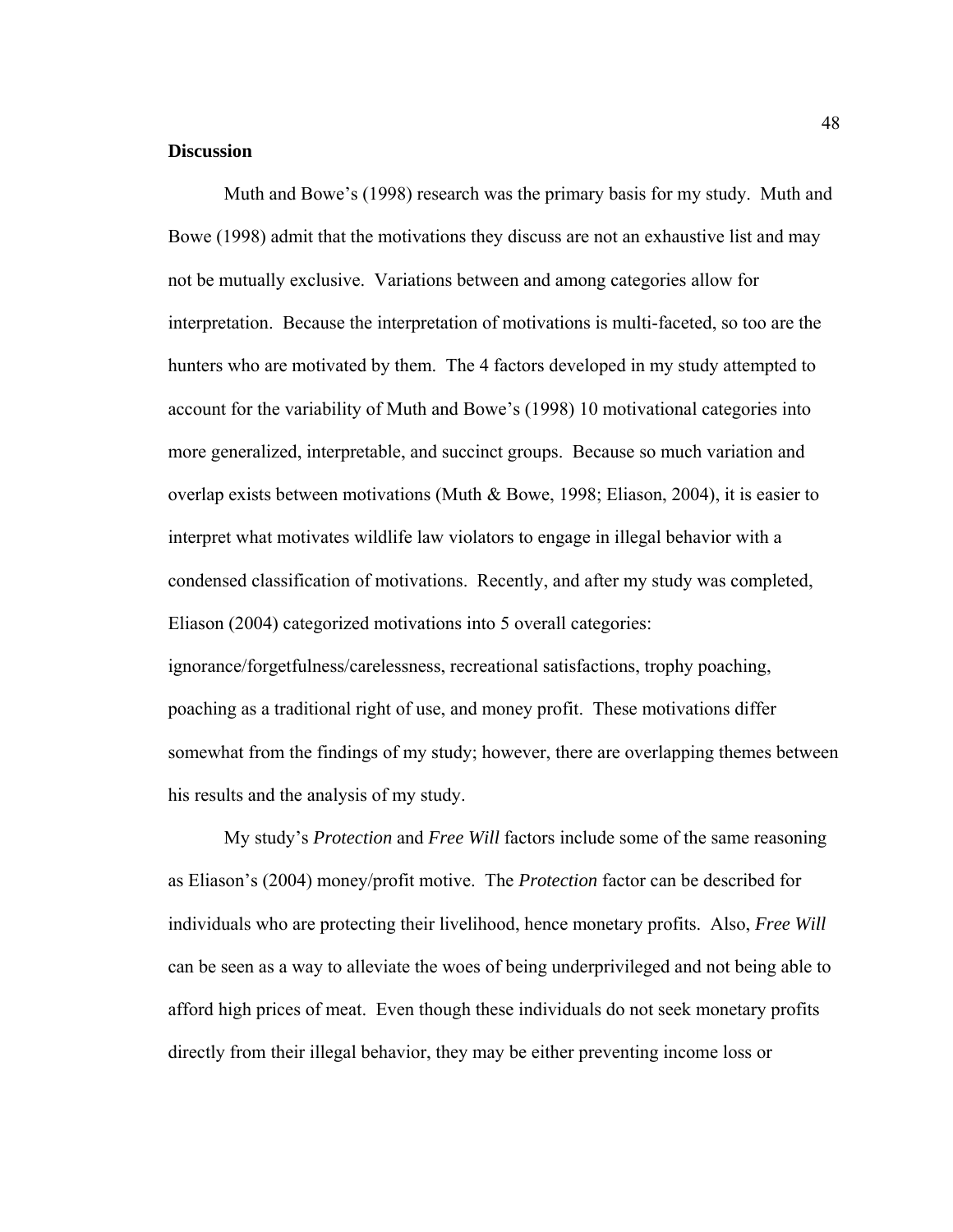**Discussion**

Muth and Bowe's (1998) research was the primary basis for my study. Muth and Bowe (1998) admit that the motivations they discuss are not an exhaustive list and may not be mutually exclusive. Variations between and among categories allow for interpretation. Because the interpretation of motivations is multi-faceted, so too are the hunters who are motivated by them. The 4 factors developed in my study attempted to account for the variability of Muth and Bowe's (1998) 10 motivational categories into more generalized, interpretable, and succinct groups. Because so much variation and overlap exists between motivations (Muth & Bowe, 1998; Eliason, 2004), it is easier to interpret what motivates wildlife law violators to engage in illegal behavior with a condensed classification of motivations. Recently, and after my study was completed, Eliason (2004) categorized motivations into 5 overall categories: ignorance/forgetfulness/carelessness, recreational satisfactions, trophy poaching, poaching as a traditional right of use, and money profit. These motivations differ somewhat from the findings of my study; however, there are overlapping themes between his results and the analysis of my study.

My study's *Protection* and *Free Will* factors include some of the same reasoning as Eliason's (2004) money/profit motive. The *Protection* factor can be described for individuals who are protecting their livelihood, hence monetary profits. Also, *Free Will* can be seen as a way to alleviate the woes of being underprivileged and not being able to afford high prices of meat. Even though these individuals do not seek monetary profits directly from their illegal behavior, they may be either preventing income loss or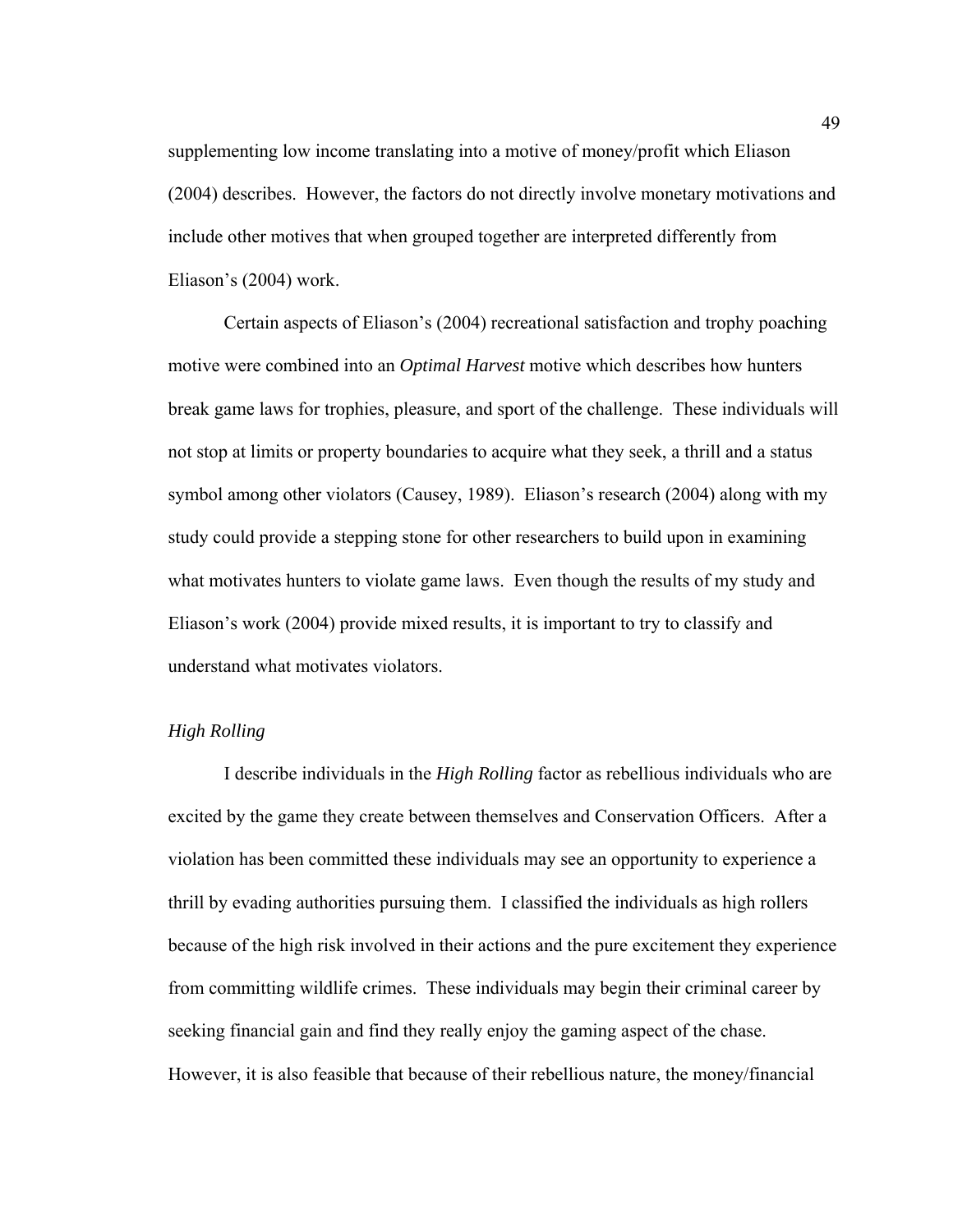supplementing low income translating into a motive of money/profit which Eliason (2004) describes. However, the factors do not directly involve monetary motivations and include other motives that when grouped together are interpreted differently from Eliason's (2004) work.

Certain aspects of Eliason's (2004) recreational satisfaction and trophy poaching motive were combined into an *Optimal Harvest* motive which describes how hunters break game laws for trophies, pleasure, and sport of the challenge. These individuals will not stop at limits or property boundaries to acquire what they seek, a thrill and a status symbol among other violators (Causey, 1989). Eliason's research (2004) along with my study could provide a stepping stone for other researchers to build upon in examining what motivates hunters to violate game laws. Even though the results of my study and Eliason's work (2004) provide mixed results, it is important to try to classify and understand what motivates violators.

### *High Rolling*

I describe individuals in the *High Rolling* factor as rebellious individuals who are excited by the game they create between themselves and Conservation Officers. After a violation has been committed these individuals may see an opportunity to experience a thrill by evading authorities pursuing them. I classified the individuals as high rollers because of the high risk involved in their actions and the pure excitement they experience from committing wildlife crimes. These individuals may begin their criminal career by seeking financial gain and find they really enjoy the gaming aspect of the chase. However, it is also feasible that because of their rebellious nature, the money/financial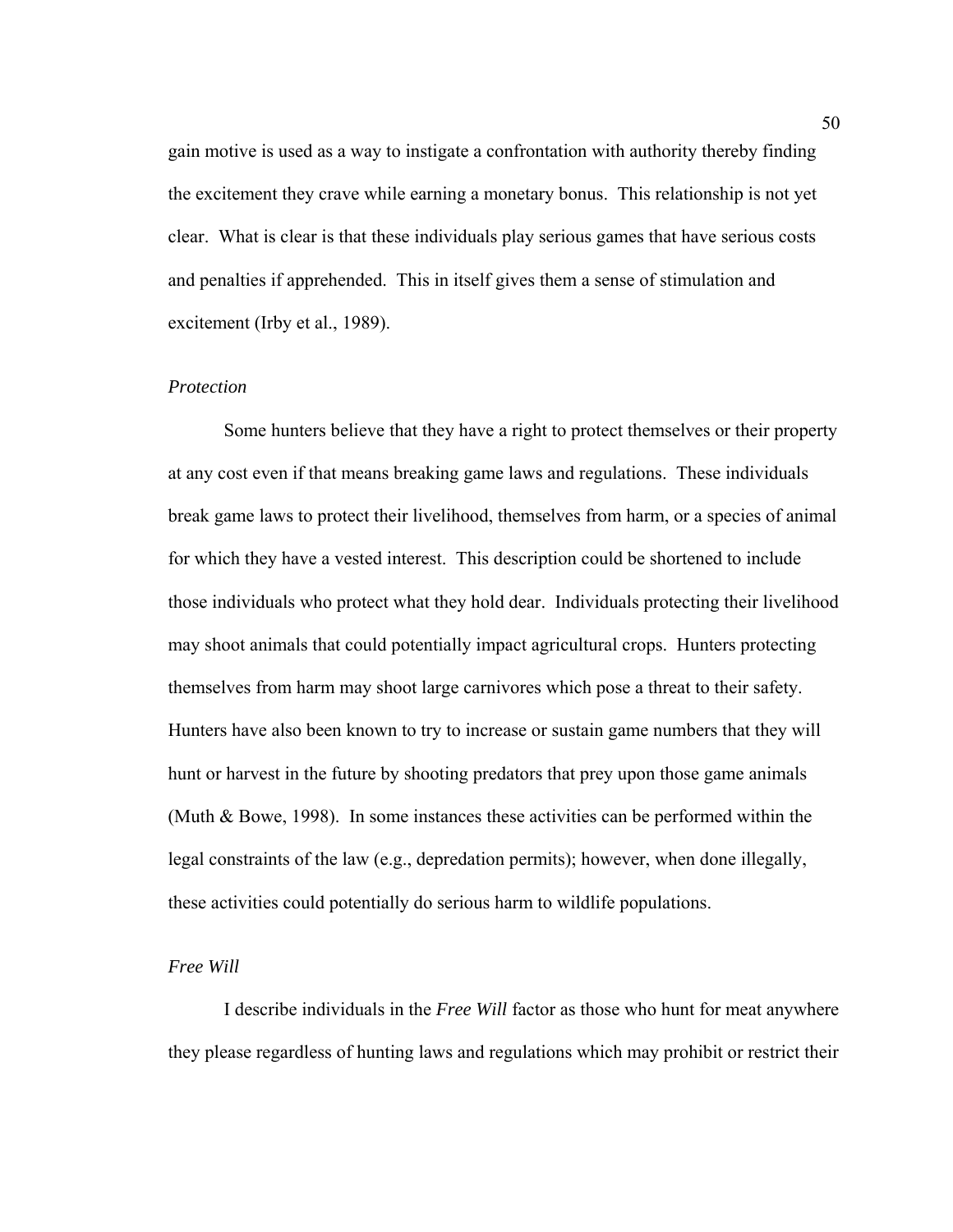gain motive is used as a way to instigate a confrontation with authority thereby finding the excitement they crave while earning a monetary bonus. This relationship is not yet clear. What is clear is that these individuals play serious games that have serious costs and penalties if apprehended. This in itself gives them a sense of stimulation and excitement (Irby et al., 1989).

### *Protection*

Some hunters believe that they have a right to protect themselves or their property at any cost even if that means breaking game laws and regulations. These individuals break game laws to protect their livelihood, themselves from harm, or a species of animal for which they have a vested interest. This description could be shortened to include those individuals who protect what they hold dear. Individuals protecting their livelihood may shoot animals that could potentially impact agricultural crops. Hunters protecting themselves from harm may shoot large carnivores which pose a threat to their safety. Hunters have also been known to try to increase or sustain game numbers that they will hunt or harvest in the future by shooting predators that prey upon those game animals (Muth & Bowe, 1998). In some instances these activities can be performed within the legal constraints of the law (e.g., depredation permits); however, when done illegally, these activities could potentially do serious harm to wildlife populations.

### *Free Will*

I describe individuals in the *Free Will* factor as those who hunt for meat anywhere they please regardless of hunting laws and regulations which may prohibit or restrict their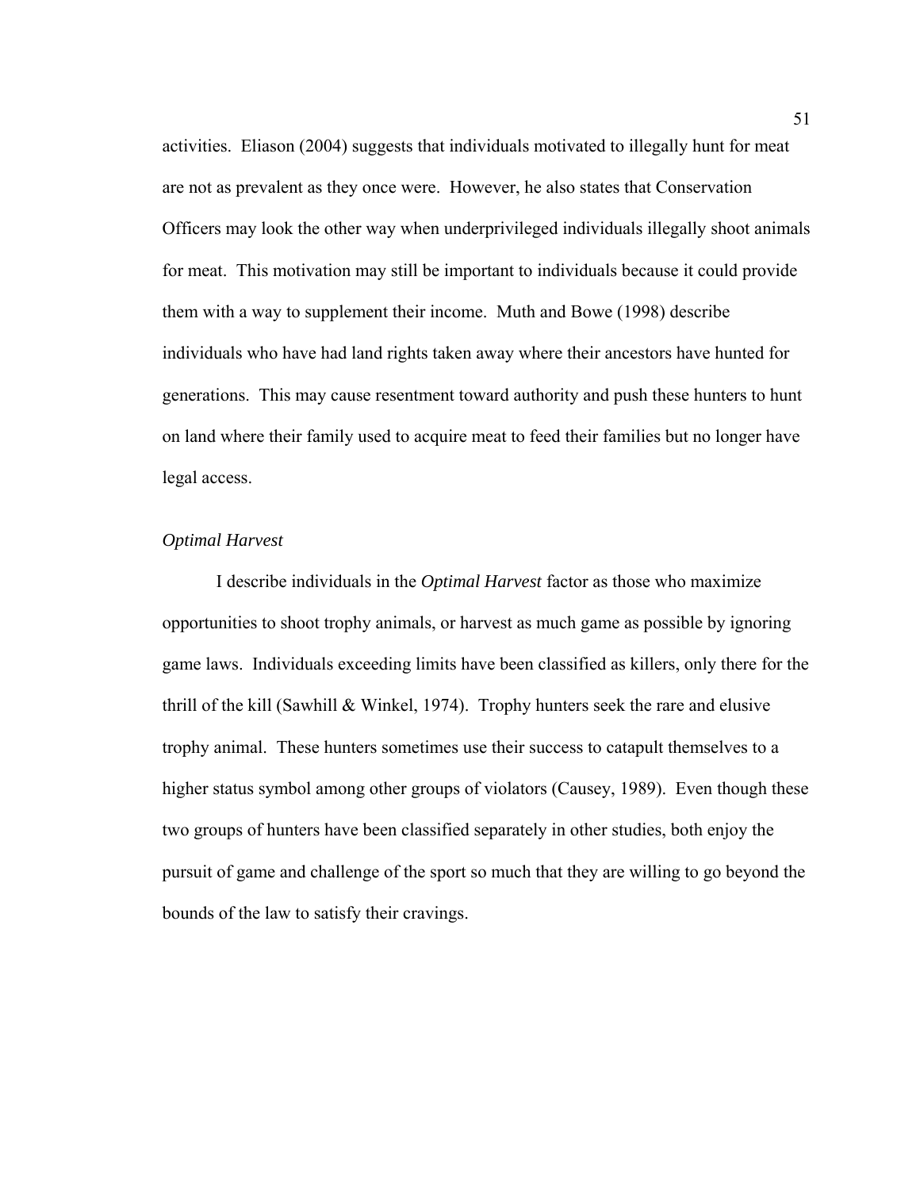activities. Eliason (2004) suggests that individuals motivated to illegally hunt for meat are not as prevalent as they once were. However, he also states that Conservation Officers may look the other way when underprivileged individuals illegally shoot animals for meat. This motivation may still be important to individuals because it could provide them with a way to supplement their income. Muth and Bowe (1998) describe individuals who have had land rights taken away where their ancestors have hunted for generations. This may cause resentment toward authority and push these hunters to hunt on land where their family used to acquire meat to feed their families but no longer have legal access.

*Optimal Harvest*

I describe individuals in the *Optimal Harvest* factor as those who maximize opportunities to shoot trophy animals, or harvest as much game as possible by ignoring game laws. Individuals exceeding limits have been classified as killers, only there for the thrill of the kill (Sawhill & Winkel, 1974). Trophy hunters seek the rare and elusive trophy animal. These hunters sometimes use their success to catapult themselves to a higher status symbol among other groups of violators (Causey, 1989). Even though these two groups of hunters have been classified separately in other studies, both enjoy the pursuit of game and challenge of the sport so much that they are willing to go beyond the bounds of the law to satisfy their cravings.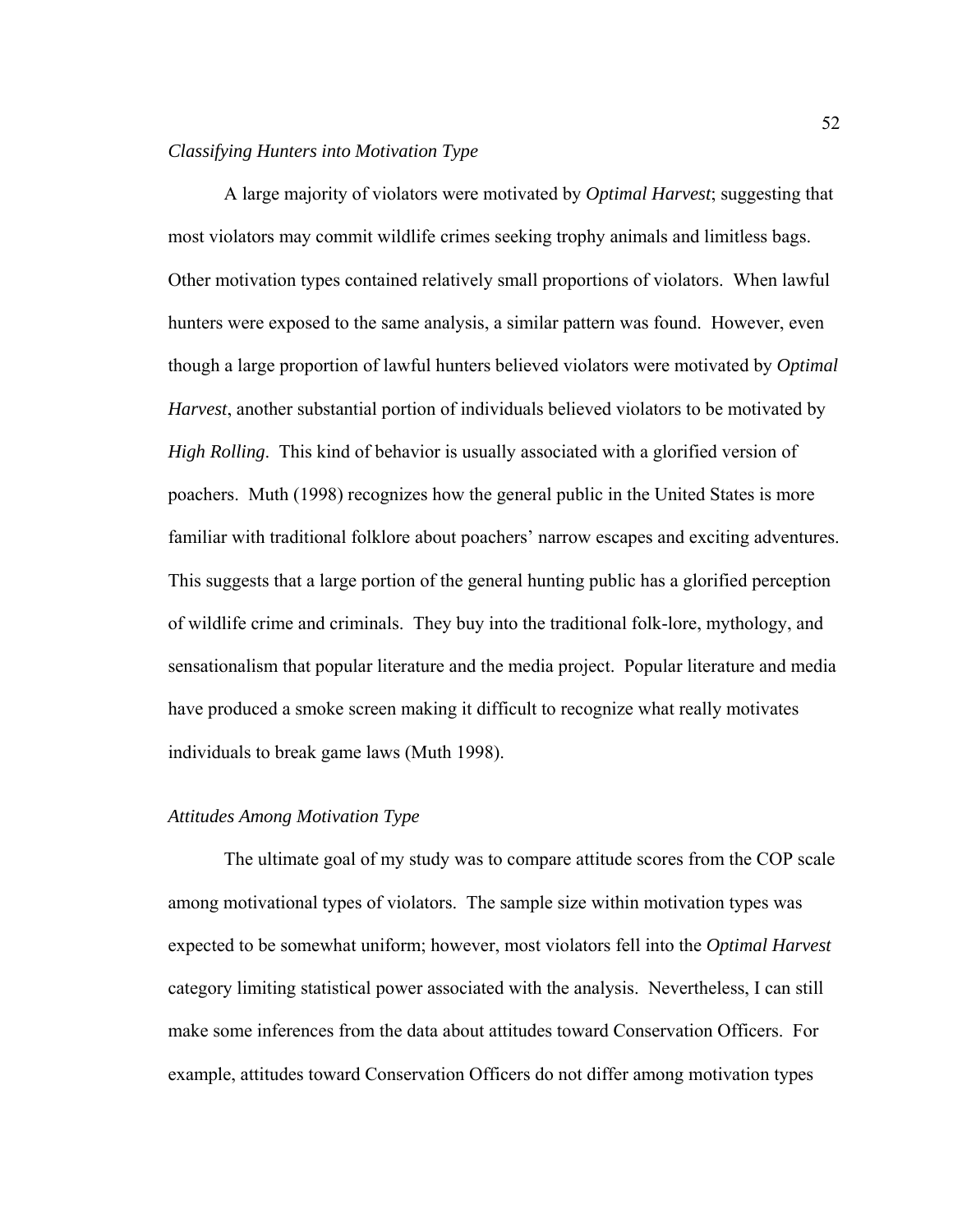### *Classifying Hunters into Motivation Type*

A large majority of violators were motivated by *Optimal Harvest*; suggesting that most violators may commit wildlife crimes seeking trophy animals and limitless bags. Other motivation types contained relatively small proportions of violators. When lawful hunters were exposed to the same analysis, a similar pattern was found. However, even though a large proportion of lawful hunters believed violators were motivated by *Optimal Harvest*, another substantial portion of individuals believed violators to be motivated by *High Rolling*. This kind of behavior is usually associated with a glorified version of poachers. Muth (1998) recognizes how the general public in the United States is more familiar with traditional folklore about poachers' narrow escapes and exciting adventures. This suggests that a large portion of the general hunting public has a glorified perception of wildlife crime and criminals. They buy into the traditional folk-lore, mythology, and sensationalism that popular literature and the media project. Popular literature and media have produced a smoke screen making it difficult to recognize what really motivates individuals to break game laws (Muth 1998).

### *Attitudes Among Motivation Type*

The ultimate goal of my study was to compare attitude scores from the COP scale among motivational types of violators. The sample size within motivation types was expected to be somewhat uniform; however, most violators fell into the *Optimal Harvest* category limiting statistical power associated with the analysis. Nevertheless, I can still make some inferences from the data about attitudes toward Conservation Officers. For example, attitudes toward Conservation Officers do not differ among motivation types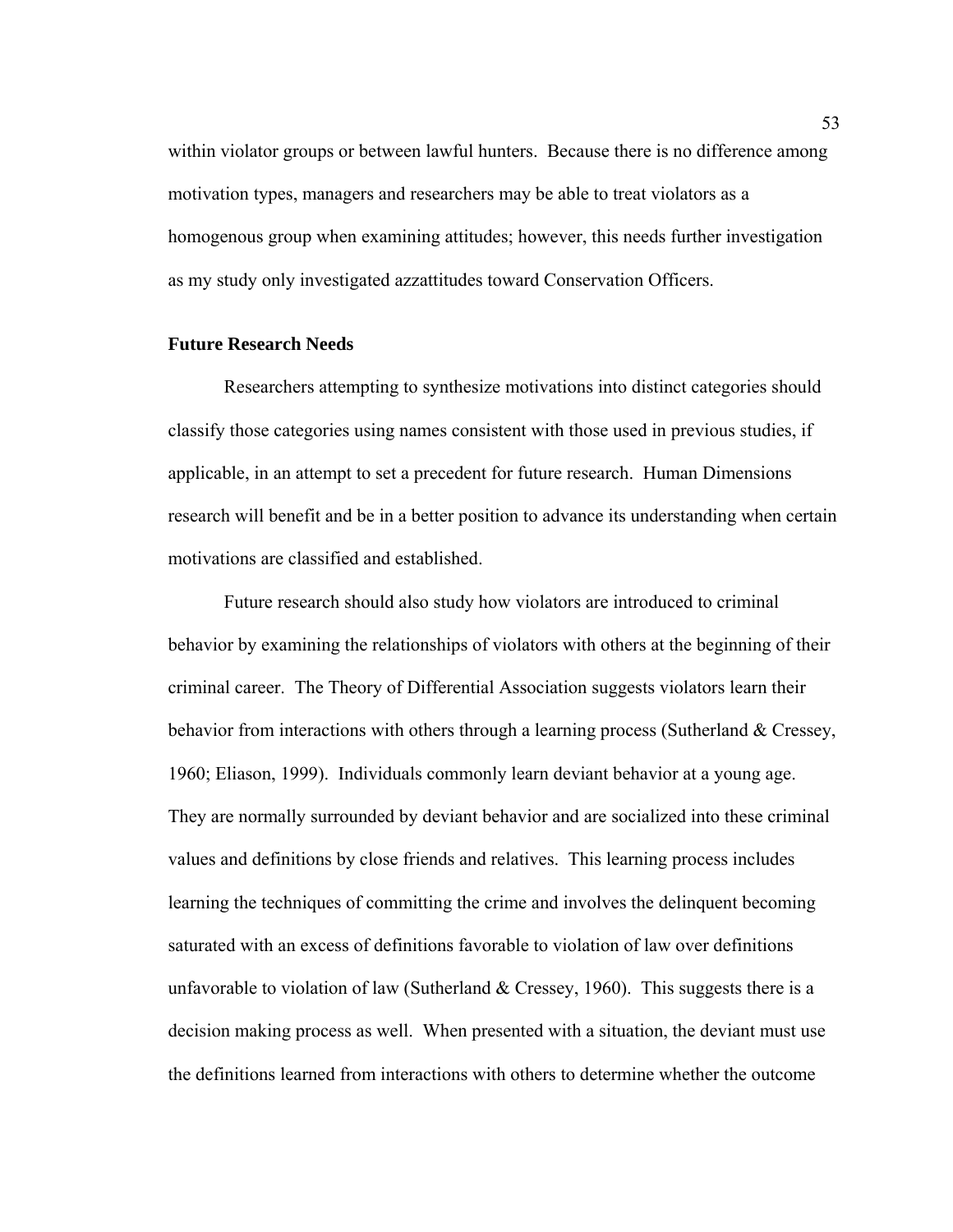within violator groups or between lawful hunters. Because there is no difference among motivation types, managers and researchers may be able to treat violators as a homogenous group when examining attitudes; however, this needs further investigation as my study only investigated azzattitudes toward Conservation Officers.

**Future Research Needs**

Researchers attempting to synthesize motivations into distinct categories should classify those categories using names consistent with those used in previous studies, if applicable, in an attempt to set a precedent for future research. Human Dimensions research will benefit and be in a better position to advance its understanding when certain motivations are classified and established.

Future research should also study how violators are introduced to criminal behavior by examining the relationships of violators with others at the beginning of their criminal career. The Theory of Differential Association suggests violators learn their behavior from interactions with others through a learning process (Sutherland & Cressey, 1960; Eliason, 1999). Individuals commonly learn deviant behavior at a young age. They are normally surrounded by deviant behavior and are socialized into these criminal values and definitions by close friends and relatives. This learning process includes learning the techniques of committing the crime and involves the delinquent becoming saturated with an excess of definitions favorable to violation of law over definitions unfavorable to violation of law (Sutherland & Cressey, 1960). This suggests there is a decision making process as well. When presented with a situation, the deviant must use the definitions learned from interactions with others to determine whether the outcome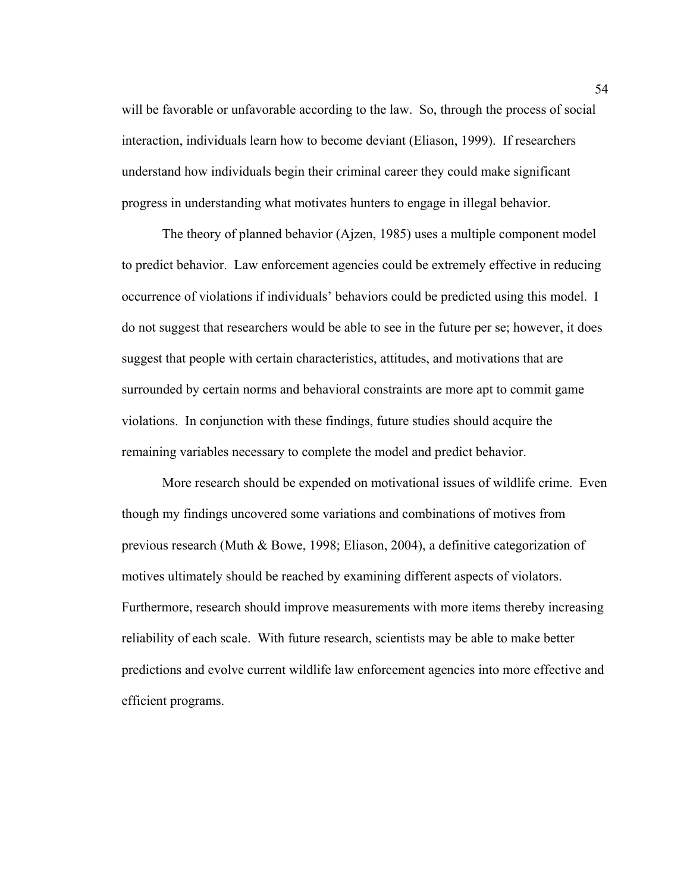will be favorable or unfavorable according to the law. So, through the process of social interaction, individuals learn how to become deviant (Eliason, 1999). If researchers understand how individuals begin their criminal career they could make significant progress in understanding what motivates hunters to engage in illegal behavior.

The theory of planned behavior (Ajzen, 1985) uses a multiple component model to predict behavior. Law enforcement agencies could be extremely effective in reducing occurrence of violations if individuals' behaviors could be predicted using this model. I do not suggest that researchers would be able to see in the future per se; however, it does suggest that people with certain characteristics, attitudes, and motivations that are surrounded by certain norms and behavioral constraints are more apt to commit game violations. In conjunction with these findings, future studies should acquire the remaining variables necessary to complete the model and predict behavior.

More research should be expended on motivational issues of wildlife crime. Even though my findings uncovered some variations and combinations of motives from previous research (Muth & Bowe, 1998; Eliason, 2004), a definitive categorization of motives ultimately should be reached by examining different aspects of violators. Furthermore, research should improve measurements with more items thereby increasing reliability of each scale. With future research, scientists may be able to make better predictions and evolve current wildlife law enforcement agencies into more effective and efficient programs.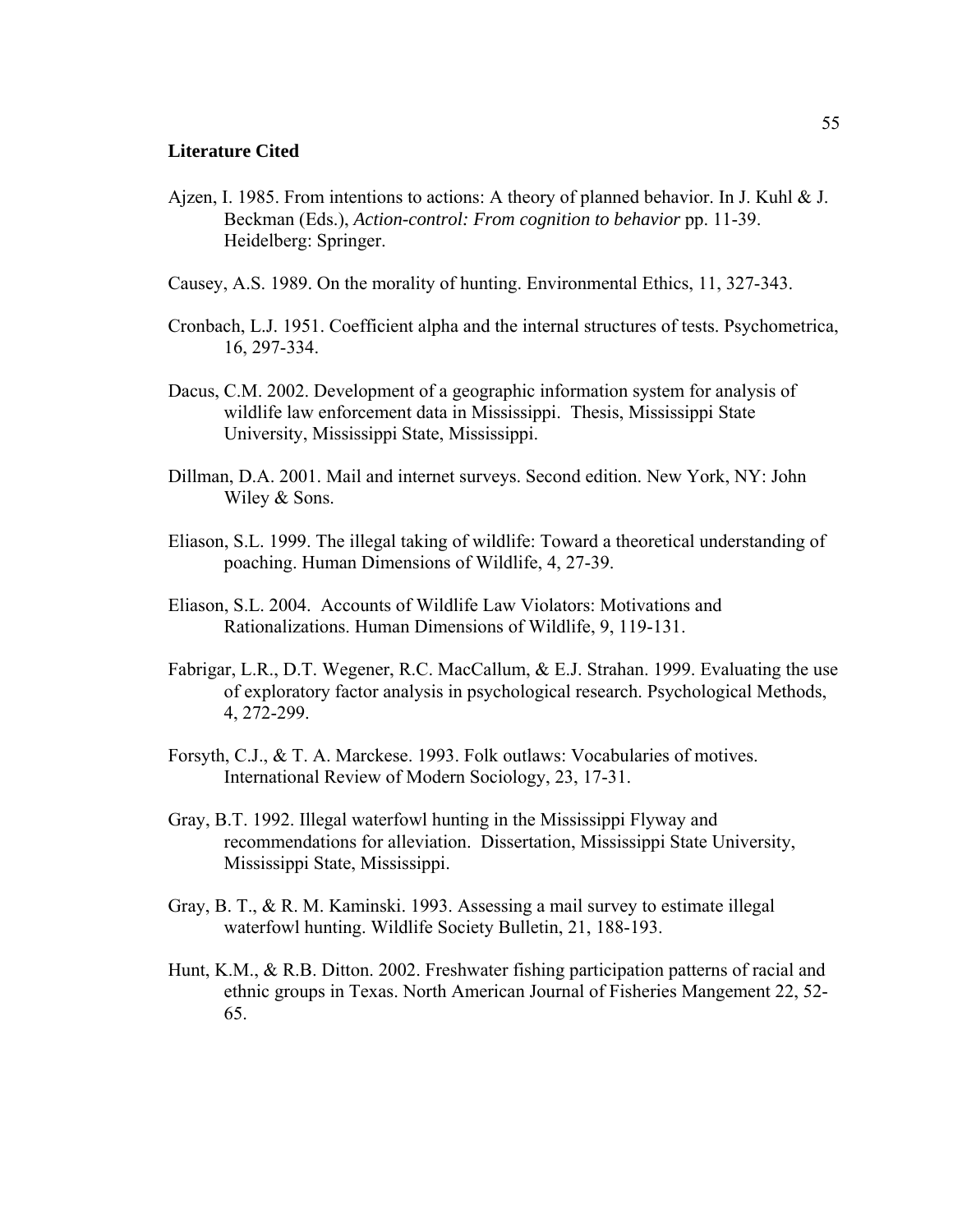## Literature Cited

Ajzen, I. 1985. From intentions to actions: A theory of planned behavior. In J. Kuhl & J. Beckman (Eds.), *Action-control: From cognition to behavior* pp. 11-39. Heidelberg: Springer.

Causey, A.S. 1989. On the morality of hunting. Environmental Ethics, 11, 327-343.

Cronbach, L.J. 1951. Coefficient alpha and the internal structures of tests. Psychometrica, 16, 297-334.

Dacus, C.M. 2002. Development of a geographic information system for analysis of wildlife law enforcement data in Mississippi. Thesis, Mississippi State University, Mississippi State, Mississippi.

Dillman, D.A. 2001. Mail and internet surveys. Second edition. New York, NY: John Wiley & Sons.

Eliason, S.L. 1999. The illegal taking of wildlife: Toward a theoretical understanding of poaching. Human Dimensions of Wildlife, 4, 27-39.

Eliason, S.L. 2004. Accounts of Wildlife Law Violators: Motivations and Rationalizations. Human Dimensions of Wildlife, 9, 119-131.

Fabrigar, L.R., D.T. Wegener, R.C. MacCallum, & E.J. Strahan. 1999. Evaluating the use of exploratory factor analysis in psychological research. Psychological Methods, 4, 272-299.

Forsyth, C.J., & T. A. Marckese. 1993. Folk outlaws: Vocabularies of motives. International Review of Modern Sociology, 23, 17-31.

Gray, B.T. 1992. Illegal waterfowl hunting in the Mississippi Flyway and recommendations for alleviation. Dissertation, Mississippi State University, Mississippi State, Mississippi.

Gray, B. T., & R. M. Kaminski. 1993. Assessing a mail survey to estimate illegal waterfowl hunting. Wildlife Society Bulletin, 21, 188-193.

Hunt, K.M., & R.B. Ditton. 2002. Freshwater fishing participation patterns of racial and ethnic groups in Texas. North American Journal of Fisheries Mangement 22, 52-65.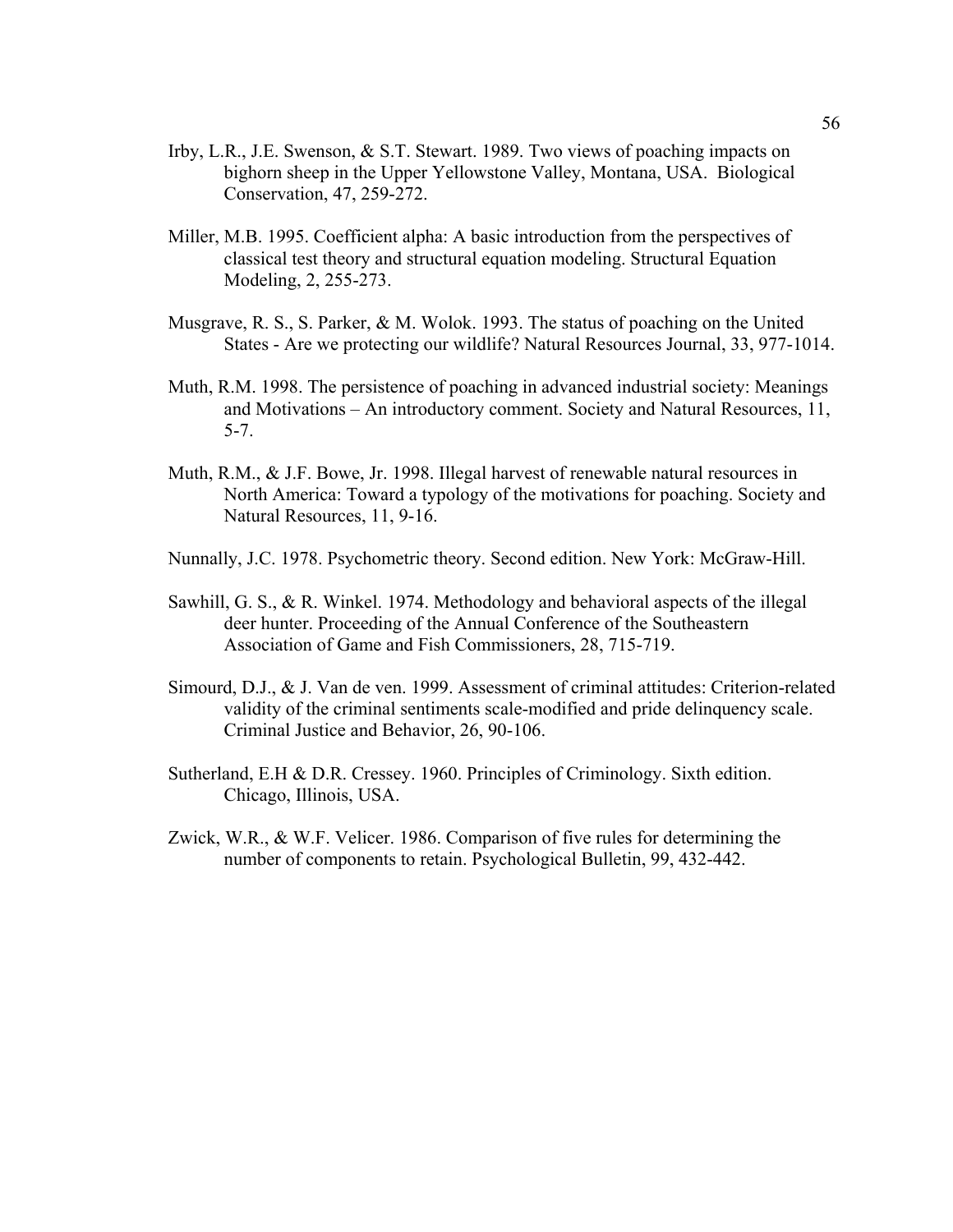Irby, L.R., J.E. Swenson, & S.T. Stewart. 1989. Two views of poaching impacts on bighorn sheep in the Upper Yellowstone Valley, Montana, USA. Biological Conservation, 47, 259-272.

Miller, M.B. 1995. Coefficient alpha: A basic introduction from the perspectives of classical test theory and structural equation modeling. Structural Equation Modeling, 2, 255-273.

Musgrave, R. S., S. Parker, & M. Wolok. 1993. The status of poaching on the United States - Are we protecting our wildlife? Natural Resources Journal, 33, 977-1014.

Muth, R.M. 1998. The persistence of poaching in advanced industrial society: Meanings and Motivations – An introductory comment. Society and Natural Resources, 11, 5-7.

Muth, R.M., & J.F. Bowe, Jr. 1998. Illegal harvest of renewable natural resources in North America: Toward a typology of the motivations for poaching. Society and Natural Resources, 11, 9-16.

Nunnally, J.C. 1978. Psychometric theory. Second edition. New York: McGraw-Hill.

Sawhill, G. S., & R. Winkel. 1974. Methodology and behavioral aspects of the illegal deer hunter. Proceeding of the Annual Conference of the Southeastern Association of Game and Fish Commissioners, 28, 715-719.

Simourd, D.J., & J. Van de ven. 1999. Assessment of criminal attitudes: Criterion-related validity of the criminal sentiments scale-modified and pride delinquency scale. Criminal Justice and Behavior, 26, 90-106.

Sutherland, E.H & D.R. Cressey. 1960. Principles of Criminology. Sixth edition. Chicago, Illinois, USA.

Zwick, W.R., & W.F. Velicer. 1986. Comparison of five rules for determining the number of components to retain. Psychological Bulletin, 99, 432-442.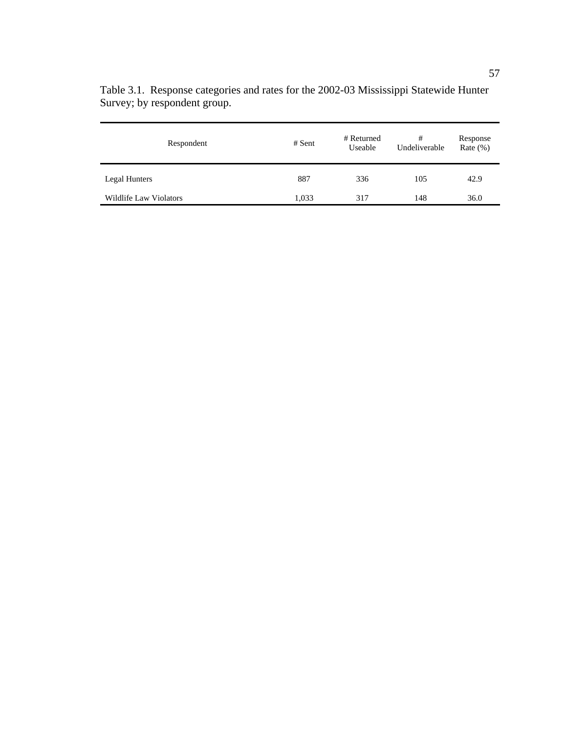Table 3.1. Response categories and rates for the 2002-03 Mississippi Statewide Hunter Survey; by respondent group.

| Respondent | # Sent | # Returned Useable | # Undeliverable | Response Rate (%) |
|---|---|---|---|---|
| Legal Hunters | 887 | 336 | 105 | 42.9 |
| Wildlife Law Violators | 1,033 | 317 | 148 | 36.0 |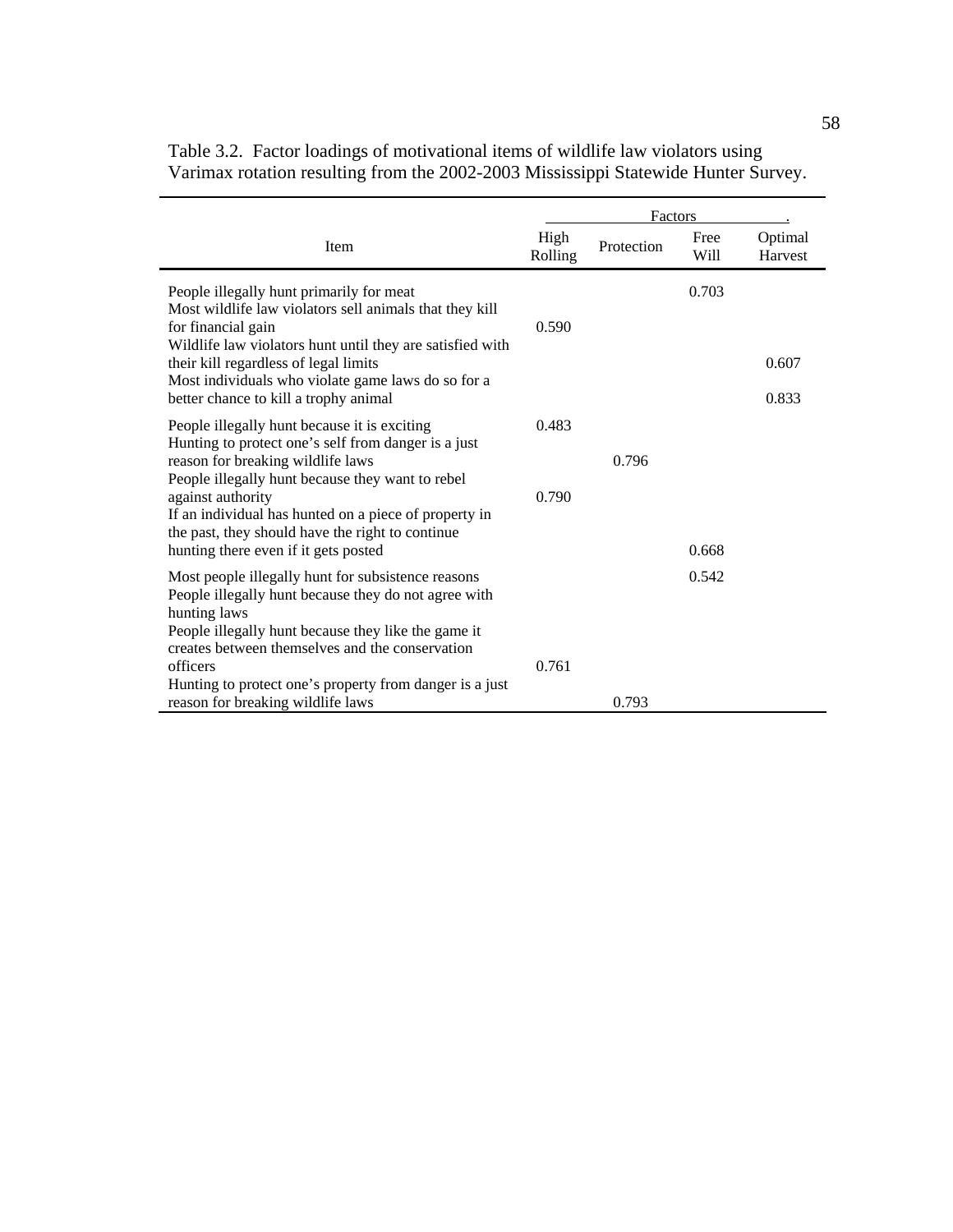Table 3.2. Factor loadings of motivational items of wildlife law violators using Varimax rotation resulting from the 2002-2003 Mississippi Statewide Hunter Survey.

| Item | Factors | | | |
|---|---|---|---|---|
| | High Rolling | Protection | Free Will | Optimal Harvest |
| People illegally hunt primarily for meat | | | 0.703 | |
| Most wildlife law violators sell animals that they kill for financial gain | 0.590 | | | |
| Wildlife law violators hunt until they are satisfied with their kill regardless of legal limits | | | | 0.607 |
| Most individuals who violate game laws do so for a better chance to kill a trophy animal | | | | 0.833 |
| People illegally hunt because it is exciting | 0.483 | | | |
| Hunting to protect one's self from danger is a just reason for breaking wildlife laws | | 0.796 | | |
| People illegally hunt because they want to rebel against authority | 0.790 | | | |
| If an individual has hunted on a piece of property in the past, they should have the right to continue hunting there even if it gets posted | | | 0.668 | |
| Most people illegally hunt for subsistence reasons | | | 0.542 | |
| People illegally hunt because they do not agree with hunting laws | | | | |
| People illegally hunt because they like the game it creates between themselves and the conservation officers | 0.761 | | | |
| Hunting to protect one's property from danger is a just reason for breaking wildlife laws | | 0.793 | | |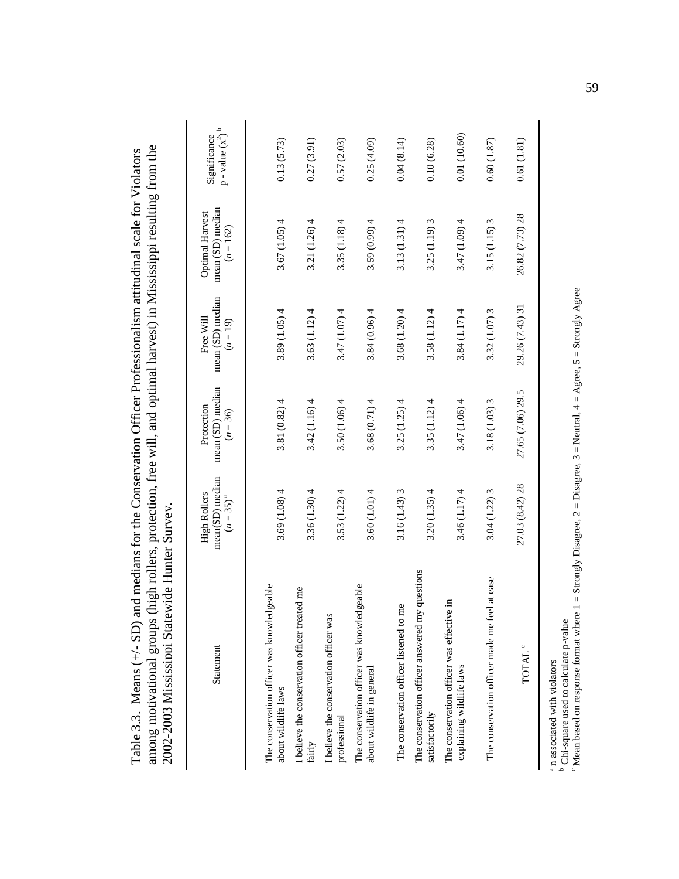Table 3.3. Means (+/- SD) and medians for the Conservation Officer Professionalism attitudinal scale for Violators among motivational groups (high rollers, protection, free will, and optimal harvest) in Mississippi resulting from the 2002-2003 Mississippi Statewide Hunter Survey.

| Statement | High Rollers mean(SD) median ($n$ = 35)[a] | Protection mean (SD) median ($n$ = 36) | Free Will mean (SD) median ($n$ = 19) | Optimal Harvest mean (SD) median ($n$ = 162) | Significance p - value ($x^2$)[b] |
|---|---|---|---|---|---|
| The conservation officer was knowledgeable about wildlife laws | 3.69 (1.08) 4 | 3.81 (0.82) 4 | 3.89 (1.05) 4 | 3.67 (1.05) 4 | 0.13 (5.73) |
| I believe the conservation officer treated me fairly | 3.36 (1.30) 4 | 3.42 (1.16) 4 | 3.63 (1.12) 4 | 3.21 (1.26) 4 | 0.27 (3.91) |
| I believe the conservation officer was professional | 3.53 (1.22) 4 | 3.50 (1.06) 4 | 3.47 (1.07) 4 | 3.35 (1.18) 4 | 0.57 (2.03) |
| The conservation officer was knowledgeable about wildlife in general | 3.60 (1.01) 4 | 3.68 (0.71) 4 | 3.84 (0.96) 4 | 3.59 (0.99) 4 | 0.25 (4.09) |
| The conservation officer listened to me | 3.16 (1.43) 3 | 3.25 (1.25) 4 | 3.68 (1.20) 4 | 3.13 (1.31) 4 | 0.04 (8.14) |
| The conservation officer answered my questions satisfactorily | 3.20 (1.35) 4 | 3.35 (1.12) 4 | 3.58 (1.12) 4 | 3.25 (1.19) 3 | 0.10 (6.28) |
| The conservation officer was effective in explaining wildlife laws | 3.46 (1.17) 4 | 3.47 (1.06) 4 | 3.84 (1.17) 4 | 3.47 (1.09) 4 | 0.01 (10.60) |
| The conservation officer made me feel at ease | 3.04 (1.22) 3 | 3.18 (1.03) 3 | 3.32 (1.07) 3 | 3.15 (1.15) 3 | 0.60 (1.87) |
| TOTAL[c] | 27.03 (8.42) 28 | 27.65 (7.06) 29.5 | 29.26 (7.43) 31 | 26.82 (7.73) 28 | 0.61 (1.81) |

[a] n associated with violators
[b] Chi-square used to calculate p-value
[c] Mean based on response format where 1 = Strongly Disagree, 2 = Disagree, 3 = Neutral, 4 = Agree, 5 = Strongly Agree